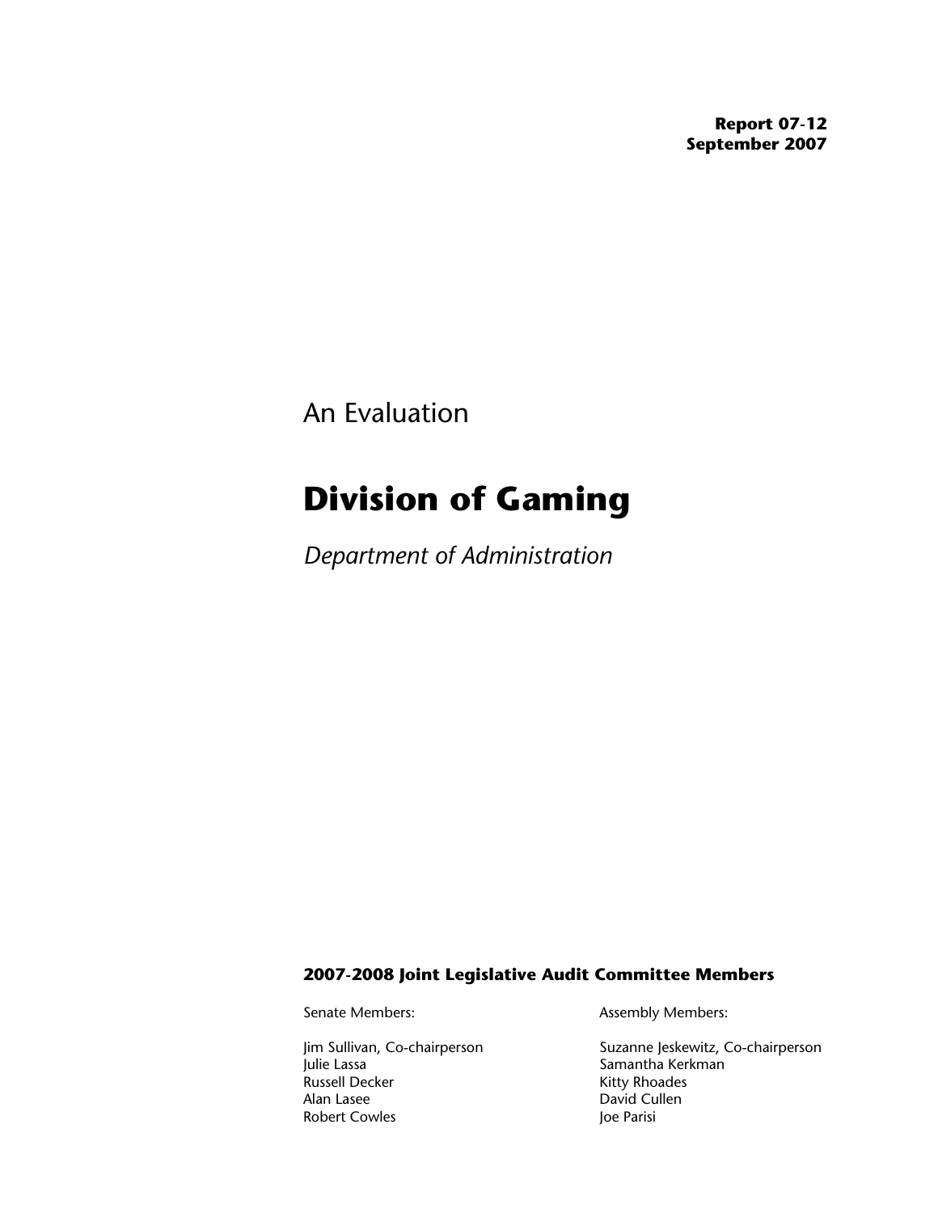**Report 07-12**
**September 2007**

An Evaluation

# Division of Gaming

*Department of Administration*

**2007-2008 Joint Legislative Audit Committee Members**

Senate Members:

Jim Sullivan, Co-chairperson
Julie Lassa
Russell Decker
Alan Lasee
Robert Cowles

Assembly Members:

Suzanne Jeskewitz, Co-chairperson
Samantha Kerkman
Kitty Rhoades
David Cullen
Joe Parisi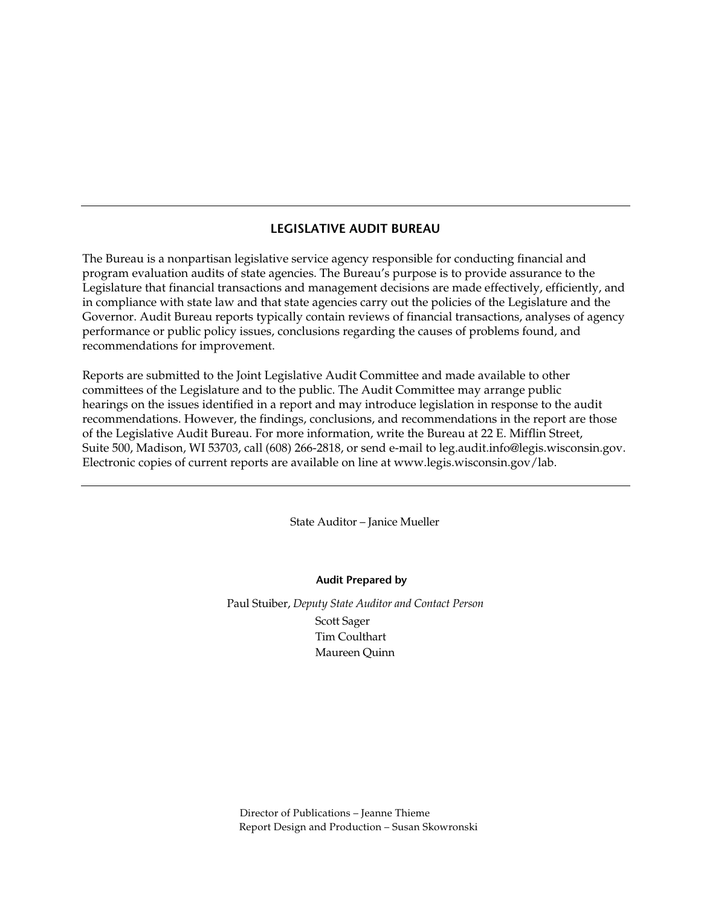---

## LEGISLATIVE AUDIT BUREAU

The Bureau is a nonpartisan legislative service agency responsible for conducting financial and program evaluation audits of state agencies. The Bureau's purpose is to provide assurance to the Legislature that financial transactions and management decisions are made effectively, efficiently, and in compliance with state law and that state agencies carry out the policies of the Legislature and the Governor. Audit Bureau reports typically contain reviews of financial transactions, analyses of agency performance or public policy issues, conclusions regarding the causes of problems found, and recommendations for improvement.

Reports are submitted to the Joint Legislative Audit Committee and made available to other committees of the Legislature and to the public. The Audit Committee may arrange public hearings on the issues identified in a report and may introduce legislation in response to the audit recommendations. However, the findings, conclusions, and recommendations in the report are those of the Legislative Audit Bureau. For more information, write the Bureau at 22 E. Mifflin Street, Suite 500, Madison, WI 53703, call (608) 266-2818, or send e-mail to leg.audit.info@legis.wisconsin.gov. Electronic copies of current reports are available on line at www.legis.wisconsin.gov/lab.

---

State Auditor – Janice Mueller

**Audit Prepared by**

Paul Stuiber, *Deputy State Auditor and Contact Person*
Scott Sager
Tim Coulthart
Maureen Quinn

Director of Publications – Jeanne Thieme
Report Design and Production – Susan Skowronski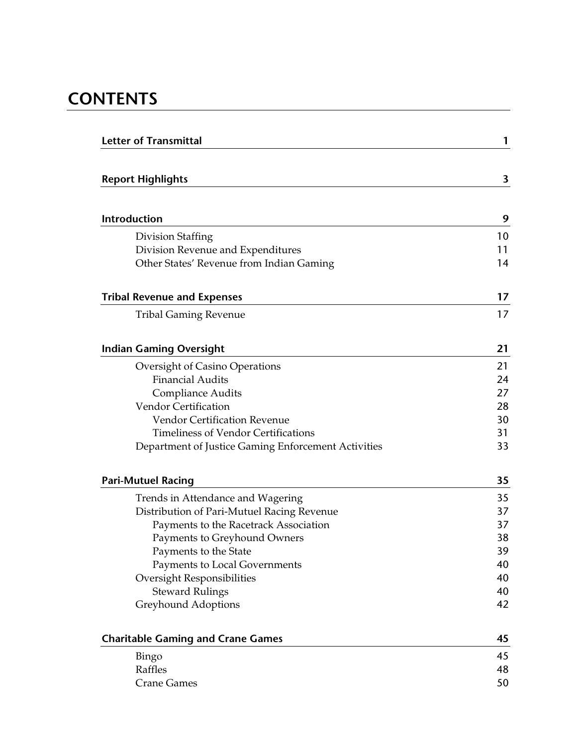# CONTENTS

| | |
|---|---|
| **Letter of Transmittal** | **1** |
| **Report Highlights** | **3** |
| **Introduction** | **9** |
| Division Staffing | 10 |
| Division Revenue and Expenditures | 11 |
| Other States' Revenue from Indian Gaming | 14 |
| **Tribal Revenue and Expenses** | **17** |
| Tribal Gaming Revenue | 17 |
| **Indian Gaming Oversight** | **21** |
| Oversight of Casino Operations | 21 |
| Financial Audits | 24 |
| Compliance Audits | 27 |
| Vendor Certification | 28 |
| Vendor Certification Revenue | 30 |
| Timeliness of Vendor Certifications | 31 |
| Department of Justice Gaming Enforcement Activities | 33 |
| **Pari-Mutuel Racing** | **35** |
| Trends in Attendance and Wagering | 35 |
| Distribution of Pari-Mutuel Racing Revenue | 37 |
| Payments to the Racetrack Association | 37 |
| Payments to Greyhound Owners | 38 |
| Payments to the State | 39 |
| Payments to Local Governments | 40 |
| Oversight Responsibilities | 40 |
| Steward Rulings | 40 |
| Greyhound Adoptions | 42 |
| **Charitable Gaming and Crane Games** | **45** |
| Bingo | 45 |
| Raffles | 48 |
| Crane Games | 50 |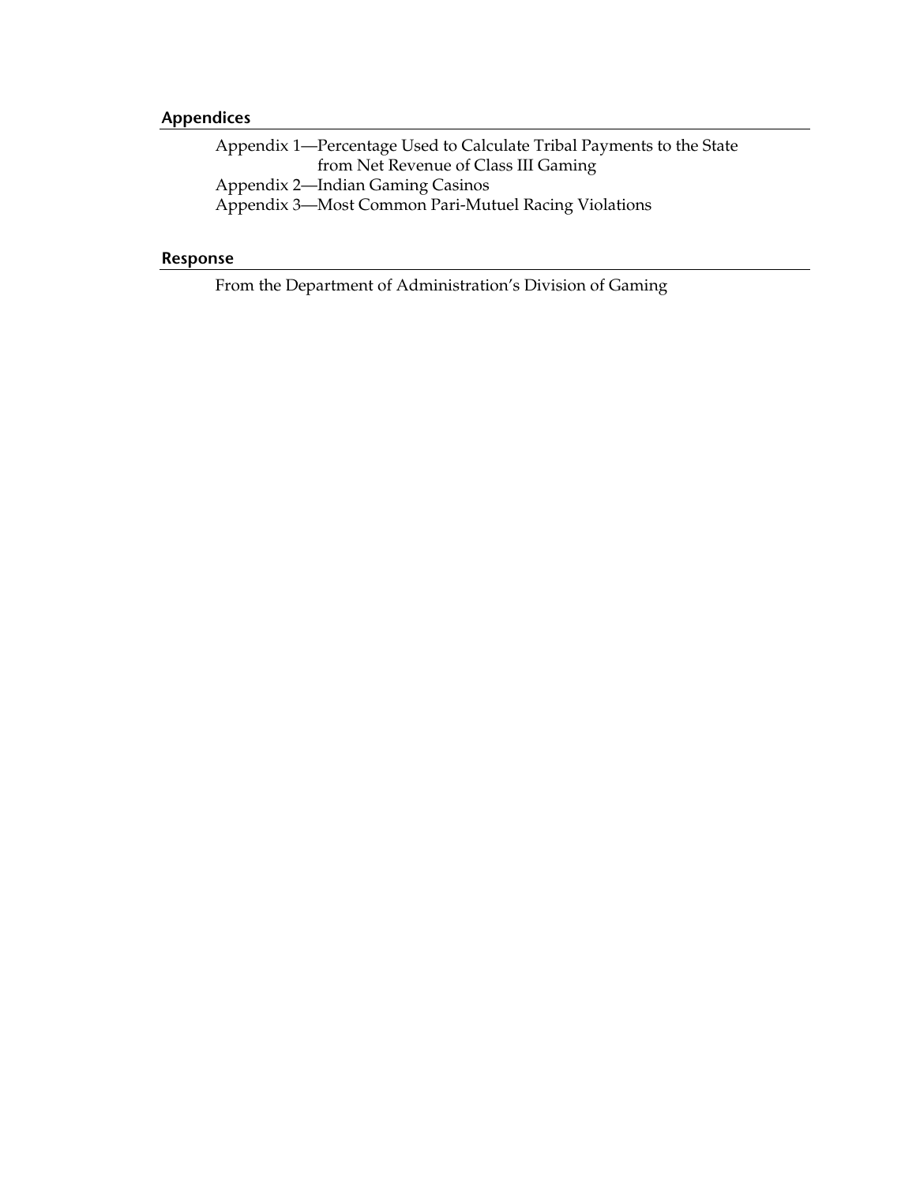## Appendices

Appendix 1—Percentage Used to Calculate Tribal Payments to the State from Net Revenue of Class III Gaming

Appendix 2—Indian Gaming Casinos

Appendix 3—Most Common Pari-Mutuel Racing Violations

## Response

From the Department of Administration's Division of Gaming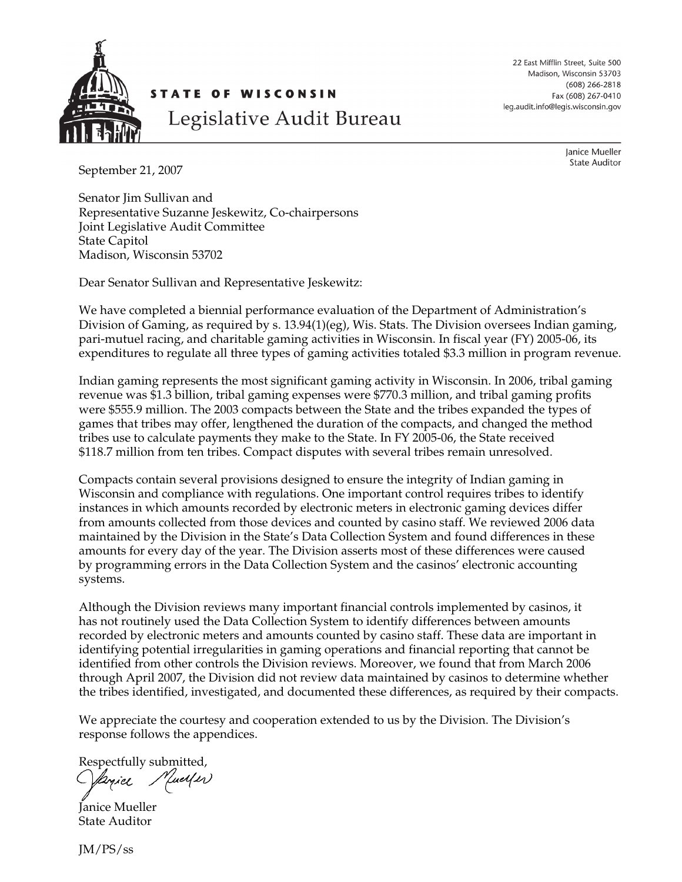**STATE OF WISCONSIN**

# Legislative Audit Bureau

22 East Mifflin Street, Suite 500
Madison, Wisconsin 53703
(608) 266-2818
Fax (608) 267-0410
leg.audit.info@legis.wisconsin.gov

Janice Mueller
State Auditor

September 21, 2007

Senator Jim Sullivan and
Representative Suzanne Jeskewitz, Co-chairpersons
Joint Legislative Audit Committee
State Capitol
Madison, Wisconsin 53702

Dear Senator Sullivan and Representative Jeskewitz:

We have completed a biennial performance evaluation of the Department of Administration's Division of Gaming, as required by s. 13.94(1)(eg), Wis. Stats. The Division oversees Indian gaming, pari-mutuel racing, and charitable gaming activities in Wisconsin. In fiscal year (FY) 2005-06, its expenditures to regulate all three types of gaming activities totaled $3.3 million in program revenue.

Indian gaming represents the most significant gaming activity in Wisconsin. In 2006, tribal gaming revenue was $1.3 billion, tribal gaming expenses were $770.3 million, and tribal gaming profits were $555.9 million. The 2003 compacts between the State and the tribes expanded the types of games that tribes may offer, lengthened the duration of the compacts, and changed the method tribes use to calculate payments they make to the State. In FY 2005-06, the State received $118.7 million from ten tribes. Compact disputes with several tribes remain unresolved.

Compacts contain several provisions designed to ensure the integrity of Indian gaming in Wisconsin and compliance with regulations. One important control requires tribes to identify instances in which amounts recorded by electronic meters in electronic gaming devices differ from amounts collected from those devices and counted by casino staff. We reviewed 2006 data maintained by the Division in the State's Data Collection System and found differences in these amounts for every day of the year. The Division asserts most of these differences were caused by programming errors in the Data Collection System and the casinos' electronic accounting systems.

Although the Division reviews many important financial controls implemented by casinos, it has not routinely used the Data Collection System to identify differences between amounts recorded by electronic meters and amounts counted by casino staff. These data are important in identifying potential irregularities in gaming operations and financial reporting that cannot be identified from other controls the Division reviews. Moreover, we found that from March 2006 through April 2007, the Division did not review data maintained by casinos to determine whether the tribes identified, investigated, and documented these differences, as required by their compacts.

We appreciate the courtesy and cooperation extended to us by the Division. The Division's response follows the appendices.

Respectfully submitted,

Janice Mueller
State Auditor

JM/PS/ss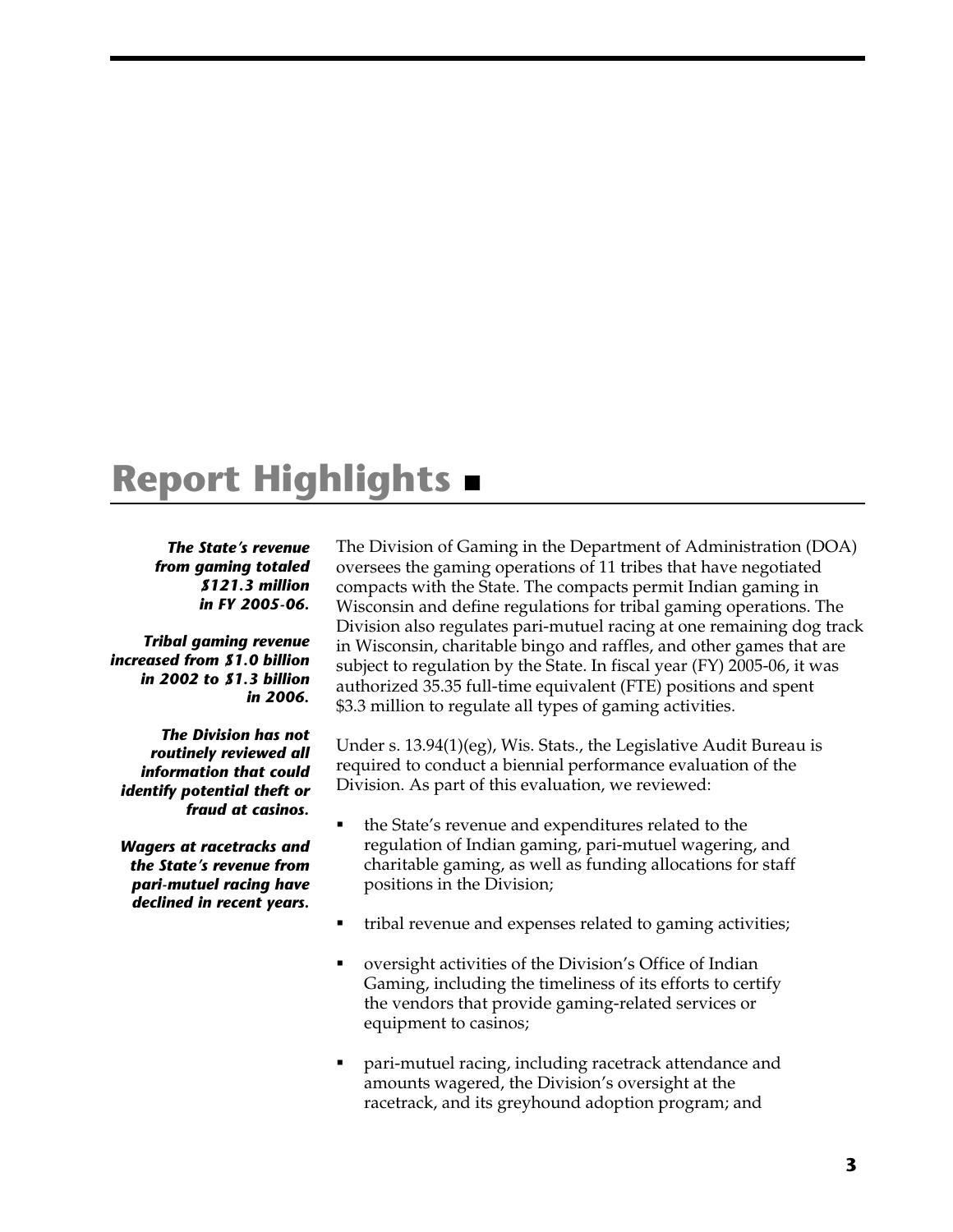# Report Highlights ▪

***The State's revenue from gaming totaled $121.3 million in FY 2005-06.***

***Tribal gaming revenue increased from $1.0 billion in 2002 to $1.3 billion in 2006.***

***The Division has not routinely reviewed all information that could identify potential theft or fraud at casinos.***

***Wagers at racetracks and the State's revenue from pari-mutuel racing have declined in recent years.***

The Division of Gaming in the Department of Administration (DOA) oversees the gaming operations of 11 tribes that have negotiated compacts with the State. The compacts permit Indian gaming in Wisconsin and define regulations for tribal gaming operations. The Division also regulates pari-mutuel racing at one remaining dog track in Wisconsin, charitable bingo and raffles, and other games that are subject to regulation by the State. In fiscal year (FY) 2005-06, it was authorized 35.35 full-time equivalent (FTE) positions and spent $3.3 million to regulate all types of gaming activities.

Under s. 13.94(1)(eg), Wis. Stats., the Legislative Audit Bureau is required to conduct a biennial performance evaluation of the Division. As part of this evaluation, we reviewed:

- the State's revenue and expenditures related to the regulation of Indian gaming, pari-mutuel wagering, and charitable gaming, as well as funding allocations for staff positions in the Division;
- tribal revenue and expenses related to gaming activities;
- oversight activities of the Division's Office of Indian Gaming, including the timeliness of its efforts to certify the vendors that provide gaming-related services or equipment to casinos;
- pari-mutuel racing, including racetrack attendance and amounts wagered, the Division's oversight at the racetrack, and its greyhound adoption program; and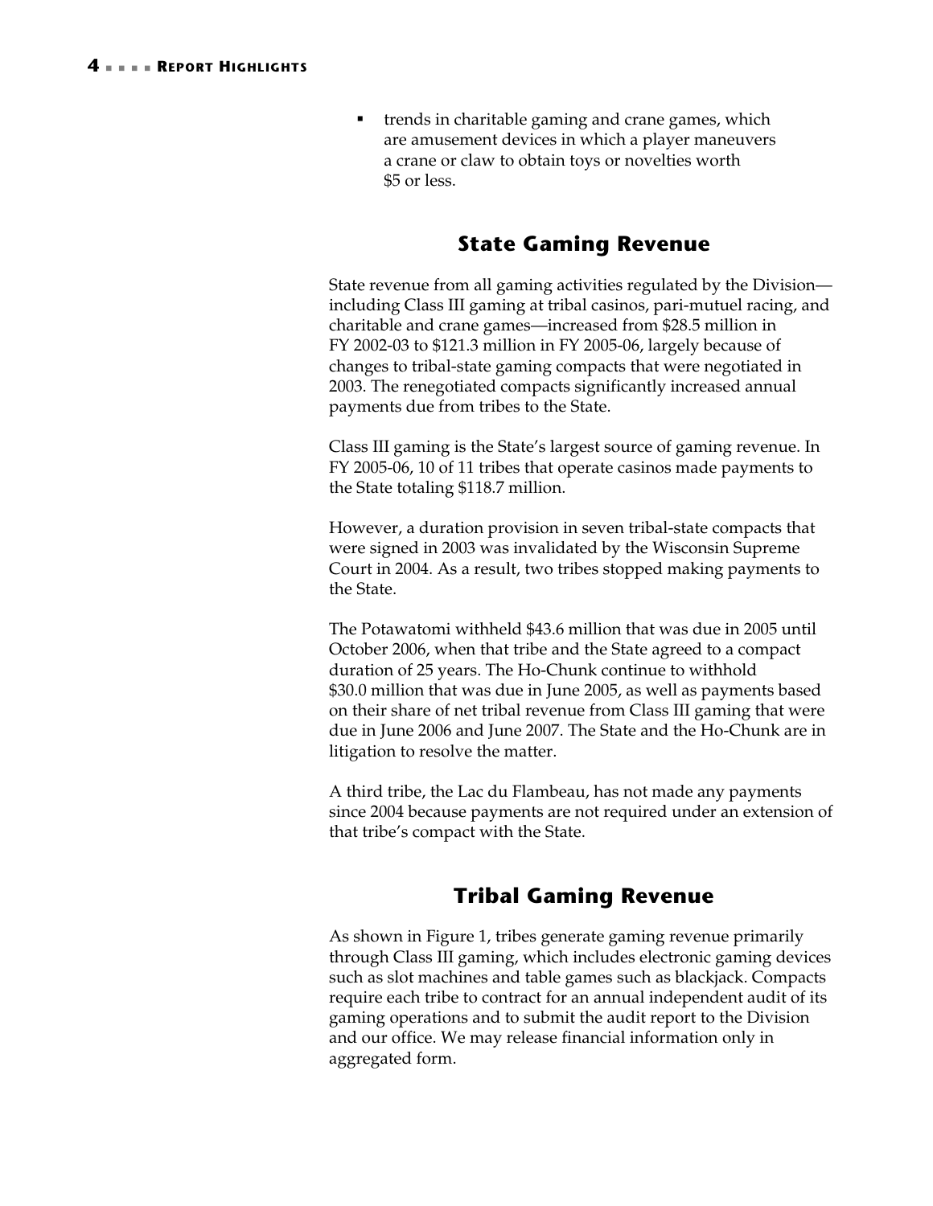- trends in charitable gaming and crane games, which are amusement devices in which a player maneuvers a crane or claw to obtain toys or novelties worth $5 or less.

## State Gaming Revenue

State revenue from all gaming activities regulated by the Division—including Class III gaming at tribal casinos, pari-mutuel racing, and charitable and crane games—increased from $28.5 million in FY 2002-03 to $121.3 million in FY 2005-06, largely because of changes to tribal-state gaming compacts that were negotiated in 2003. The renegotiated compacts significantly increased annual payments due from tribes to the State.

Class III gaming is the State's largest source of gaming revenue. In FY 2005-06, 10 of 11 tribes that operate casinos made payments to the State totaling $118.7 million.

However, a duration provision in seven tribal-state compacts that were signed in 2003 was invalidated by the Wisconsin Supreme Court in 2004. As a result, two tribes stopped making payments to the State.

The Potawatomi withheld $43.6 million that was due in 2005 until October 2006, when that tribe and the State agreed to a compact duration of 25 years. The Ho-Chunk continue to withhold $30.0 million that was due in June 2005, as well as payments based on their share of net tribal revenue from Class III gaming that were due in June 2006 and June 2007. The State and the Ho-Chunk are in litigation to resolve the matter.

A third tribe, the Lac du Flambeau, has not made any payments since 2004 because payments are not required under an extension of that tribe's compact with the State.

## Tribal Gaming Revenue

As shown in Figure 1, tribes generate gaming revenue primarily through Class III gaming, which includes electronic gaming devices such as slot machines and table games such as blackjack. Compacts require each tribe to contract for an annual independent audit of its gaming operations and to submit the audit report to the Division and our office. We may release financial information only in aggregated form.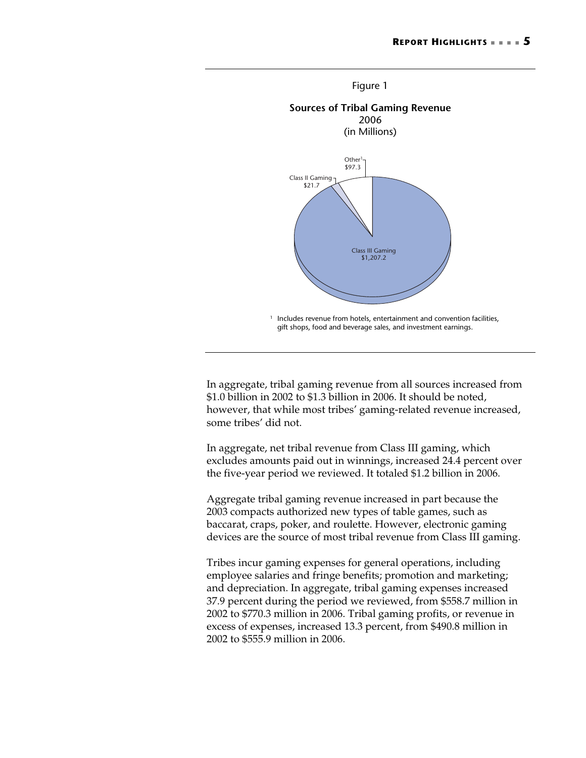Figure 1

**Sources of Tribal Gaming Revenue**
2006
(in Millions)

Other[1] $97.3

Class II Gaming $21.7

Class III Gaming $1,207.2

[1] Includes revenue from hotels, entertainment and convention facilities, gift shops, food and beverage sales, and investment earnings.

In aggregate, tribal gaming revenue from all sources increased from $1.0 billion in 2002 to $1.3 billion in 2006. It should be noted, however, that while most tribes' gaming-related revenue increased, some tribes' did not.

In aggregate, net tribal revenue from Class III gaming, which excludes amounts paid out in winnings, increased 24.4 percent over the five-year period we reviewed. It totaled $1.2 billion in 2006.

Aggregate tribal gaming revenue increased in part because the 2003 compacts authorized new types of table games, such as baccarat, craps, poker, and roulette. However, electronic gaming devices are the source of most tribal revenue from Class III gaming.

Tribes incur gaming expenses for general operations, including employee salaries and fringe benefits; promotion and marketing; and depreciation. In aggregate, tribal gaming expenses increased 37.9 percent during the period we reviewed, from $558.7 million in 2002 to $770.3 million in 2006. Tribal gaming profits, or revenue in excess of expenses, increased 13.3 percent, from $490.8 million in 2002 to $555.9 million in 2006.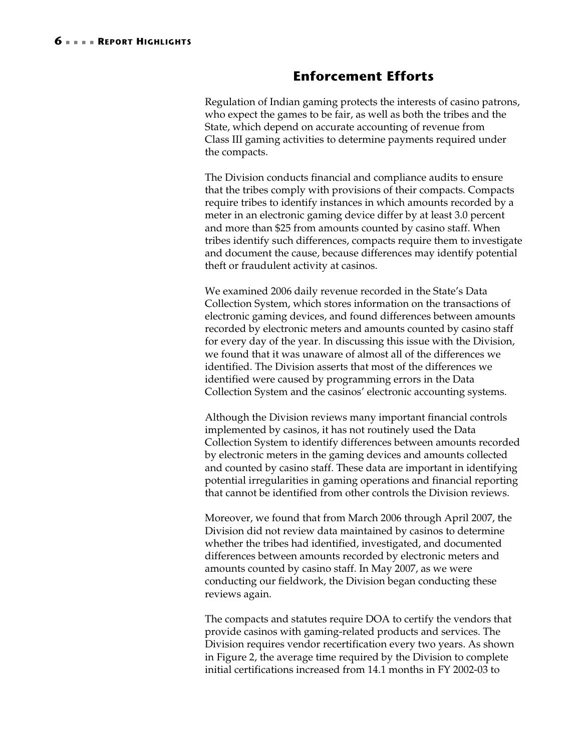## Enforcement Efforts

Regulation of Indian gaming protects the interests of casino patrons, who expect the games to be fair, as well as both the tribes and the State, which depend on accurate accounting of revenue from Class III gaming activities to determine payments required under the compacts.

The Division conducts financial and compliance audits to ensure that the tribes comply with provisions of their compacts. Compacts require tribes to identify instances in which amounts recorded by a meter in an electronic gaming device differ by at least 3.0 percent and more than $25 from amounts counted by casino staff. When tribes identify such differences, compacts require them to investigate and document the cause, because differences may identify potential theft or fraudulent activity at casinos.

We examined 2006 daily revenue recorded in the State's Data Collection System, which stores information on the transactions of electronic gaming devices, and found differences between amounts recorded by electronic meters and amounts counted by casino staff for every day of the year. In discussing this issue with the Division, we found that it was unaware of almost all of the differences we identified. The Division asserts that most of the differences we identified were caused by programming errors in the Data Collection System and the casinos' electronic accounting systems.

Although the Division reviews many important financial controls implemented by casinos, it has not routinely used the Data Collection System to identify differences between amounts recorded by electronic meters in the gaming devices and amounts collected and counted by casino staff. These data are important in identifying potential irregularities in gaming operations and financial reporting that cannot be identified from other controls the Division reviews.

Moreover, we found that from March 2006 through April 2007, the Division did not review data maintained by casinos to determine whether the tribes had identified, investigated, and documented differences between amounts recorded by electronic meters and amounts counted by casino staff. In May 2007, as we were conducting our fieldwork, the Division began conducting these reviews again.

The compacts and statutes require DOA to certify the vendors that provide casinos with gaming-related products and services. The Division requires vendor recertification every two years. As shown in Figure 2, the average time required by the Division to complete initial certifications increased from 14.1 months in FY 2002-03 to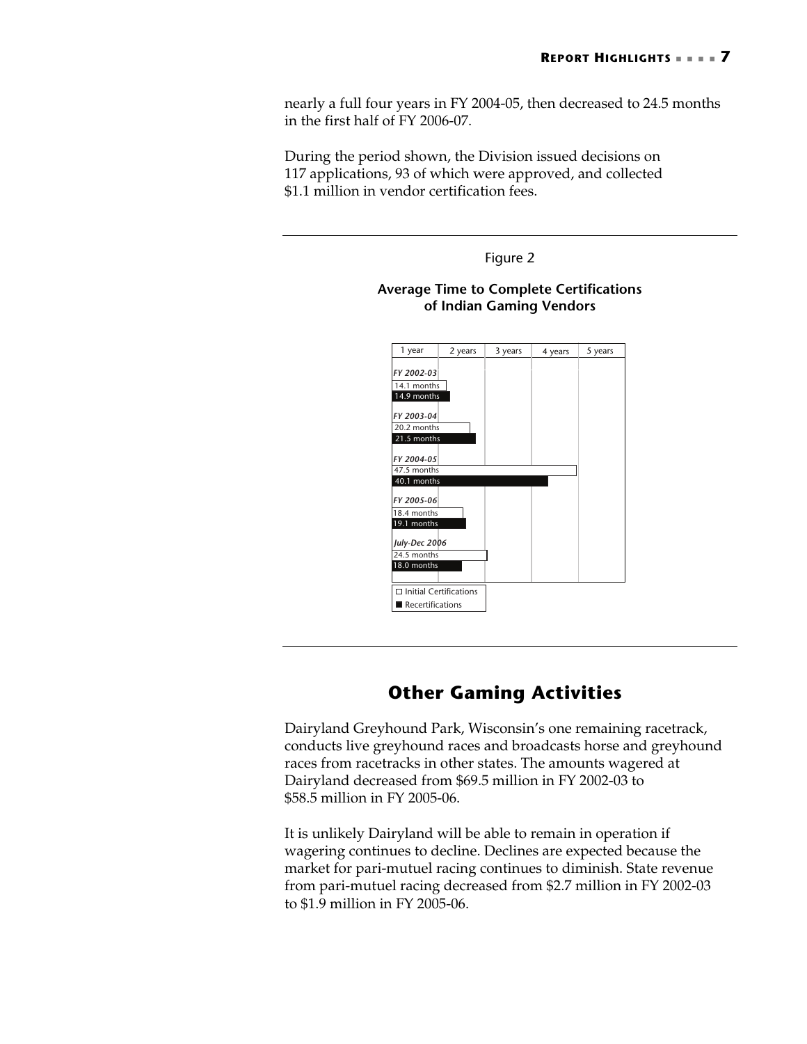nearly a full four years in FY 2004-05, then decreased to 24.5 months in the first half of FY 2006-07.

During the period shown, the Division issued decisions on 117 applications, 93 of which were approved, and collected $1.1 million in vendor certification fees.

Figure 2

**Average Time to Complete Certifications of Indian Gaming Vendors**

| Period | Initial Certifications | Recertifications |
|---|---|---|
| FY 2002-03 | 14.1 months | 14.9 months |
| FY 2003-04 | 20.2 months | 21.5 months |
| FY 2004-05 | 47.5 months | 40.1 months |
| FY 2005-06 | 18.4 months | 19.1 months |
| July-Dec 2006 | 24.5 months | 18.0 months |

## Other Gaming Activities

Dairyland Greyhound Park, Wisconsin's one remaining racetrack, conducts live greyhound races and broadcasts horse and greyhound races from racetracks in other states. The amounts wagered at Dairyland decreased from $69.5 million in FY 2002-03 to $58.5 million in FY 2005-06.

It is unlikely Dairyland will be able to remain in operation if wagering continues to decline. Declines are expected because the market for pari-mutuel racing continues to diminish. State revenue from pari-mutuel racing decreased from $2.7 million in FY 2002-03 to $1.9 million in FY 2005-06.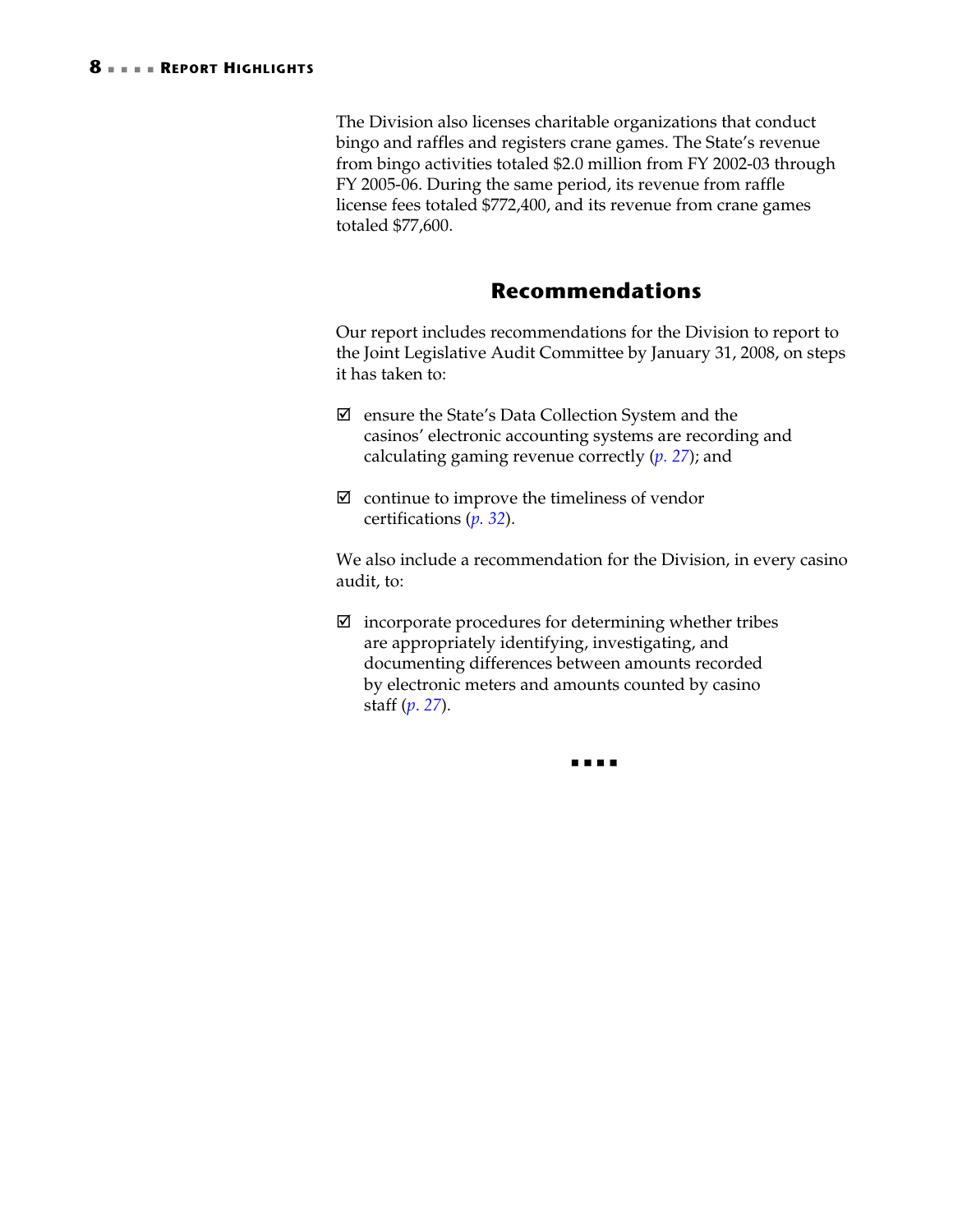The Division also licenses charitable organizations that conduct bingo and raffles and registers crane games. The State's revenue from bingo activities totaled $2.0 million from FY 2002-03 through FY 2005-06. During the same period, its revenue from raffle license fees totaled $772,400, and its revenue from crane games totaled $77,600.

## Recommendations

Our report includes recommendations for the Division to report to the Joint Legislative Audit Committee by January 31, 2008, on steps it has taken to:

- ☑ ensure the State's Data Collection System and the casinos' electronic accounting systems are recording and calculating gaming revenue correctly (*p. 27*); and

- ☑ continue to improve the timeliness of vendor certifications (*p. 32*).

We also include a recommendation for the Division, in every casino audit, to:

- ☑ incorporate procedures for determining whether tribes are appropriately identifying, investigating, and documenting differences between amounts recorded by electronic meters and amounts counted by casino staff (*p. 27*).

■■■■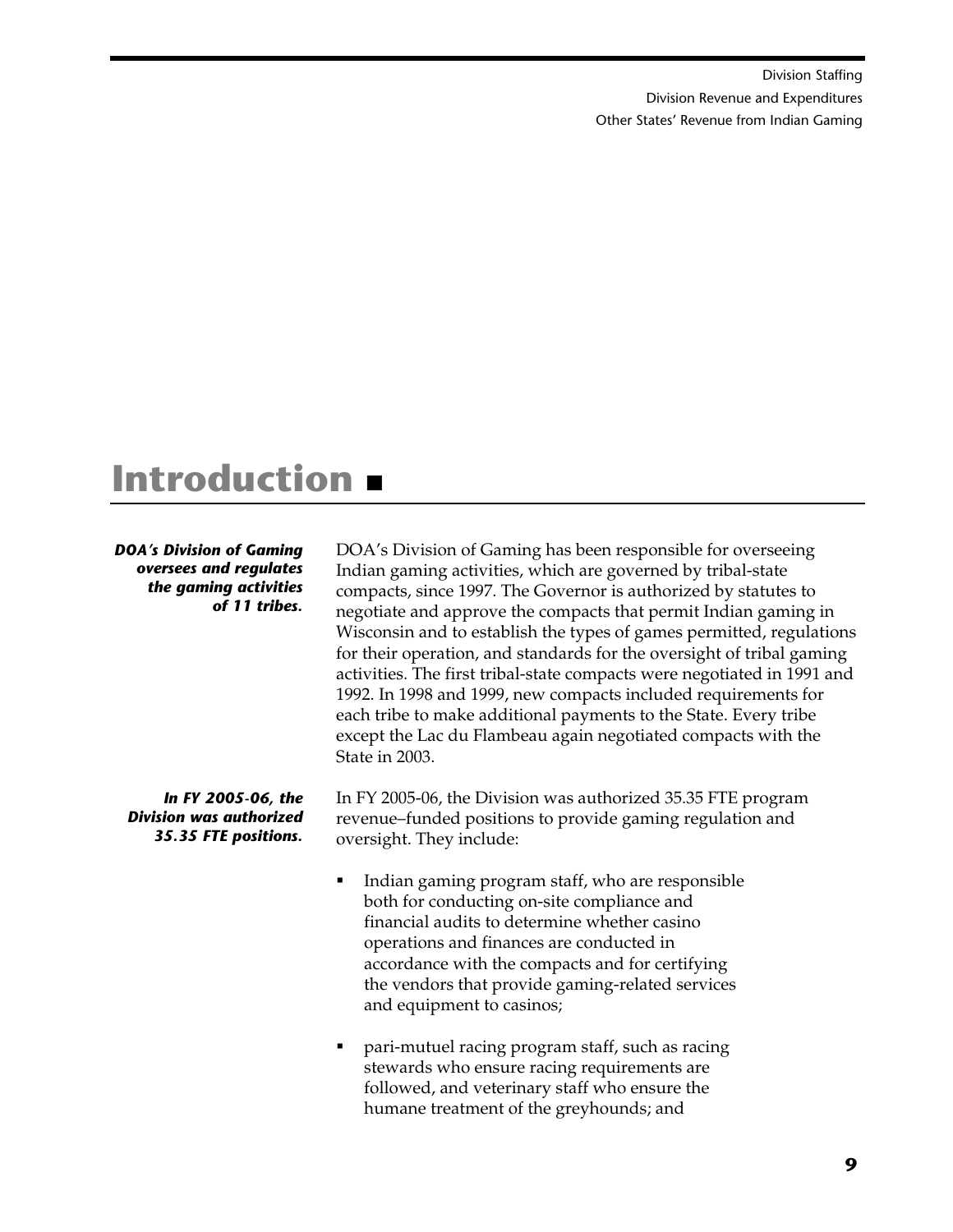Division Staffing

Division Revenue and Expenditures

Other States' Revenue from Indian Gaming

# Introduction ■

***DOA's Division of Gaming oversees and regulates the gaming activities of 11 tribes.***

DOA's Division of Gaming has been responsible for overseeing Indian gaming activities, which are governed by tribal-state compacts, since 1997. The Governor is authorized by statutes to negotiate and approve the compacts that permit Indian gaming in Wisconsin and to establish the types of games permitted, regulations for their operation, and standards for the oversight of tribal gaming activities. The first tribal-state compacts were negotiated in 1991 and 1992. In 1998 and 1999, new compacts included requirements for each tribe to make additional payments to the State. Every tribe except the Lac du Flambeau again negotiated compacts with the State in 2003.

***In FY 2005-06, the Division was authorized 35.35 FTE positions.***

In FY 2005-06, the Division was authorized 35.35 FTE program revenue–funded positions to provide gaming regulation and oversight. They include:

- Indian gaming program staff, who are responsible both for conducting on-site compliance and financial audits to determine whether casino operations and finances are conducted in accordance with the compacts and for certifying the vendors that provide gaming-related services and equipment to casinos;
- pari-mutuel racing program staff, such as racing stewards who ensure racing requirements are followed, and veterinary staff who ensure the humane treatment of the greyhounds; and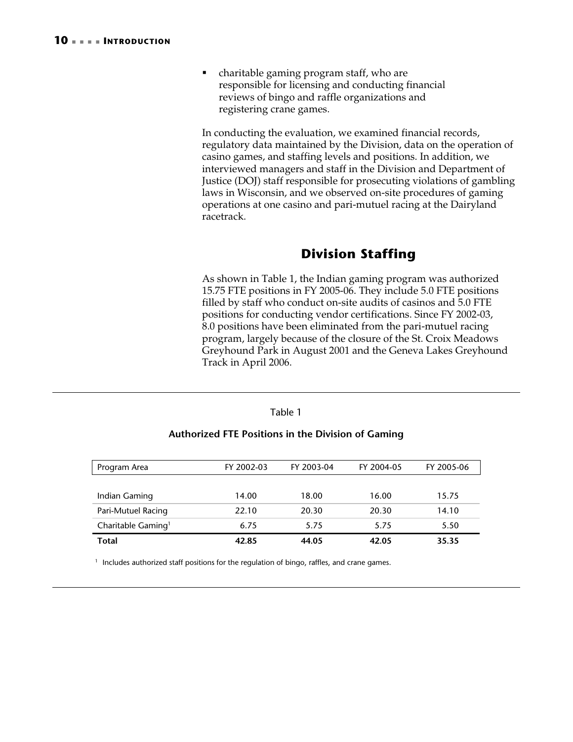- charitable gaming program staff, who are responsible for licensing and conducting financial reviews of bingo and raffle organizations and registering crane games.

In conducting the evaluation, we examined financial records, regulatory data maintained by the Division, data on the operation of casino games, and staffing levels and positions. In addition, we interviewed managers and staff in the Division and Department of Justice (DOJ) staff responsible for prosecuting violations of gambling laws in Wisconsin, and we observed on-site procedures of gaming operations at one casino and pari-mutuel racing at the Dairyland racetrack.

## Division Staffing

As shown in Table 1, the Indian gaming program was authorized 15.75 FTE positions in FY 2005-06. They include 5.0 FTE positions filled by staff who conduct on-site audits of casinos and 5.0 FTE positions for conducting vendor certifications. Since FY 2002-03, 8.0 positions have been eliminated from the pari-mutuel racing program, largely because of the closure of the St. Croix Meadows Greyhound Park in August 2001 and the Geneva Lakes Greyhound Track in April 2006.

Table 1

**Authorized FTE Positions in the Division of Gaming**

| Program Area | FY 2002-03 | FY 2003-04 | FY 2004-05 | FY 2005-06 |
|---|---|---|---|---|
| Indian Gaming | 14.00 | 18.00 | 16.00 | 15.75 |
| Pari-Mutuel Racing | 22.10 | 20.30 | 20.30 | 14.10 |
| Charitable Gaming[1] | 6.75 | 5.75 | 5.75 | 5.50 |
| **Total** | **42.85** | **44.05** | **42.05** | **35.35** |

[1] Includes authorized staff positions for the regulation of bingo, raffles, and crane games.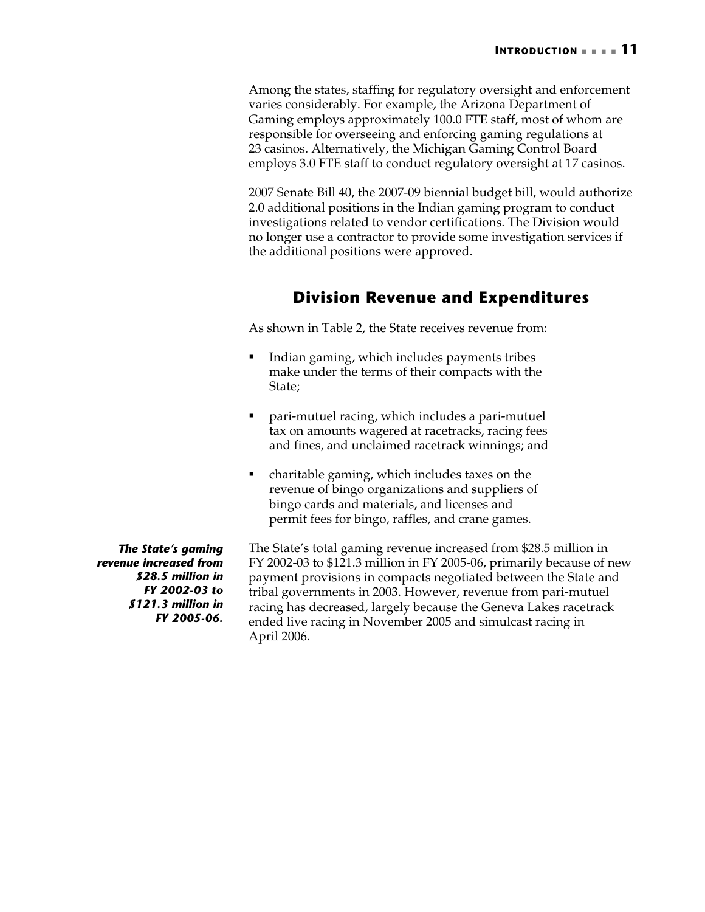Among the states, staffing for regulatory oversight and enforcement varies considerably. For example, the Arizona Department of Gaming employs approximately 100.0 FTE staff, most of whom are responsible for overseeing and enforcing gaming regulations at 23 casinos. Alternatively, the Michigan Gaming Control Board employs 3.0 FTE staff to conduct regulatory oversight at 17 casinos.

2007 Senate Bill 40, the 2007-09 biennial budget bill, would authorize 2.0 additional positions in the Indian gaming program to conduct investigations related to vendor certifications. The Division would no longer use a contractor to provide some investigation services if the additional positions were approved.

## Division Revenue and Expenditures

As shown in Table 2, the State receives revenue from:

- Indian gaming, which includes payments tribes make under the terms of their compacts with the State;
- pari-mutuel racing, which includes a pari-mutuel tax on amounts wagered at racetracks, racing fees and fines, and unclaimed racetrack winnings; and
- charitable gaming, which includes taxes on the revenue of bingo organizations and suppliers of bingo cards and materials, and licenses and permit fees for bingo, raffles, and crane games.

***The State's gaming revenue increased from $28.5 million in FY 2002-03 to $121.3 million in FY 2005-06.***

The State's total gaming revenue increased from $28.5 million in FY 2002-03 to $121.3 million in FY 2005-06, primarily because of new payment provisions in compacts negotiated between the State and tribal governments in 2003. However, revenue from pari-mutuel racing has decreased, largely because the Geneva Lakes racetrack ended live racing in November 2005 and simulcast racing in April 2006.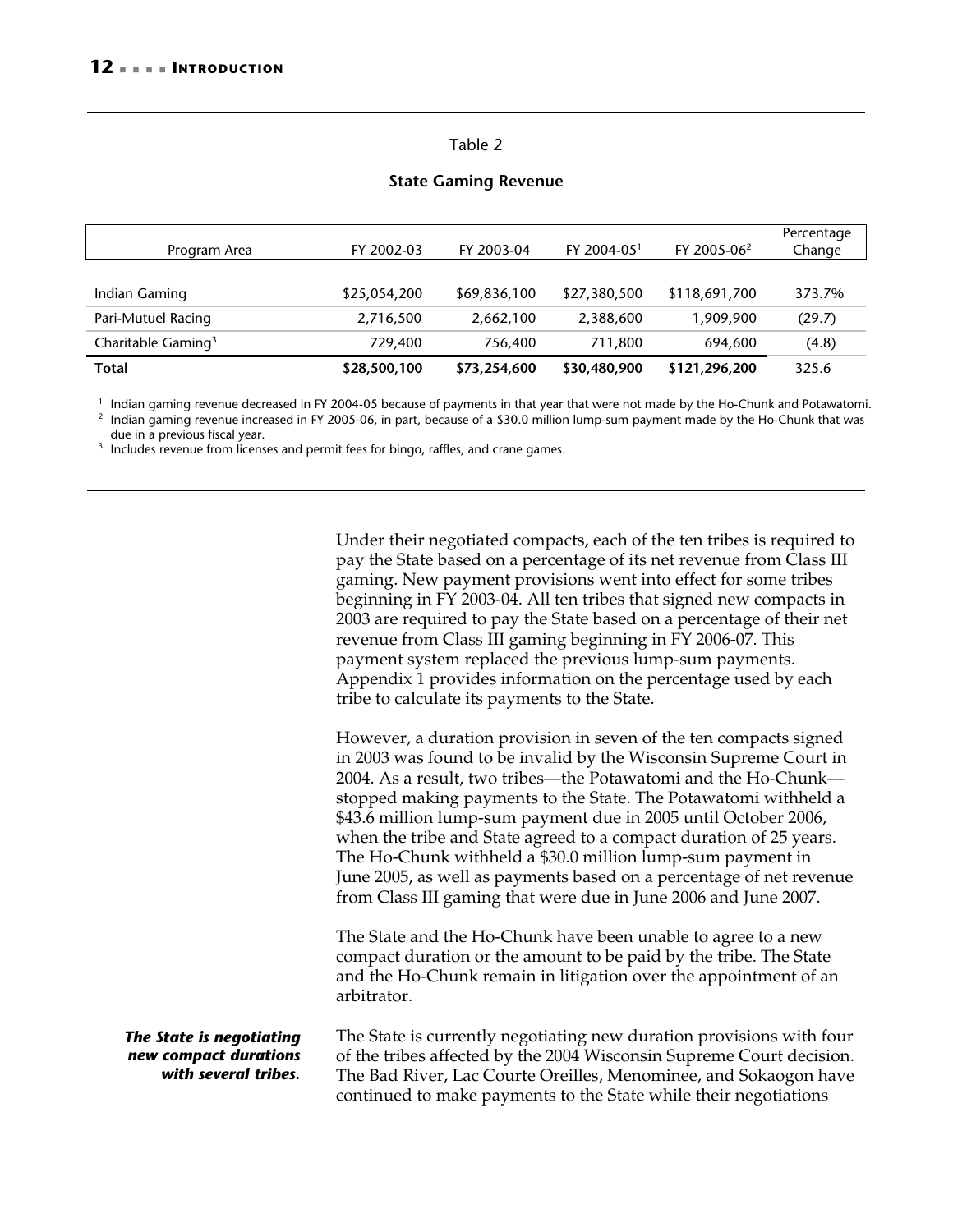Table 2

**State Gaming Revenue**

| Program Area | FY 2002-03 | FY 2003-04 | FY 2004-05[1] | FY 2005-06[2] | Percentage Change |
|---|---|---|---|---|---|
| Indian Gaming | $25,054,200 | $69,836,100 | $27,380,500 | $118,691,700 | 373.7% |
| Pari-Mutuel Racing | 2,716,500 | 2,662,100 | 2,388,600 | 1,909,900 | (29.7) |
| Charitable Gaming[3] | 729,400 | 756,400 | 711,800 | 694,600 | (4.8) |
| **Total** | **$28,500,100** | **$73,254,600** | **$30,480,900** | **$121,296,200** | 325.6 |

[1] Indian gaming revenue decreased in FY 2004-05 because of payments in that year that were not made by the Ho-Chunk and Potawatomi.

[2] Indian gaming revenue increased in FY 2005-06, in part, because of a $30.0 million lump-sum payment made by the Ho-Chunk that was due in a previous fiscal year.

[3] Includes revenue from licenses and permit fees for bingo, raffles, and crane games.

Under their negotiated compacts, each of the ten tribes is required to pay the State based on a percentage of its net revenue from Class III gaming. New payment provisions went into effect for some tribes beginning in FY 2003-04. All ten tribes that signed new compacts in 2003 are required to pay the State based on a percentage of their net revenue from Class III gaming beginning in FY 2006-07. This payment system replaced the previous lump-sum payments. Appendix 1 provides information on the percentage used by each tribe to calculate its payments to the State.

However, a duration provision in seven of the ten compacts signed in 2003 was found to be invalid by the Wisconsin Supreme Court in 2004. As a result, two tribes—the Potawatomi and the Ho-Chunk—stopped making payments to the State. The Potawatomi withheld a $43.6 million lump-sum payment due in 2005 until October 2006, when the tribe and State agreed to a compact duration of 25 years. The Ho-Chunk withheld a $30.0 million lump-sum payment in June 2005, as well as payments based on a percentage of net revenue from Class III gaming that were due in June 2006 and June 2007.

The State and the Ho-Chunk have been unable to agree to a new compact duration or the amount to be paid by the tribe. The State and the Ho-Chunk remain in litigation over the appointment of an arbitrator.

***The State is negotiating new compact durations with several tribes.***

The State is currently negotiating new duration provisions with four of the tribes affected by the 2004 Wisconsin Supreme Court decision. The Bad River, Lac Courte Oreilles, Menominee, and Sokaogon have continued to make payments to the State while their negotiations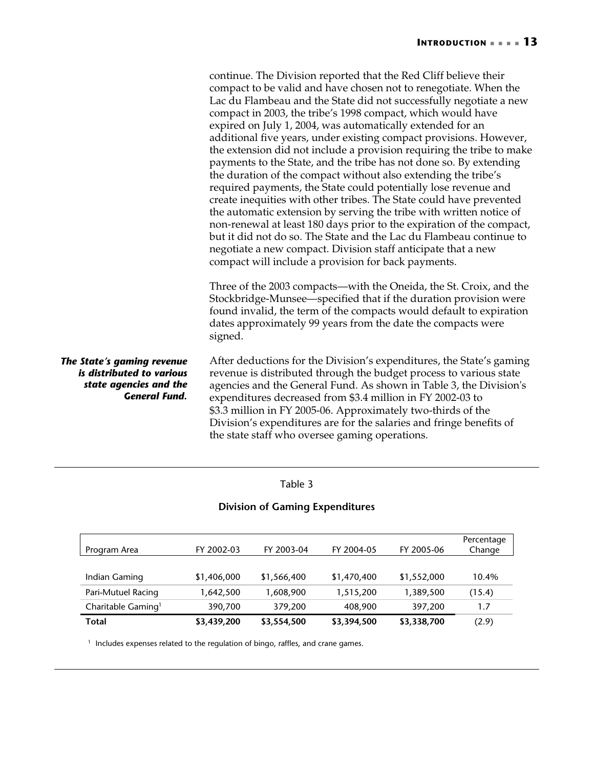continue. The Division reported that the Red Cliff believe their compact to be valid and have chosen not to renegotiate. When the Lac du Flambeau and the State did not successfully negotiate a new compact in 2003, the tribe's 1998 compact, which would have expired on July 1, 2004, was automatically extended for an additional five years, under existing compact provisions. However, the extension did not include a provision requiring the tribe to make payments to the State, and the tribe has not done so. By extending the duration of the compact without also extending the tribe's required payments, the State could potentially lose revenue and create inequities with other tribes. The State could have prevented the automatic extension by serving the tribe with written notice of non-renewal at least 180 days prior to the expiration of the compact, but it did not do so. The State and the Lac du Flambeau continue to negotiate a new compact. Division staff anticipate that a new compact will include a provision for back payments.

Three of the 2003 compacts—with the Oneida, the St. Croix, and the Stockbridge-Munsee—specified that if the duration provision were found invalid, the term of the compacts would default to expiration dates approximately 99 years from the date the compacts were signed.

***The State's gaming revenue is distributed to various state agencies and the General Fund.***

After deductions for the Division's expenditures, the State's gaming revenue is distributed through the budget process to various state agencies and the General Fund. As shown in Table 3, the Division's expenditures decreased from $3.4 million in FY 2002-03 to $3.3 million in FY 2005-06. Approximately two-thirds of the Division's expenditures are for the salaries and fringe benefits of the state staff who oversee gaming operations.

Table 3

**Division of Gaming Expenditures**

| Program Area | FY 2002-03 | FY 2003-04 | FY 2004-05 | FY 2005-06 | Percentage Change |
|---|---|---|---|---|---|
| Indian Gaming | $1,406,000 | $1,566,400 | $1,470,400 | $1,552,000 | 10.4% |
| Pari-Mutuel Racing | 1,642,500 | 1,608,900 | 1,515,200 | 1,389,500 | (15.4) |
| Charitable Gaming[1] | 390,700 | 379,200 | 408,900 | 397,200 | 1.7 |
| **Total** | **$3,439,200** | **$3,554,500** | **$3,394,500** | **$3,338,700** | **(2.9)** |

[1] Includes expenses related to the regulation of bingo, raffles, and crane games.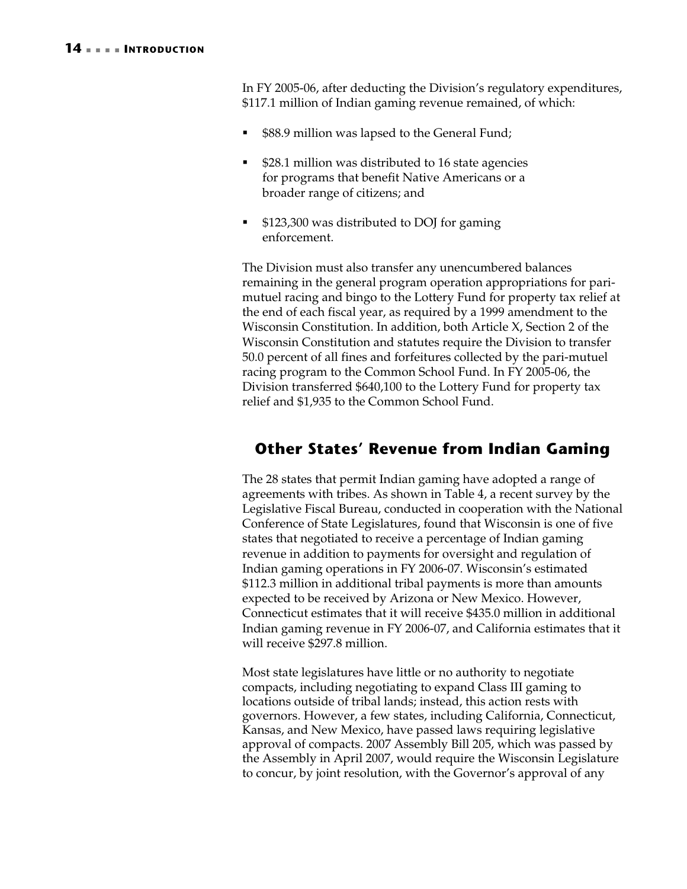In FY 2005-06, after deducting the Division's regulatory expenditures, $117.1 million of Indian gaming revenue remained, of which:

- $88.9 million was lapsed to the General Fund;
- $28.1 million was distributed to 16 state agencies for programs that benefit Native Americans or a broader range of citizens; and
- $123,300 was distributed to DOJ for gaming enforcement.

The Division must also transfer any unencumbered balances remaining in the general program operation appropriations for pari-mutuel racing and bingo to the Lottery Fund for property tax relief at the end of each fiscal year, as required by a 1999 amendment to the Wisconsin Constitution. In addition, both Article X, Section 2 of the Wisconsin Constitution and statutes require the Division to transfer 50.0 percent of all fines and forfeitures collected by the pari-mutuel racing program to the Common School Fund. In FY 2005-06, the Division transferred $640,100 to the Lottery Fund for property tax relief and $1,935 to the Common School Fund.

## Other States' Revenue from Indian Gaming

The 28 states that permit Indian gaming have adopted a range of agreements with tribes. As shown in Table 4, a recent survey by the Legislative Fiscal Bureau, conducted in cooperation with the National Conference of State Legislatures, found that Wisconsin is one of five states that negotiated to receive a percentage of Indian gaming revenue in addition to payments for oversight and regulation of Indian gaming operations in FY 2006-07. Wisconsin's estimated $112.3 million in additional tribal payments is more than amounts expected to be received by Arizona or New Mexico. However, Connecticut estimates that it will receive $435.0 million in additional Indian gaming revenue in FY 2006-07, and California estimates that it will receive $297.8 million.

Most state legislatures have little or no authority to negotiate compacts, including negotiating to expand Class III gaming to locations outside of tribal lands; instead, this action rests with governors. However, a few states, including California, Connecticut, Kansas, and New Mexico, have passed laws requiring legislative approval of compacts. 2007 Assembly Bill 205, which was passed by the Assembly in April 2007, would require the Wisconsin Legislature to concur, by joint resolution, with the Governor's approval of any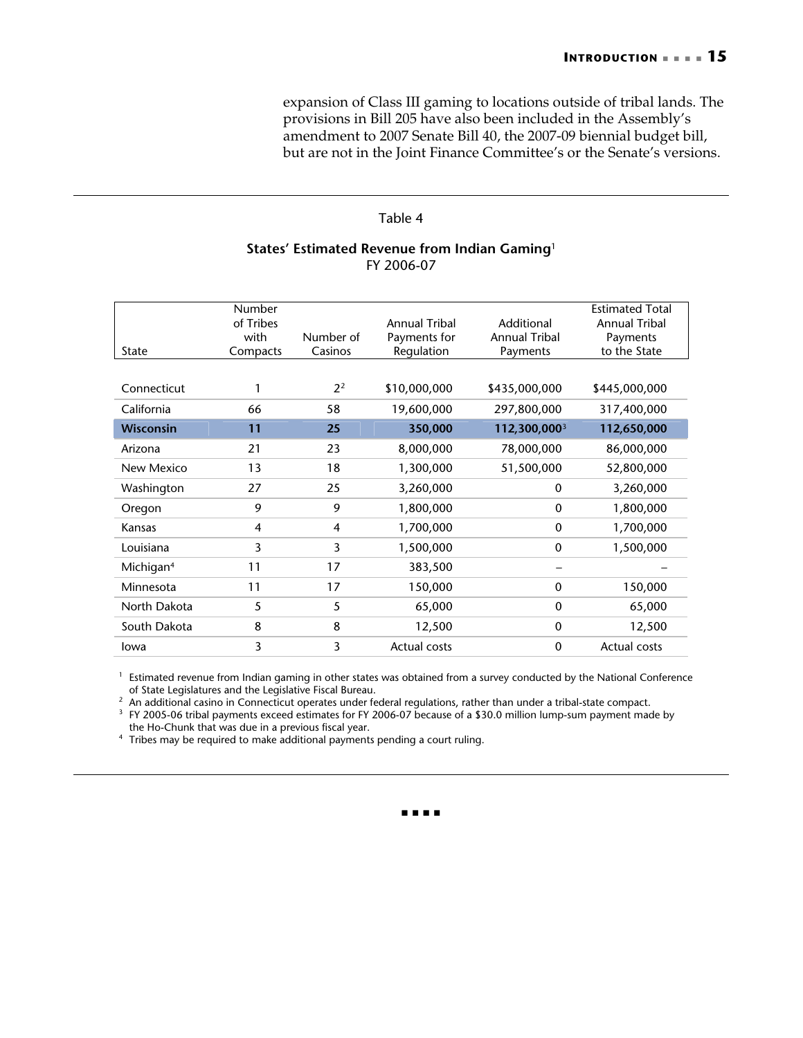expansion of Class III gaming to locations outside of tribal lands. The provisions in Bill 205 have also been included in the Assembly's amendment to 2007 Senate Bill 40, the 2007-09 biennial budget bill, but are not in the Joint Finance Committee's or the Senate's versions.

Table 4

**States' Estimated Revenue from Indian Gaming**[1]
FY 2006-07

| State | Number of Tribes with Compacts | Number of Casinos | Annual Tribal Payments for Regulation | Additional Annual Tribal Payments | Estimated Total Annual Tribal Payments to the State |
|---|---|---|---|---|---|
| Connecticut | 1 | 2[2] | $10,000,000 | $435,000,000 | $445,000,000 |
| California | 66 | 58 | 19,600,000 | 297,800,000 | 317,400,000 |
| **Wisconsin** | **11** | **25** | **350,000** | **112,300,000**[3] | **112,650,000** |
| Arizona | 21 | 23 | 8,000,000 | 78,000,000 | 86,000,000 |
| New Mexico | 13 | 18 | 1,300,000 | 51,500,000 | 52,800,000 |
| Washington | 27 | 25 | 3,260,000 | 0 | 3,260,000 |
| Oregon | 9 | 9 | 1,800,000 | 0 | 1,800,000 |
| Kansas | 4 | 4 | 1,700,000 | 0 | 1,700,000 |
| Louisiana | 3 | 3 | 1,500,000 | 0 | 1,500,000 |
| Michigan[4] | 11 | 17 | 383,500 | – | – |
| Minnesota | 11 | 17 | 150,000 | 0 | 150,000 |
| North Dakota | 5 | 5 | 65,000 | 0 | 65,000 |
| South Dakota | 8 | 8 | 12,500 | 0 | 12,500 |
| Iowa | 3 | 3 | Actual costs | 0 | Actual costs |

[1] Estimated revenue from Indian gaming in other states was obtained from a survey conducted by the National Conference of State Legislatures and the Legislative Fiscal Bureau.
[2] An additional casino in Connecticut operates under federal regulations, rather than under a tribal-state compact.
[3] FY 2005-06 tribal payments exceed estimates for FY 2006-07 because of a $30.0 million lump-sum payment made by the Ho-Chunk that was due in a previous fiscal year.
[4] Tribes may be required to make additional payments pending a court ruling.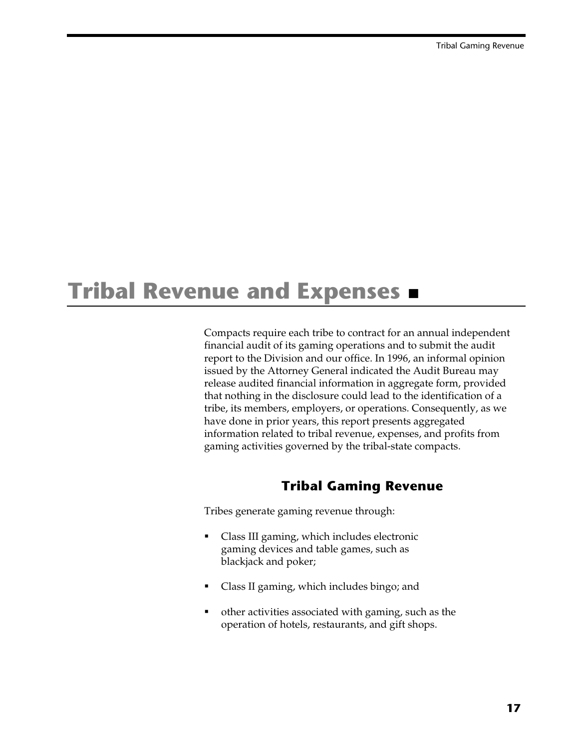# Tribal Revenue and Expenses

Compacts require each tribe to contract for an annual independent financial audit of its gaming operations and to submit the audit report to the Division and our office. In 1996, an informal opinion issued by the Attorney General indicated the Audit Bureau may release audited financial information in aggregate form, provided that nothing in the disclosure could lead to the identification of a tribe, its members, employers, or operations. Consequently, as we have done in prior years, this report presents aggregated information related to tribal revenue, expenses, and profits from gaming activities governed by the tribal-state compacts.

## Tribal Gaming Revenue

Tribes generate gaming revenue through:

- Class III gaming, which includes electronic gaming devices and table games, such as blackjack and poker;
- Class II gaming, which includes bingo; and
- other activities associated with gaming, such as the operation of hotels, restaurants, and gift shops.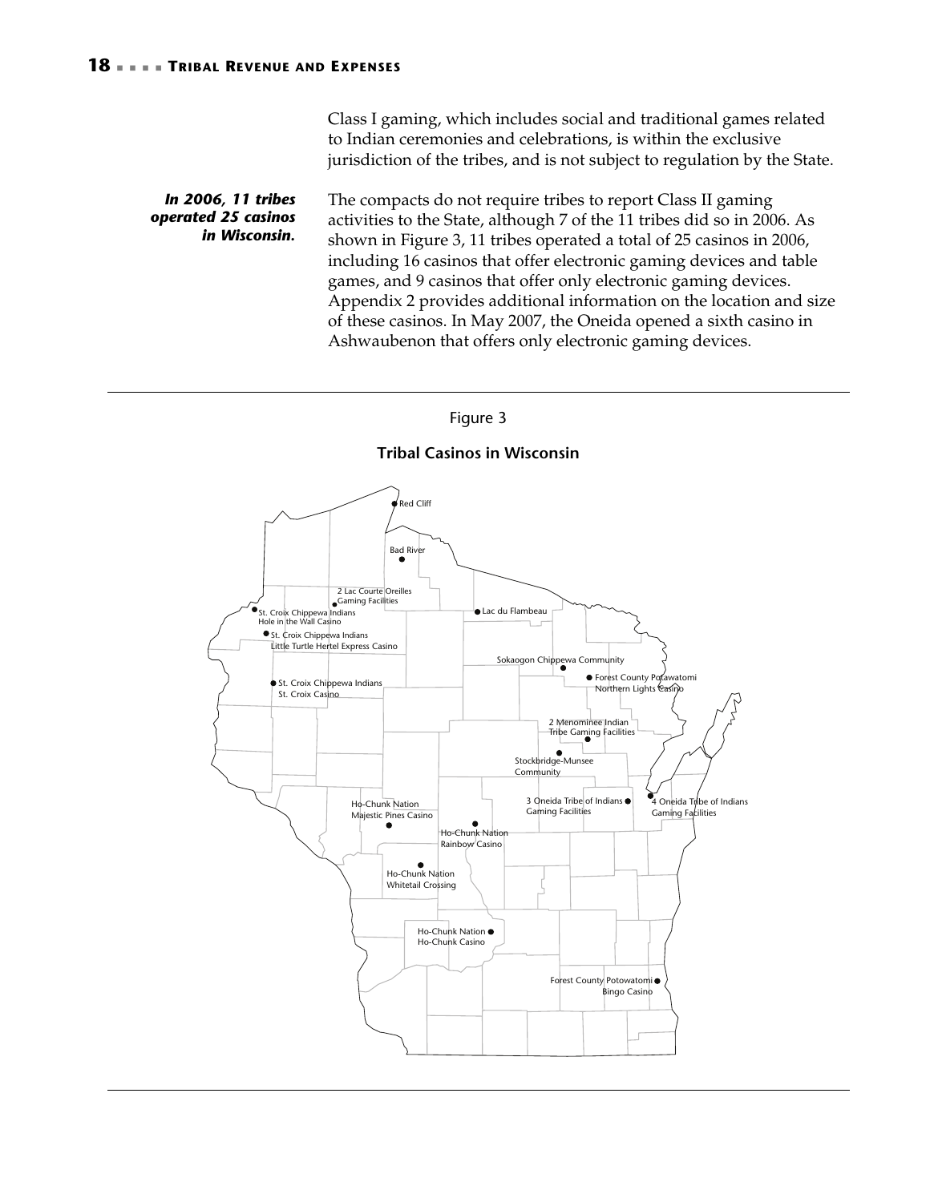Class I gaming, which includes social and traditional games related to Indian ceremonies and celebrations, is within the exclusive jurisdiction of the tribes, and is not subject to regulation by the State.

***In 2006, 11 tribes operated 25 casinos in Wisconsin.***

The compacts do not require tribes to report Class II gaming activities to the State, although 7 of the 11 tribes did so in 2006. As shown in Figure 3, 11 tribes operated a total of 25 casinos in 2006, including 16 casinos that offer electronic gaming devices and table games, and 9 casinos that offer only electronic gaming devices. Appendix 2 provides additional information on the location and size of these casinos. In May 2007, the Oneida opened a sixth casino in Ashwaubenon that offers only electronic gaming devices.

Figure 3

**Tribal Casinos in Wisconsin**

Red Cliff

Bad River

2 Lac Courte Oreilles Gaming Facilities

Lac du Flambeau

St. Croix Chippewa Indians Hole in the Wall Casino

St. Croix Chippewa Indians Little Turtle Hertel Express Casino

Sokaogon Chippewa Community

Forest County Potawatomi Northern Lights Casino

St. Croix Chippewa Indians St. Croix Casino

2 Menominee Indian Tribe Gaming Facilities

Stockbridge-Munsee Community

Ho-Chunk Nation Majestic Pines Casino

3 Oneida Tribe of Indians Gaming Facilities

4 Oneida Tribe of Indians Gaming Facilities

Ho-Chunk Nation Rainbow Casino

Ho-Chunk Nation Whitetail Crossing

Ho-Chunk Nation Ho-Chunk Casino

Forest County Potowatomi Bingo Casino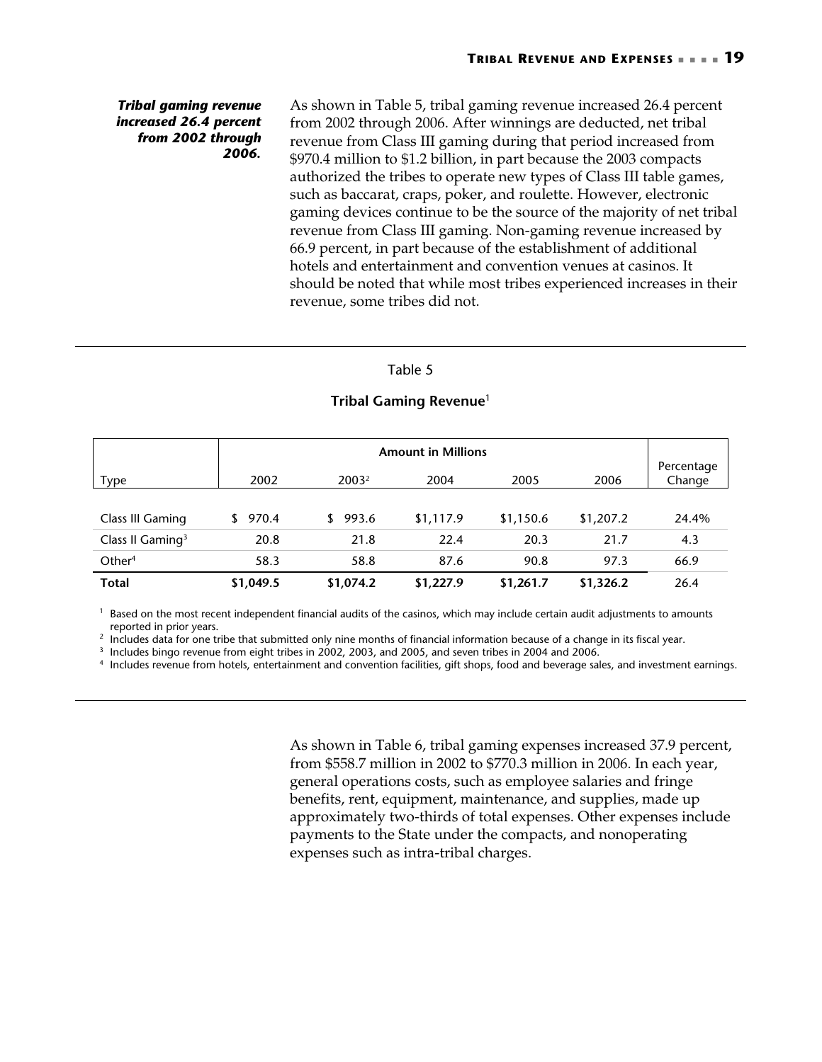***Tribal gaming revenue increased 26.4 percent from 2002 through 2006.***

As shown in Table 5, tribal gaming revenue increased 26.4 percent from 2002 through 2006. After winnings are deducted, net tribal revenue from Class III gaming during that period increased from $970.4 million to $1.2 billion, in part because the 2003 compacts authorized the tribes to operate new types of Class III table games, such as baccarat, craps, poker, and roulette. However, electronic gaming devices continue to be the source of the majority of net tribal revenue from Class III gaming. Non-gaming revenue increased by 66.9 percent, in part because of the establishment of additional hotels and entertainment and convention venues at casinos. It should be noted that while most tribes experienced increases in their revenue, some tribes did not.

Table 5

**Tribal Gaming Revenue**[1]

| | **Amount in Millions** | | | | | |
|---|---|---|---|---|---|---|
| Type | 2002 | 2003[2] | 2004 | 2005 | 2006 | Percentage Change |
| Class III Gaming | $ 970.4 | $ 993.6 | $1,117.9 | $1,150.6 | $1,207.2 | 24.4% |
| Class II Gaming[3] | 20.8 | 21.8 | 22.4 | 20.3 | 21.7 | 4.3 |
| Other[4] | 58.3 | 58.8 | 87.6 | 90.8 | 97.3 | 66.9 |
| **Total** | **$1,049.5** | **$1,074.2** | **$1,227.9** | **$1,261.7** | **$1,326.2** | 26.4 |

[1] Based on the most recent independent financial audits of the casinos, which may include certain audit adjustments to amounts reported in prior years.

[2] Includes data for one tribe that submitted only nine months of financial information because of a change in its fiscal year.

[3] Includes bingo revenue from eight tribes in 2002, 2003, and 2005, and seven tribes in 2004 and 2006.

[4] Includes revenue from hotels, entertainment and convention facilities, gift shops, food and beverage sales, and investment earnings.

As shown in Table 6, tribal gaming expenses increased 37.9 percent, from $558.7 million in 2002 to $770.3 million in 2006. In each year, general operations costs, such as employee salaries and fringe benefits, rent, equipment, maintenance, and supplies, made up approximately two-thirds of total expenses. Other expenses include payments to the State under the compacts, and nonoperating expenses such as intra-tribal charges.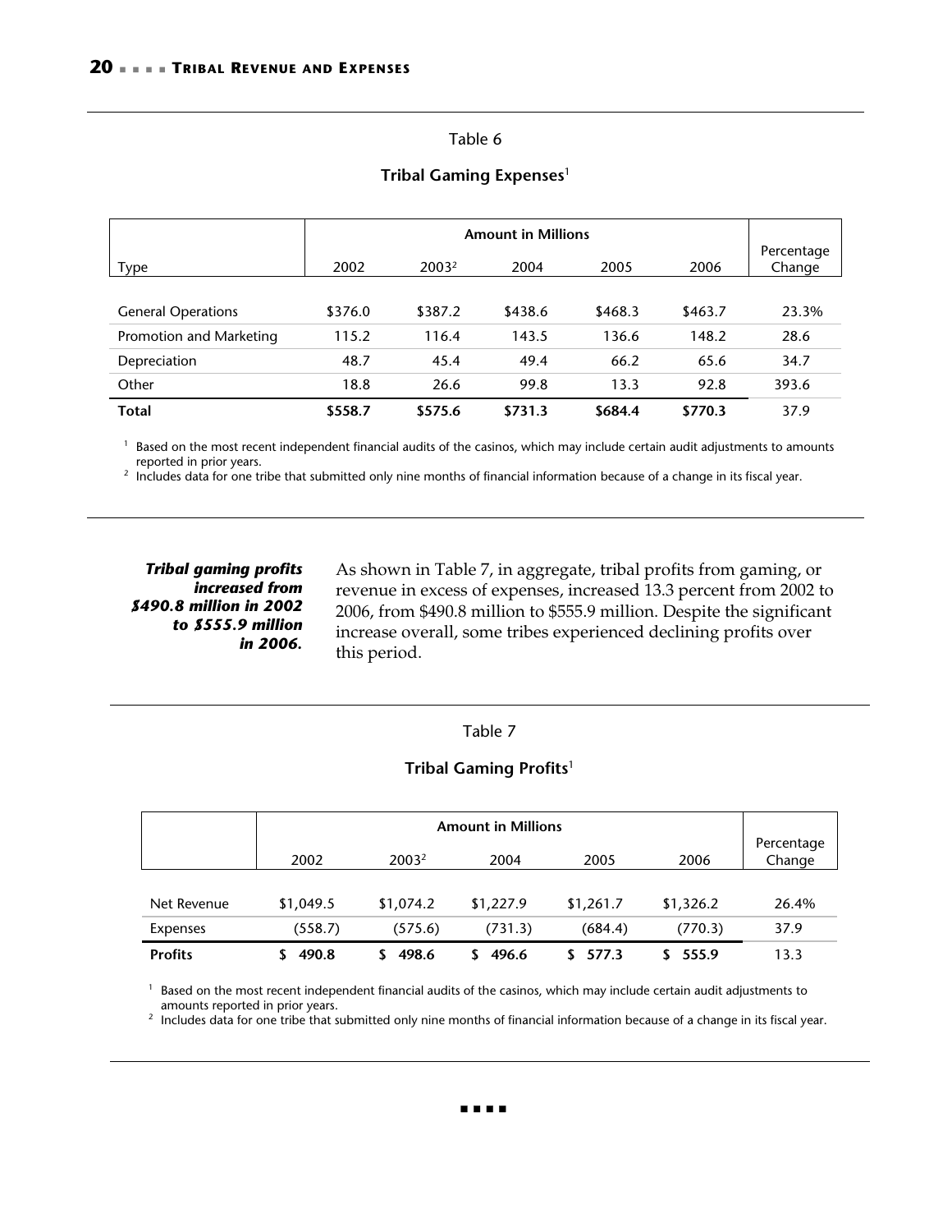Table 6

**Tribal Gaming Expenses**[1]

| Type | Amount in Millions | | | | | Percentage Change |
|---|---|---|---|---|---|---|
| | 2002 | 2003[2] | 2004 | 2005 | 2006 | |
| General Operations | $376.0 | $387.2 | $438.6 | $468.3 | $463.7 | 23.3% |
| Promotion and Marketing | 115.2 | 116.4 | 143.5 | 136.6 | 148.2 | 28.6 |
| Depreciation | 48.7 | 45.4 | 49.4 | 66.2 | 65.6 | 34.7 |
| Other | 18.8 | 26.6 | 99.8 | 13.3 | 92.8 | 393.6 |
| **Total** | **$558.7** | **$575.6** | **$731.3** | **$684.4** | **$770.3** | 37.9 |

[1] Based on the most recent independent financial audits of the casinos, which may include certain audit adjustments to amounts reported in prior years.
[2] Includes data for one tribe that submitted only nine months of financial information because of a change in its fiscal year.

***Tribal gaming profits increased from $490.8 million in 2002 to $555.9 million in 2006.***

As shown in Table 7, in aggregate, tribal profits from gaming, or revenue in excess of expenses, increased 13.3 percent from 2002 to 2006, from $490.8 million to $555.9 million. Despite the significant increase overall, some tribes experienced declining profits over this period.

Table 7

**Tribal Gaming Profits**[1]

| | Amount in Millions | | | | | Percentage Change |
|---|---|---|---|---|---|---|
| | 2002 | 2003[2] | 2004 | 2005 | 2006 | |
| Net Revenue | $1,049.5 | $1,074.2 | $1,227.9 | $1,261.7 | $1,326.2 | 26.4% |
| Expenses | (558.7) | (575.6) | (731.3) | (684.4) | (770.3) | 37.9 |
| **Profits** | **$ 490.8** | **$ 498.6** | **$ 496.6** | **$ 577.3** | **$ 555.9** | 13.3 |

[1] Based on the most recent independent financial audits of the casinos, which may include certain audit adjustments to amounts reported in prior years.
[2] Includes data for one tribe that submitted only nine months of financial information because of a change in its fiscal year.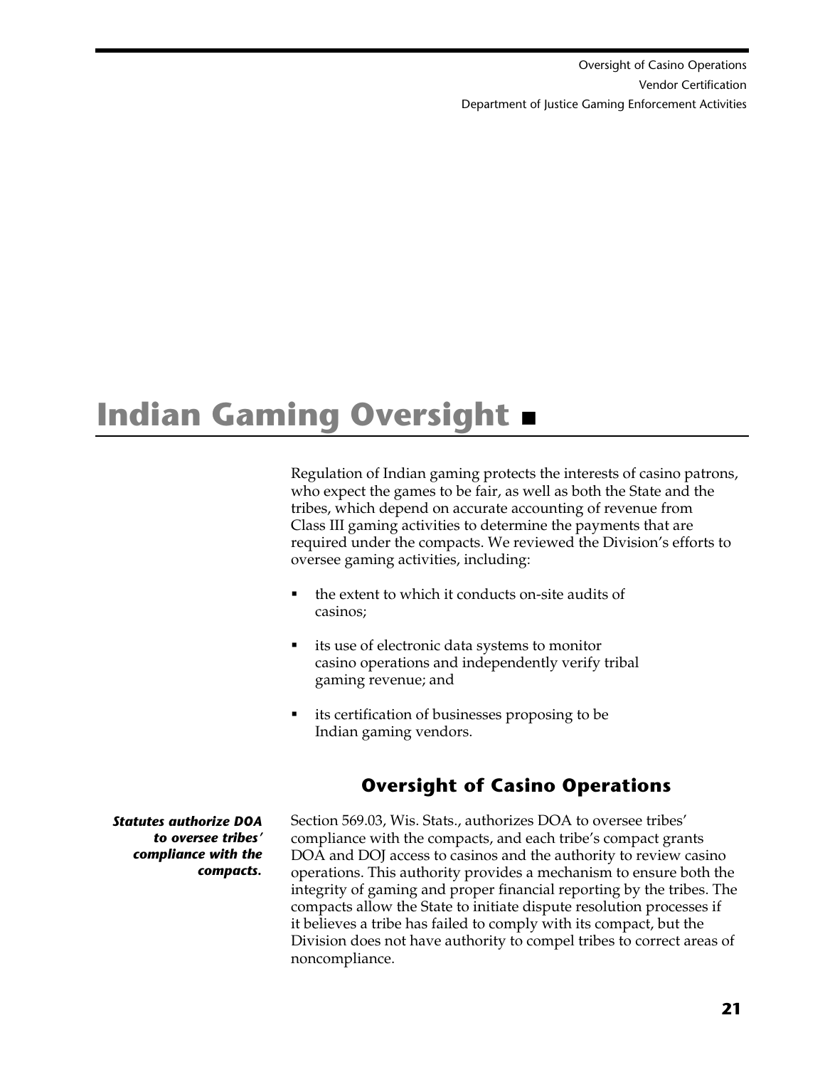# Indian Gaming Oversight

Regulation of Indian gaming protects the interests of casino patrons, who expect the games to be fair, as well as both the State and the tribes, which depend on accurate accounting of revenue from Class III gaming activities to determine the payments that are required under the compacts. We reviewed the Division's efforts to oversee gaming activities, including:

- the extent to which it conducts on-site audits of casinos;
- its use of electronic data systems to monitor casino operations and independently verify tribal gaming revenue; and
- its certification of businesses proposing to be Indian gaming vendors.

## Oversight of Casino Operations

***Statutes authorize DOA to oversee tribes' compliance with the compacts.***

Section 569.03, Wis. Stats., authorizes DOA to oversee tribes' compliance with the compacts, and each tribe's compact grants DOA and DOJ access to casinos and the authority to review casino operations. This authority provides a mechanism to ensure both the integrity of gaming and proper financial reporting by the tribes. The compacts allow the State to initiate dispute resolution processes if it believes a tribe has failed to comply with its compact, but the Division does not have authority to compel tribes to correct areas of noncompliance.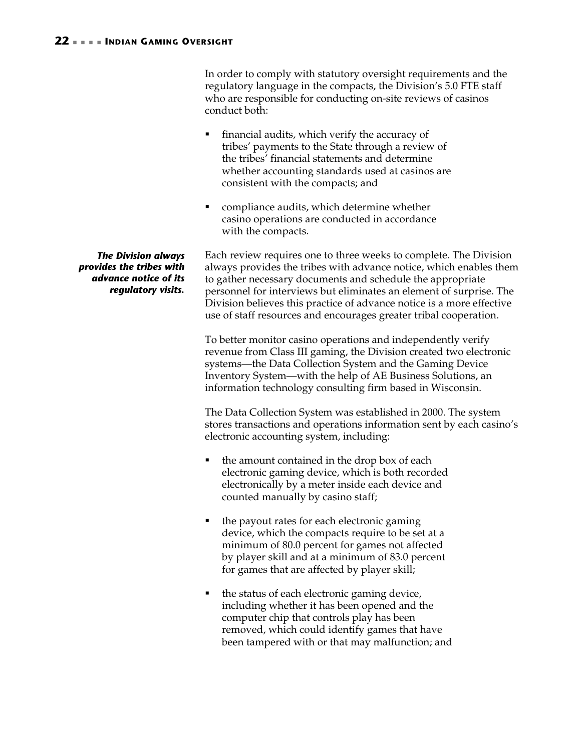In order to comply with statutory oversight requirements and the regulatory language in the compacts, the Division's 5.0 FTE staff who are responsible for conducting on-site reviews of casinos conduct both:

- financial audits, which verify the accuracy of tribes' payments to the State through a review of the tribes' financial statements and determine whether accounting standards used at casinos are consistent with the compacts; and
- compliance audits, which determine whether casino operations are conducted in accordance with the compacts.

***The Division always provides the tribes with advance notice of its regulatory visits.***

Each review requires one to three weeks to complete. The Division always provides the tribes with advance notice, which enables them to gather necessary documents and schedule the appropriate personnel for interviews but eliminates an element of surprise. The Division believes this practice of advance notice is a more effective use of staff resources and encourages greater tribal cooperation.

To better monitor casino operations and independently verify revenue from Class III gaming, the Division created two electronic systems—the Data Collection System and the Gaming Device Inventory System—with the help of AE Business Solutions, an information technology consulting firm based in Wisconsin.

The Data Collection System was established in 2000. The system stores transactions and operations information sent by each casino's electronic accounting system, including:

- the amount contained in the drop box of each electronic gaming device, which is both recorded electronically by a meter inside each device and counted manually by casino staff;
- the payout rates for each electronic gaming device, which the compacts require to be set at a minimum of 80.0 percent for games not affected by player skill and at a minimum of 83.0 percent for games that are affected by player skill;
- the status of each electronic gaming device, including whether it has been opened and the computer chip that controls play has been removed, which could identify games that have been tampered with or that may malfunction; and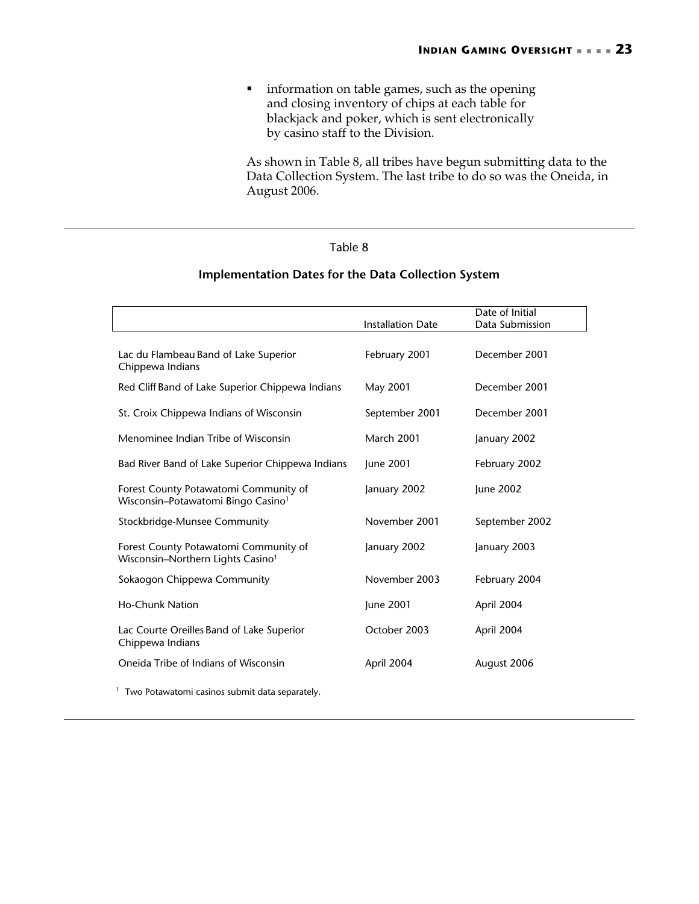- information on table games, such as the opening and closing inventory of chips at each table for blackjack and poker, which is sent electronically by casino staff to the Division.

As shown in Table 8, all tribes have begun submitting data to the Data Collection System. The last tribe to do so was the Oneida, in August 2006.

Table 8

**Implementation Dates for the Data Collection System**

| | Installation Date | Date of Initial Data Submission |
|---|---|---|
| Lac du Flambeau Band of Lake Superior Chippewa Indians | February 2001 | December 2001 |
| Red Cliff Band of Lake Superior Chippewa Indians | May 2001 | December 2001 |
| St. Croix Chippewa Indians of Wisconsin | September 2001 | December 2001 |
| Menominee Indian Tribe of Wisconsin | March 2001 | January 2002 |
| Bad River Band of Lake Superior Chippewa Indians | June 2001 | February 2002 |
| Forest County Potawatomi Community of Wisconsin–Potawatomi Bingo Casino[1] | January 2002 | June 2002 |
| Stockbridge-Munsee Community | November 2001 | September 2002 |
| Forest County Potawatomi Community of Wisconsin–Northern Lights Casino[1] | January 2002 | January 2003 |
| Sokaogon Chippewa Community | November 2003 | February 2004 |
| Ho-Chunk Nation | June 2001 | April 2004 |
| Lac Courte Oreilles Band of Lake Superior Chippewa Indians | October 2003 | April 2004 |
| Oneida Tribe of Indians of Wisconsin | April 2004 | August 2006 |

[1] Two Potawatomi casinos submit data separately.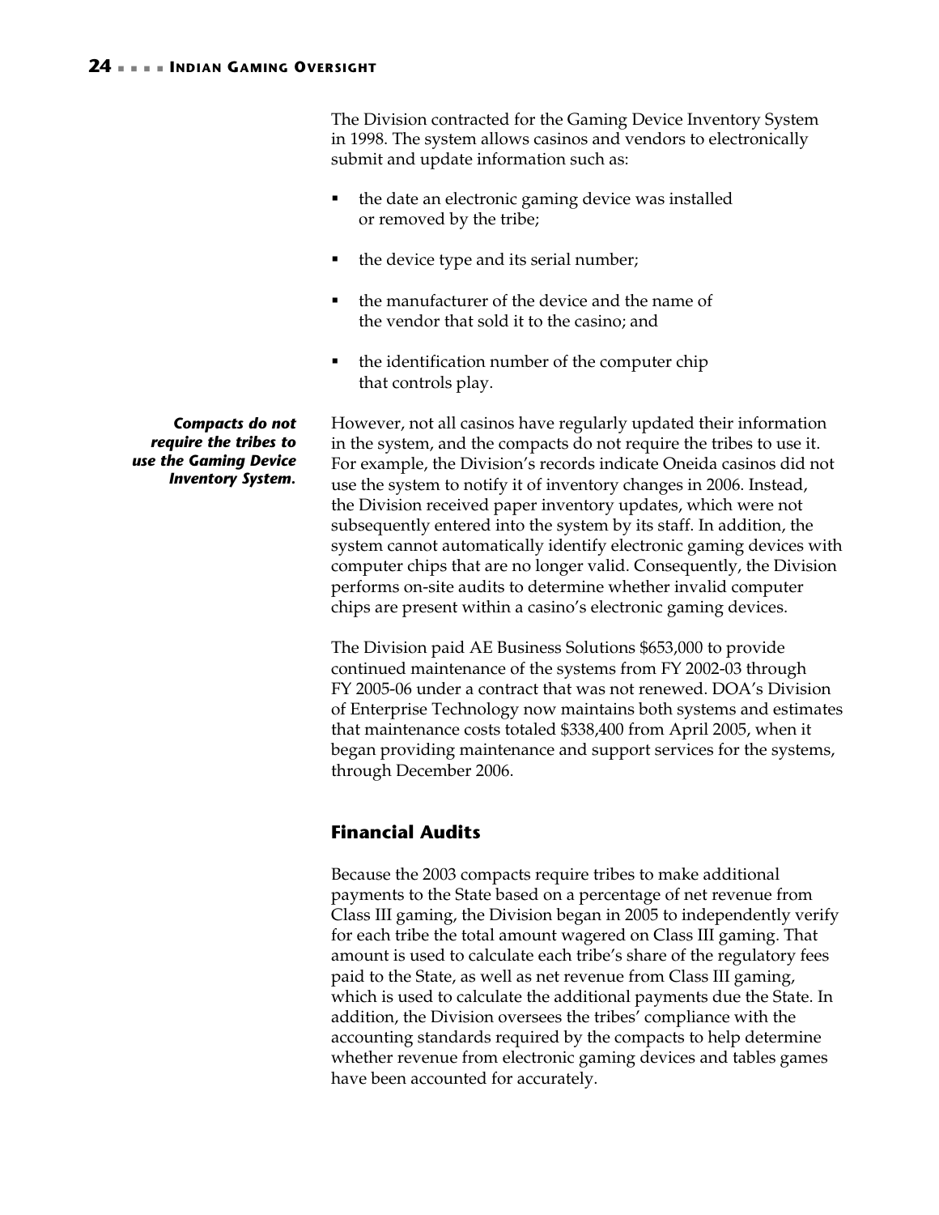The Division contracted for the Gaming Device Inventory System in 1998. The system allows casinos and vendors to electronically submit and update information such as:

- the date an electronic gaming device was installed or removed by the tribe;
- the device type and its serial number;
- the manufacturer of the device and the name of the vendor that sold it to the casino; and
- the identification number of the computer chip that controls play.

***Compacts do not require the tribes to use the Gaming Device Inventory System.***

However, not all casinos have regularly updated their information in the system, and the compacts do not require the tribes to use it. For example, the Division's records indicate Oneida casinos did not use the system to notify it of inventory changes in 2006. Instead, the Division received paper inventory updates, which were not subsequently entered into the system by its staff. In addition, the system cannot automatically identify electronic gaming devices with computer chips that are no longer valid. Consequently, the Division performs on-site audits to determine whether invalid computer chips are present within a casino's electronic gaming devices.

The Division paid AE Business Solutions $653,000 to provide continued maintenance of the systems from FY 2002-03 through FY 2005-06 under a contract that was not renewed. DOA's Division of Enterprise Technology now maintains both systems and estimates that maintenance costs totaled $338,400 from April 2005, when it began providing maintenance and support services for the systems, through December 2006.

## Financial Audits

Because the 2003 compacts require tribes to make additional payments to the State based on a percentage of net revenue from Class III gaming, the Division began in 2005 to independently verify for each tribe the total amount wagered on Class III gaming. That amount is used to calculate each tribe's share of the regulatory fees paid to the State, as well as net revenue from Class III gaming, which is used to calculate the additional payments due the State. In addition, the Division oversees the tribes' compliance with the accounting standards required by the compacts to help determine whether revenue from electronic gaming devices and tables games have been accounted for accurately.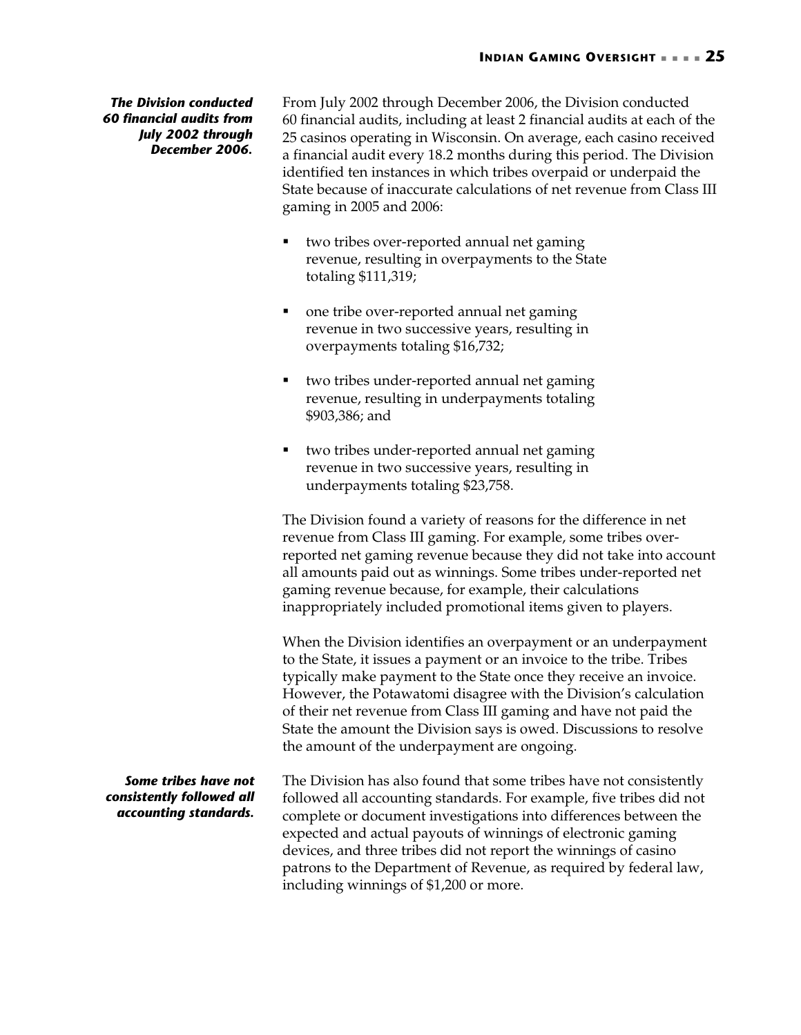*The Division conducted 60 financial audits from July 2002 through December 2006.*

From July 2002 through December 2006, the Division conducted 60 financial audits, including at least 2 financial audits at each of the 25 casinos operating in Wisconsin. On average, each casino received a financial audit every 18.2 months during this period. The Division identified ten instances in which tribes overpaid or underpaid the State because of inaccurate calculations of net revenue from Class III gaming in 2005 and 2006:

- two tribes over-reported annual net gaming revenue, resulting in overpayments to the State totaling $111,319;
- one tribe over-reported annual net gaming revenue in two successive years, resulting in overpayments totaling $16,732;
- two tribes under-reported annual net gaming revenue, resulting in underpayments totaling $903,386; and
- two tribes under-reported annual net gaming revenue in two successive years, resulting in underpayments totaling $23,758.

The Division found a variety of reasons for the difference in net revenue from Class III gaming. For example, some tribes over-reported net gaming revenue because they did not take into account all amounts paid out as winnings. Some tribes under-reported net gaming revenue because, for example, their calculations inappropriately included promotional items given to players.

When the Division identifies an overpayment or an underpayment to the State, it issues a payment or an invoice to the tribe. Tribes typically make payment to the State once they receive an invoice. However, the Potawatomi disagree with the Division's calculation of their net revenue from Class III gaming and have not paid the State the amount the Division says is owed. Discussions to resolve the amount of the underpayment are ongoing.

*Some tribes have not consistently followed all accounting standards.*

The Division has also found that some tribes have not consistently followed all accounting standards. For example, five tribes did not complete or document investigations into differences between the expected and actual payouts of winnings of electronic gaming devices, and three tribes did not report the winnings of casino patrons to the Department of Revenue, as required by federal law, including winnings of $1,200 or more.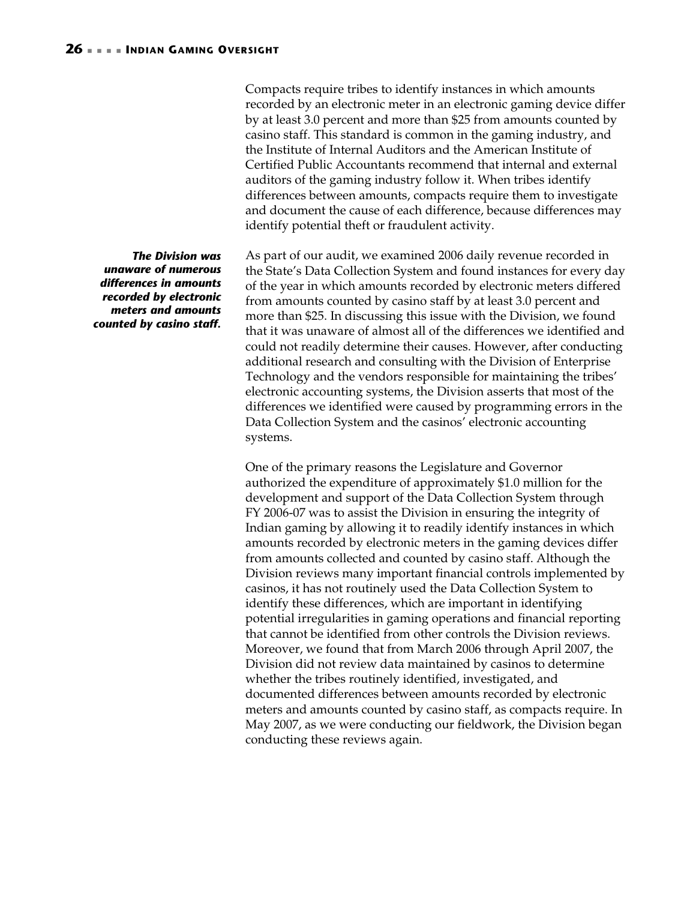Compacts require tribes to identify instances in which amounts recorded by an electronic meter in an electronic gaming device differ by at least 3.0 percent and more than $25 from amounts counted by casino staff. This standard is common in the gaming industry, and the Institute of Internal Auditors and the American Institute of Certified Public Accountants recommend that internal and external auditors of the gaming industry follow it. When tribes identify differences between amounts, compacts require them to investigate and document the cause of each difference, because differences may identify potential theft or fraudulent activity.

***The Division was unaware of numerous differences in amounts recorded by electronic meters and amounts counted by casino staff.***

As part of our audit, we examined 2006 daily revenue recorded in the State's Data Collection System and found instances for every day of the year in which amounts recorded by electronic meters differed from amounts counted by casino staff by at least 3.0 percent and more than $25. In discussing this issue with the Division, we found that it was unaware of almost all of the differences we identified and could not readily determine their causes. However, after conducting additional research and consulting with the Division of Enterprise Technology and the vendors responsible for maintaining the tribes' electronic accounting systems, the Division asserts that most of the differences we identified were caused by programming errors in the Data Collection System and the casinos' electronic accounting systems.

One of the primary reasons the Legislature and Governor authorized the expenditure of approximately $1.0 million for the development and support of the Data Collection System through FY 2006-07 was to assist the Division in ensuring the integrity of Indian gaming by allowing it to readily identify instances in which amounts recorded by electronic meters in the gaming devices differ from amounts collected and counted by casino staff. Although the Division reviews many important financial controls implemented by casinos, it has not routinely used the Data Collection System to identify these differences, which are important in identifying potential irregularities in gaming operations and financial reporting that cannot be identified from other controls the Division reviews. Moreover, we found that from March 2006 through April 2007, the Division did not review data maintained by casinos to determine whether the tribes routinely identified, investigated, and documented differences between amounts recorded by electronic meters and amounts counted by casino staff, as compacts require. In May 2007, as we were conducting our fieldwork, the Division began conducting these reviews again.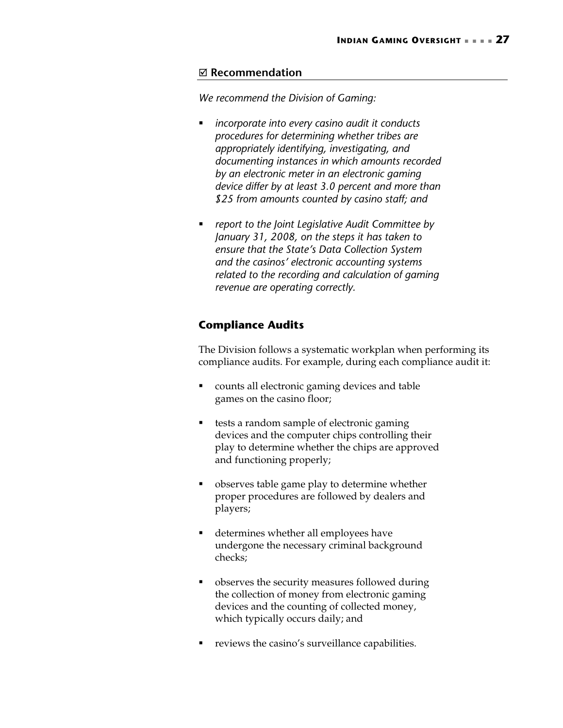### ☑ Recommendation

*We recommend the Division of Gaming:*

- *incorporate into every casino audit it conducts procedures for determining whether tribes are appropriately identifying, investigating, and documenting instances in which amounts recorded by an electronic meter in an electronic gaming device differ by at least 3.0 percent and more than $25 from amounts counted by casino staff; and*

- *report to the Joint Legislative Audit Committee by January 31, 2008, on the steps it has taken to ensure that the State's Data Collection System and the casinos' electronic accounting systems related to the recording and calculation of gaming revenue are operating correctly.*

## Compliance Audits

The Division follows a systematic workplan when performing its compliance audits. For example, during each compliance audit it:

- counts all electronic gaming devices and table games on the casino floor;

- tests a random sample of electronic gaming devices and the computer chips controlling their play to determine whether the chips are approved and functioning properly;

- observes table game play to determine whether proper procedures are followed by dealers and players;

- determines whether all employees have undergone the necessary criminal background checks;

- observes the security measures followed during the collection of money from electronic gaming devices and the counting of collected money, which typically occurs daily; and

- reviews the casino's surveillance capabilities.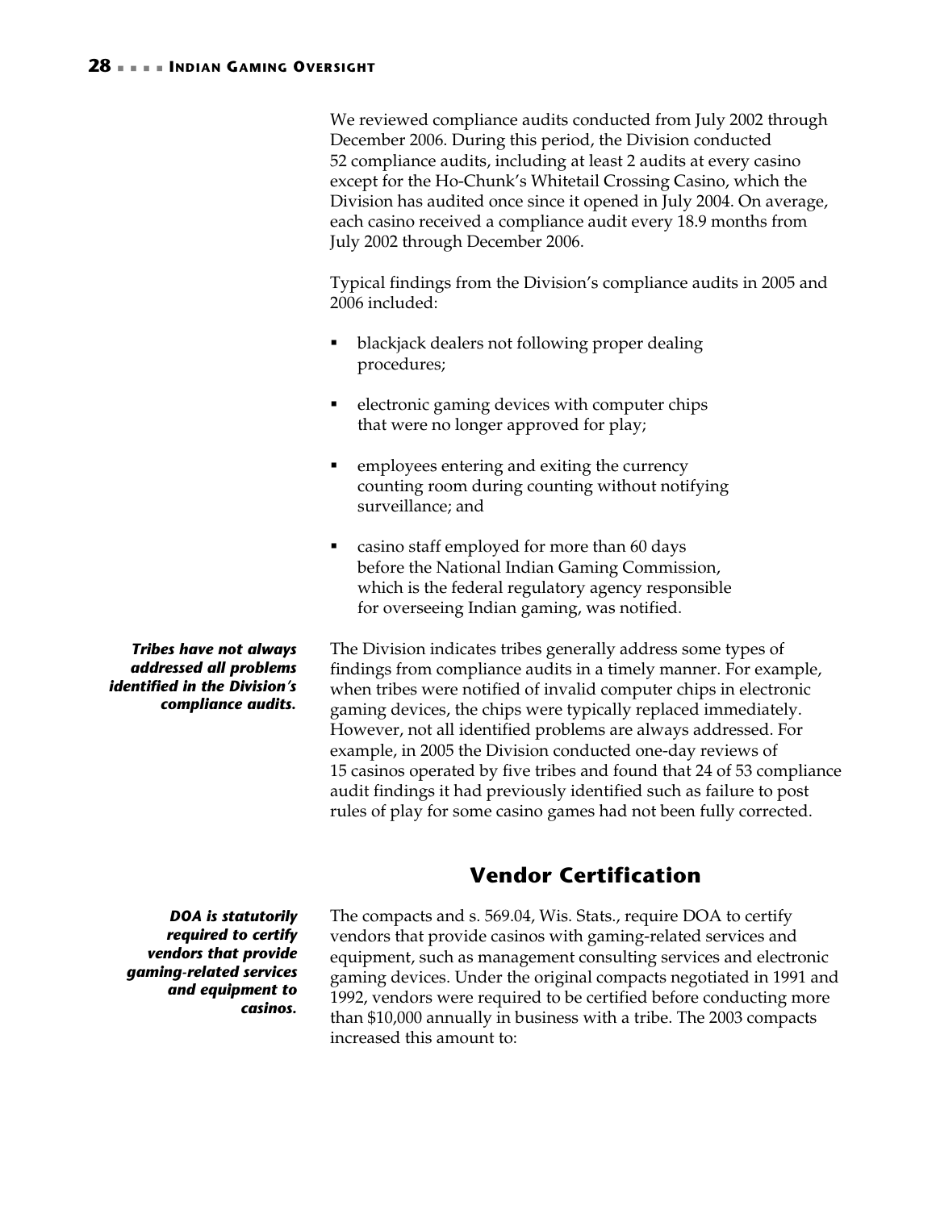We reviewed compliance audits conducted from July 2002 through December 2006. During this period, the Division conducted 52 compliance audits, including at least 2 audits at every casino except for the Ho-Chunk's Whitetail Crossing Casino, which the Division has audited once since it opened in July 2004. On average, each casino received a compliance audit every 18.9 months from July 2002 through December 2006.

Typical findings from the Division's compliance audits in 2005 and 2006 included:

- blackjack dealers not following proper dealing procedures;
- electronic gaming devices with computer chips that were no longer approved for play;
- employees entering and exiting the currency counting room during counting without notifying surveillance; and
- casino staff employed for more than 60 days before the National Indian Gaming Commission, which is the federal regulatory agency responsible for overseeing Indian gaming, was notified.

***Tribes have not always addressed all problems identified in the Division's compliance audits.***

The Division indicates tribes generally address some types of findings from compliance audits in a timely manner. For example, when tribes were notified of invalid computer chips in electronic gaming devices, the chips were typically replaced immediately. However, not all identified problems are always addressed. For example, in 2005 the Division conducted one-day reviews of 15 casinos operated by five tribes and found that 24 of 53 compliance audit findings it had previously identified such as failure to post rules of play for some casino games had not been fully corrected.

## Vendor Certification

***DOA is statutorily required to certify vendors that provide gaming-related services and equipment to casinos.***

The compacts and s. 569.04, Wis. Stats., require DOA to certify vendors that provide casinos with gaming-related services and equipment, such as management consulting services and electronic gaming devices. Under the original compacts negotiated in 1991 and 1992, vendors were required to be certified before conducting more than $10,000 annually in business with a tribe. The 2003 compacts increased this amount to: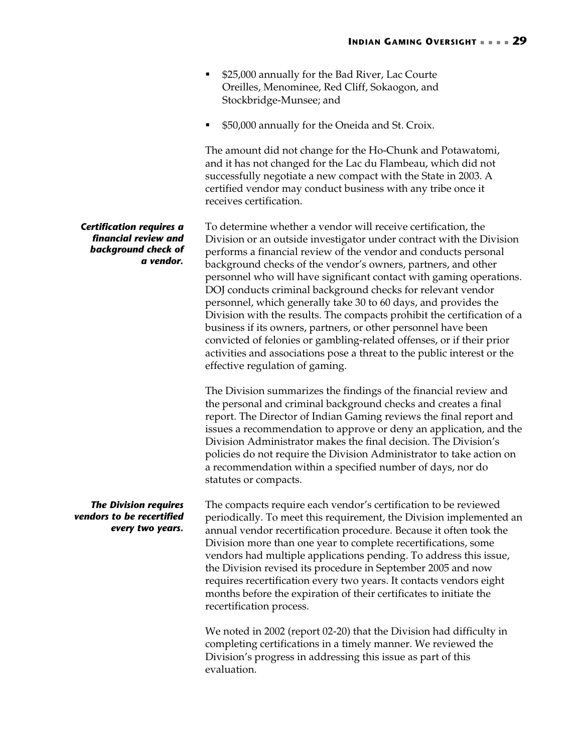- $25,000 annually for the Bad River, Lac Courte Oreilles, Menominee, Red Cliff, Sokaogon, and Stockbridge-Munsee; and
- $50,000 annually for the Oneida and St. Croix.

The amount did not change for the Ho-Chunk and Potawatomi, and it has not changed for the Lac du Flambeau, which did not successfully negotiate a new compact with the State in 2003. A certified vendor may conduct business with any tribe once it receives certification.

***Certification requires a financial review and background check of a vendor.***

To determine whether a vendor will receive certification, the Division or an outside investigator under contract with the Division performs a financial review of the vendor and conducts personal background checks of the vendor's owners, partners, and other personnel who will have significant contact with gaming operations. DOJ conducts criminal background checks for relevant vendor personnel, which generally take 30 to 60 days, and provides the Division with the results. The compacts prohibit the certification of a business if its owners, partners, or other personnel have been convicted of felonies or gambling-related offenses, or if their prior activities and associations pose a threat to the public interest or the effective regulation of gaming.

The Division summarizes the findings of the financial review and the personal and criminal background checks and creates a final report. The Director of Indian Gaming reviews the final report and issues a recommendation to approve or deny an application, and the Division Administrator makes the final decision. The Division's policies do not require the Division Administrator to take action on a recommendation within a specified number of days, nor do statutes or compacts.

***The Division requires vendors to be recertified every two years.***

The compacts require each vendor's certification to be reviewed periodically. To meet this requirement, the Division implemented an annual vendor recertification procedure. Because it often took the Division more than one year to complete recertifications, some vendors had multiple applications pending. To address this issue, the Division revised its procedure in September 2005 and now requires recertification every two years. It contacts vendors eight months before the expiration of their certificates to initiate the recertification process.

We noted in 2002 (report 02-20) that the Division had difficulty in completing certifications in a timely manner. We reviewed the Division's progress in addressing this issue as part of this evaluation.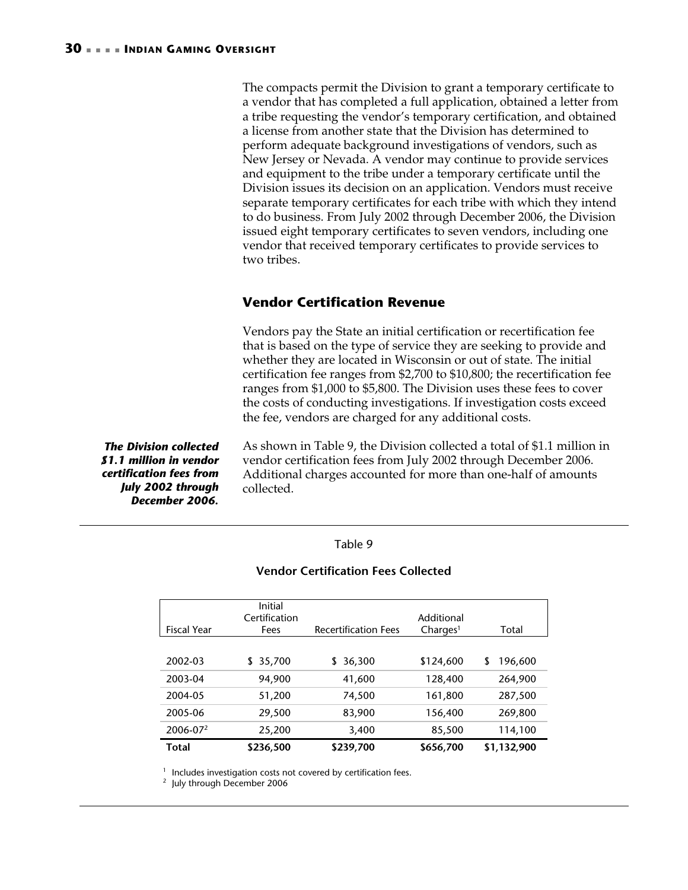The compacts permit the Division to grant a temporary certificate to a vendor that has completed a full application, obtained a letter from a tribe requesting the vendor's temporary certification, and obtained a license from another state that the Division has determined to perform adequate background investigations of vendors, such as New Jersey or Nevada. A vendor may continue to provide services and equipment to the tribe under a temporary certificate until the Division issues its decision on an application. Vendors must receive separate temporary certificates for each tribe with which they intend to do business. From July 2002 through December 2006, the Division issued eight temporary certificates to seven vendors, including one vendor that received temporary certificates to provide services to two tribes.

## Vendor Certification Revenue

Vendors pay the State an initial certification or recertification fee that is based on the type of service they are seeking to provide and whether they are located in Wisconsin or out of state. The initial certification fee ranges from $2,700 to $10,800; the recertification fee ranges from $1,000 to $5,800. The Division uses these fees to cover the costs of conducting investigations. If investigation costs exceed the fee, vendors are charged for any additional costs.

***The Division collected $1.1 million in vendor certification fees from July 2002 through December 2006.***

As shown in Table 9, the Division collected a total of $1.1 million in vendor certification fees from July 2002 through December 2006. Additional charges accounted for more than one-half of amounts collected.

Table 9

**Vendor Certification Fees Collected**

| Fiscal Year | Initial Certification Fees | Recertification Fees | Additional Charges[1] | Total |
|---|---|---|---|---|
| 2002-03 | $ 35,700 | $ 36,300 | $124,600 | $ 196,600 |
| 2003-04 | 94,900 | 41,600 | 128,400 | 264,900 |
| 2004-05 | 51,200 | 74,500 | 161,800 | 287,500 |
| 2005-06 | 29,500 | 83,900 | 156,400 | 269,800 |
| 2006-07[2] | 25,200 | 3,400 | 85,500 | 114,100 |
| **Total** | **$236,500** | **$239,700** | **$656,700** | **$1,132,900** |

[1] Includes investigation costs not covered by certification fees.
[2] July through December 2006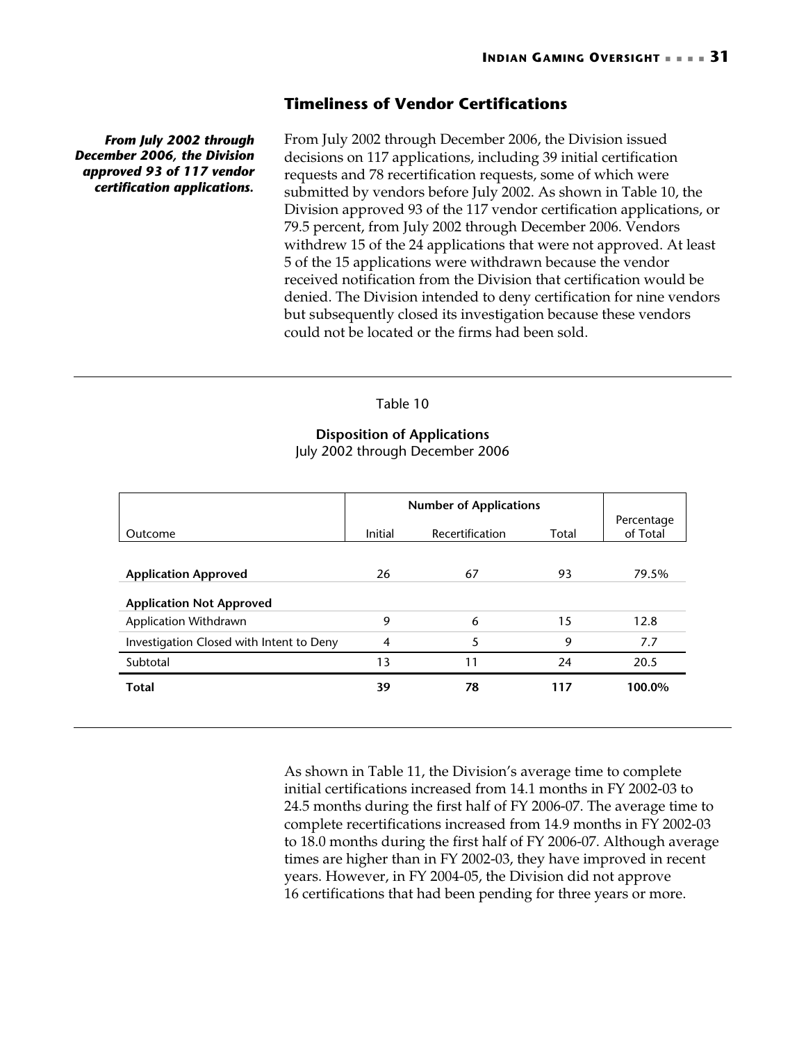## Timeliness of Vendor Certifications

***From July 2002 through December 2006, the Division approved 93 of 117 vendor certification applications.***

From July 2002 through December 2006, the Division issued decisions on 117 applications, including 39 initial certification requests and 78 recertification requests, some of which were submitted by vendors before July 2002. As shown in Table 10, the Division approved 93 of the 117 vendor certification applications, or 79.5 percent, from July 2002 through December 2006. Vendors withdrew 15 of the 24 applications that were not approved. At least 5 of the 15 applications were withdrawn because the vendor received notification from the Division that certification would be denied. The Division intended to deny certification for nine vendors but subsequently closed its investigation because these vendors could not be located or the firms had been sold.

Table 10

**Disposition of Applications**
July 2002 through December 2006

| | Number of Applications | | | |
|---|---|---|---|---|
| Outcome | Initial | Recertification | Total | Percentage of Total |
| **Application Approved** | 26 | 67 | 93 | 79.5% |
| **Application Not Approved** | | | | |
| Application Withdrawn | 9 | 6 | 15 | 12.8 |
| Investigation Closed with Intent to Deny | 4 | 5 | 9 | 7.7 |
| Subtotal | 13 | 11 | 24 | 20.5 |
| **Total** | **39** | **78** | **117** | **100.0%** |

As shown in Table 11, the Division's average time to complete initial certifications increased from 14.1 months in FY 2002-03 to 24.5 months during the first half of FY 2006-07. The average time to complete recertifications increased from 14.9 months in FY 2002-03 to 18.0 months during the first half of FY 2006-07. Although average times are higher than in FY 2002-03, they have improved in recent years. However, in FY 2004-05, the Division did not approve 16 certifications that had been pending for three years or more.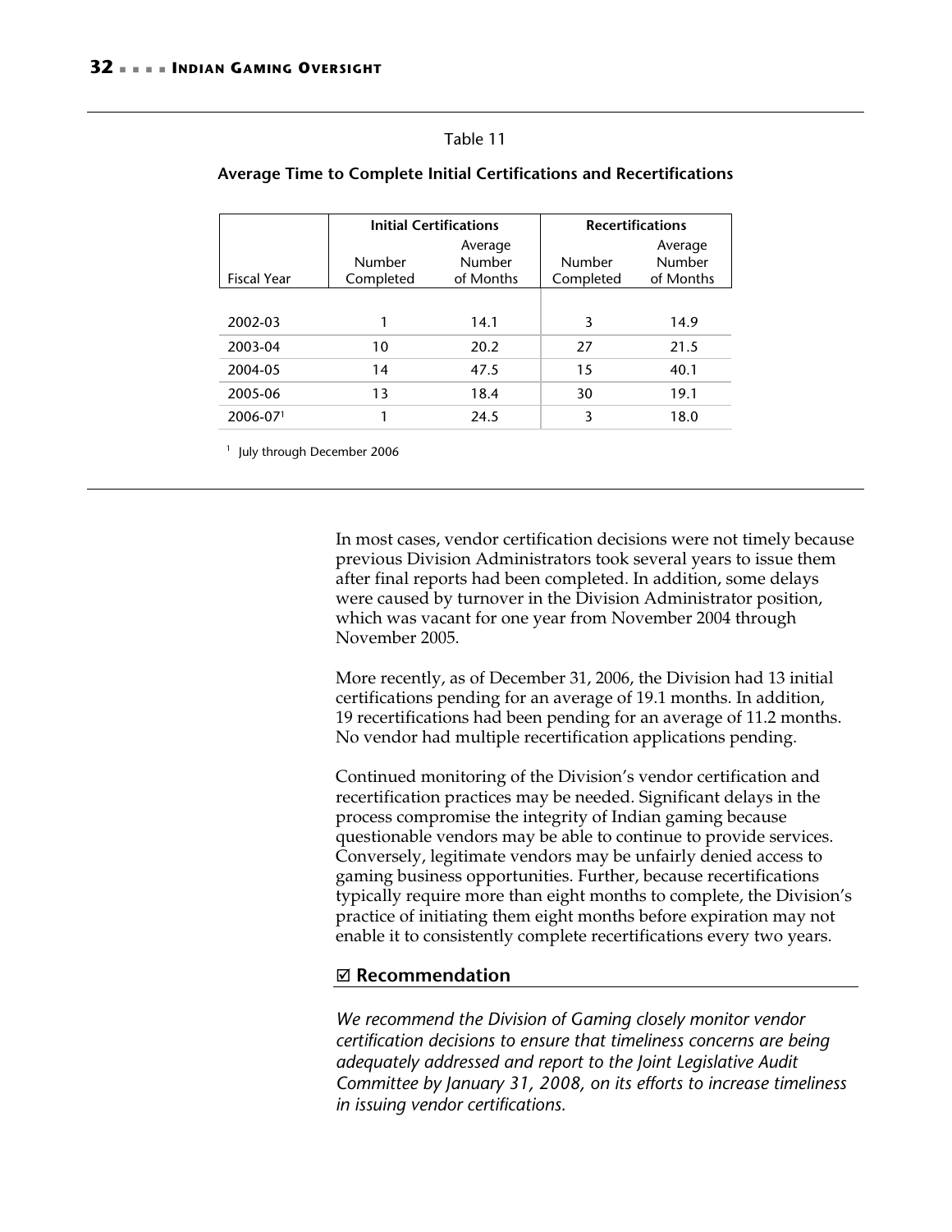Table 11

**Average Time to Complete Initial Certifications and Recertifications**

| | Initial Certifications | | Recertifications | |
|---|---|---|---|---|
| Fiscal Year | Number Completed | Average Number of Months | Number Completed | Average Number of Months |
| 2002-03 | 1 | 14.1 | 3 | 14.9 |
| 2003-04 | 10 | 20.2 | 27 | 21.5 |
| 2004-05 | 14 | 47.5 | 15 | 40.1 |
| 2005-06 | 13 | 18.4 | 30 | 19.1 |
| 2006-07[1] | 1 | 24.5 | 3 | 18.0 |

[1] July through December 2006

In most cases, vendor certification decisions were not timely because previous Division Administrators took several years to issue them after final reports had been completed. In addition, some delays were caused by turnover in the Division Administrator position, which was vacant for one year from November 2004 through November 2005.

More recently, as of December 31, 2006, the Division had 13 initial certifications pending for an average of 19.1 months. In addition, 19 recertifications had been pending for an average of 11.2 months. No vendor had multiple recertification applications pending.

Continued monitoring of the Division's vendor certification and recertification practices may be needed. Significant delays in the process compromise the integrity of Indian gaming because questionable vendors may be able to continue to provide services. Conversely, legitimate vendors may be unfairly denied access to gaming business opportunities. Further, because recertifications typically require more than eight months to complete, the Division's practice of initiating them eight months before expiration may not enable it to consistently complete recertifications every two years.

## ☑ Recommendation

*We recommend the Division of Gaming closely monitor vendor certification decisions to ensure that timeliness concerns are being adequately addressed and report to the Joint Legislative Audit Committee by January 31, 2008, on its efforts to increase timeliness in issuing vendor certifications.*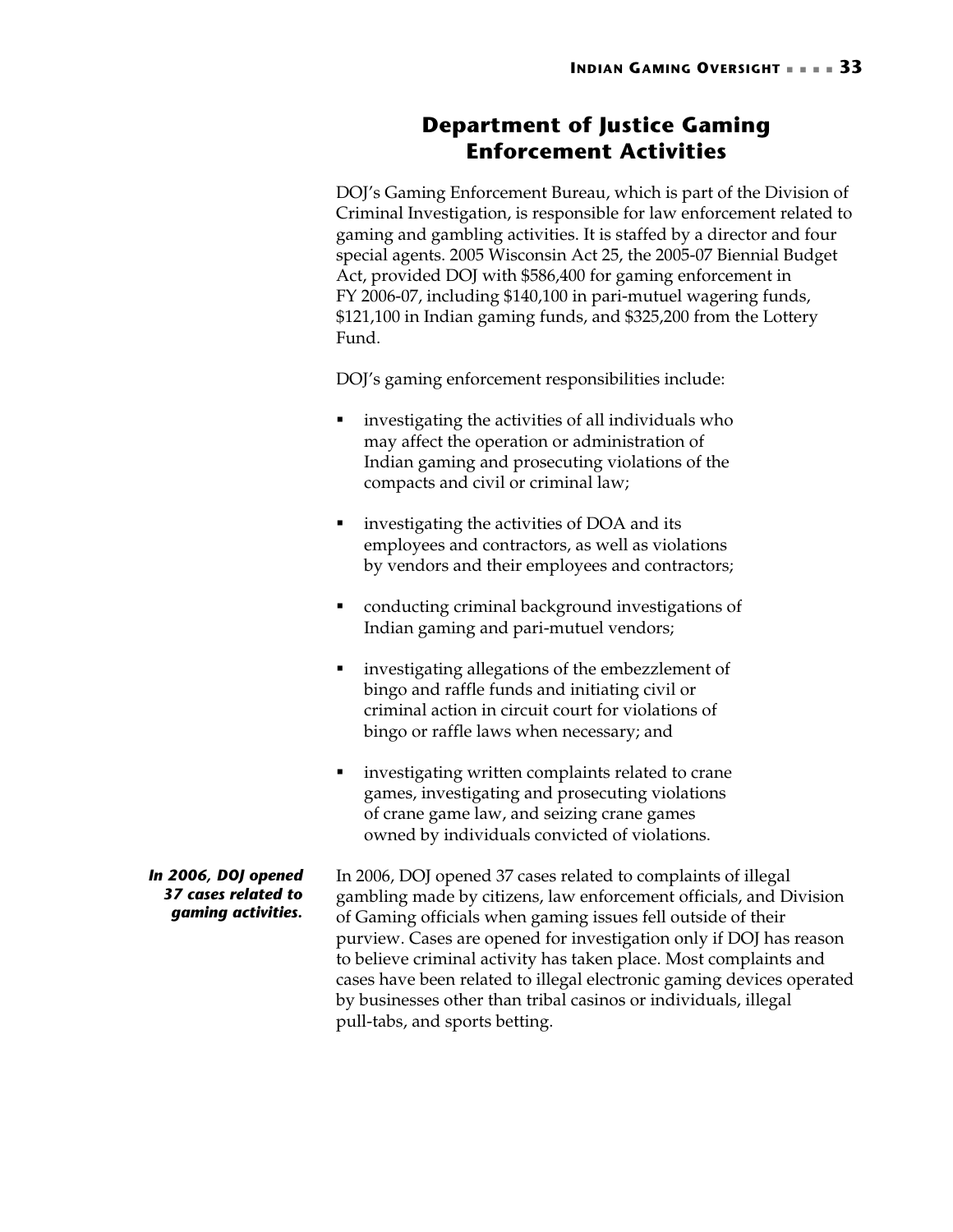## Department of Justice Gaming Enforcement Activities

DOJ's Gaming Enforcement Bureau, which is part of the Division of Criminal Investigation, is responsible for law enforcement related to gaming and gambling activities. It is staffed by a director and four special agents. 2005 Wisconsin Act 25, the 2005-07 Biennial Budget Act, provided DOJ with $586,400 for gaming enforcement in FY 2006-07, including $140,100 in pari-mutuel wagering funds, $121,100 in Indian gaming funds, and $325,200 from the Lottery Fund.

DOJ's gaming enforcement responsibilities include:

- investigating the activities of all individuals who may affect the operation or administration of Indian gaming and prosecuting violations of the compacts and civil or criminal law;
- investigating the activities of DOA and its employees and contractors, as well as violations by vendors and their employees and contractors;
- conducting criminal background investigations of Indian gaming and pari-mutuel vendors;
- investigating allegations of the embezzlement of bingo and raffle funds and initiating civil or criminal action in circuit court for violations of bingo or raffle laws when necessary; and
- investigating written complaints related to crane games, investigating and prosecuting violations of crane game law, and seizing crane games owned by individuals convicted of violations.

***In 2006, DOJ opened 37 cases related to gaming activities.***

In 2006, DOJ opened 37 cases related to complaints of illegal gambling made by citizens, law enforcement officials, and Division of Gaming officials when gaming issues fell outside of their purview. Cases are opened for investigation only if DOJ has reason to believe criminal activity has taken place. Most complaints and cases have been related to illegal electronic gaming devices operated by businesses other than tribal casinos or individuals, illegal pull-tabs, and sports betting.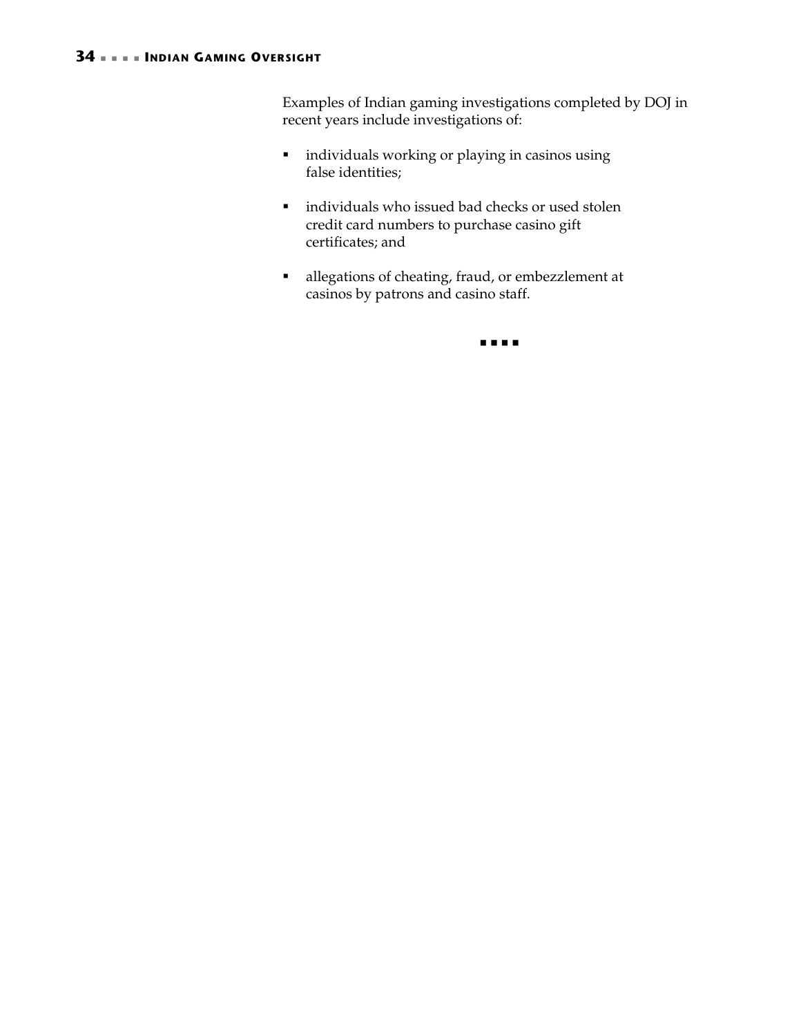Examples of Indian gaming investigations completed by DOJ in recent years include investigations of:

- individuals working or playing in casinos using false identities;
- individuals who issued bad checks or used stolen credit card numbers to purchase casino gift certificates; and
- allegations of cheating, fraud, or embezzlement at casinos by patrons and casino staff.

■ ■ ■ ■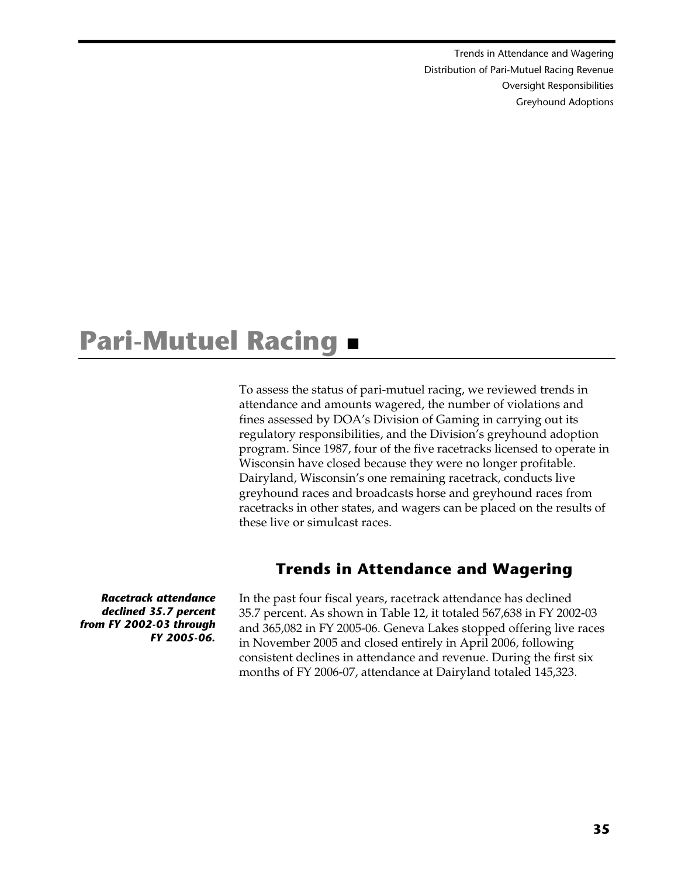# Pari-Mutuel Racing ■

To assess the status of pari-mutuel racing, we reviewed trends in attendance and amounts wagered, the number of violations and fines assessed by DOA's Division of Gaming in carrying out its regulatory responsibilities, and the Division's greyhound adoption program. Since 1987, four of the five racetracks licensed to operate in Wisconsin have closed because they were no longer profitable. Dairyland, Wisconsin's one remaining racetrack, conducts live greyhound races and broadcasts horse and greyhound races from racetracks in other states, and wagers can be placed on the results of these live or simulcast races.

## Trends in Attendance and Wagering

***Racetrack attendance declined 35.7 percent from FY 2002-03 through FY 2005-06.***

In the past four fiscal years, racetrack attendance has declined 35.7 percent. As shown in Table 12, it totaled 567,638 in FY 2002-03 and 365,082 in FY 2005-06. Geneva Lakes stopped offering live races in November 2005 and closed entirely in April 2006, following consistent declines in attendance and revenue. During the first six months of FY 2006-07, attendance at Dairyland totaled 145,323.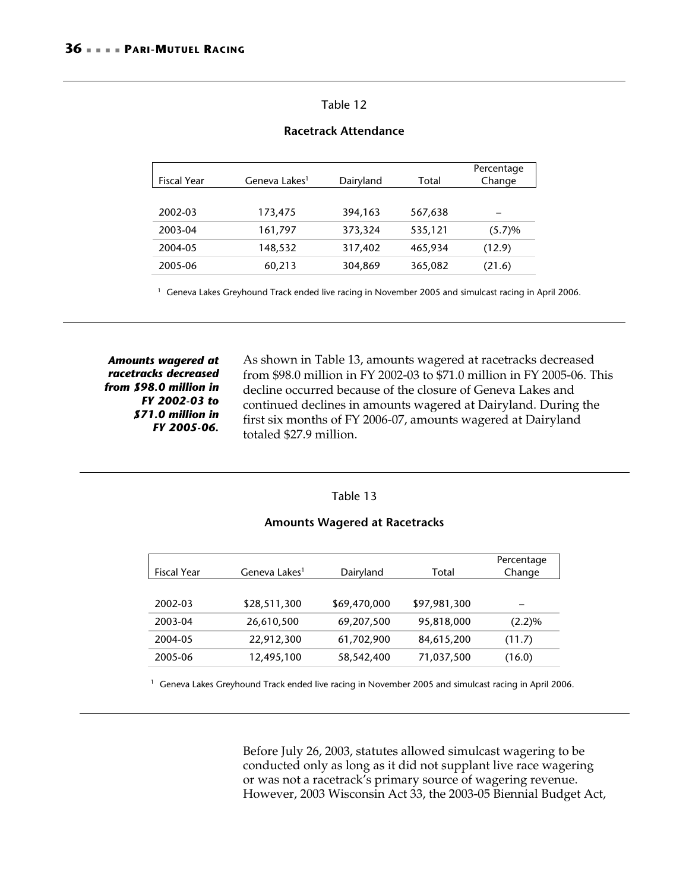Table 12

**Racetrack Attendance**

| Fiscal Year | Geneva Lakes[1] | Dairyland | Total | Percentage Change |
|---|---|---|---|---|
| 2002-03 | 173,475 | 394,163 | 567,638 | – |
| 2003-04 | 161,797 | 373,324 | 535,121 | (5.7)% |
| 2004-05 | 148,532 | 317,402 | 465,934 | (12.9) |
| 2005-06 | 60,213 | 304,869 | 365,082 | (21.6) |

[1] Geneva Lakes Greyhound Track ended live racing in November 2005 and simulcast racing in April 2006.

***Amounts wagered at racetracks decreased from $98.0 million in FY 2002-03 to $71.0 million in FY 2005-06.***

As shown in Table 13, amounts wagered at racetracks decreased from $98.0 million in FY 2002-03 to $71.0 million in FY 2005-06. This decline occurred because of the closure of Geneva Lakes and continued declines in amounts wagered at Dairyland. During the first six months of FY 2006-07, amounts wagered at Dairyland totaled $27.9 million.

Table 13

**Amounts Wagered at Racetracks**

| Fiscal Year | Geneva Lakes[1] | Dairyland | Total | Percentage Change |
|---|---|---|---|---|
| 2002-03 | $28,511,300 | $69,470,000 | $97,981,300 | – |
| 2003-04 | 26,610,500 | 69,207,500 | 95,818,000 | (2.2)% |
| 2004-05 | 22,912,300 | 61,702,900 | 84,615,200 | (11.7) |
| 2005-06 | 12,495,100 | 58,542,400 | 71,037,500 | (16.0) |

[1] Geneva Lakes Greyhound Track ended live racing in November 2005 and simulcast racing in April 2006.

Before July 26, 2003, statutes allowed simulcast wagering to be conducted only as long as it did not supplant live race wagering or was not a racetrack's primary source of wagering revenue. However, 2003 Wisconsin Act 33, the 2003-05 Biennial Budget Act,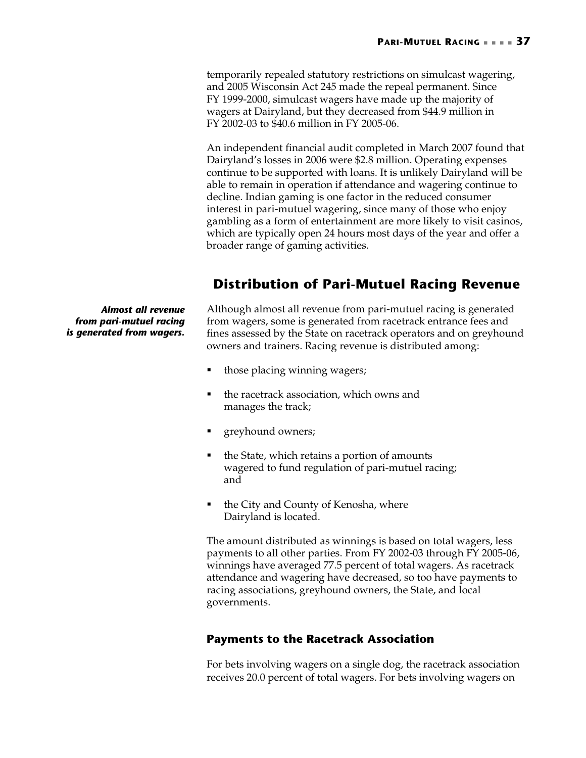temporarily repealed statutory restrictions on simulcast wagering, and 2005 Wisconsin Act 245 made the repeal permanent. Since FY 1999-2000, simulcast wagers have made up the majority of wagers at Dairyland, but they decreased from $44.9 million in FY 2002-03 to $40.6 million in FY 2005-06.

An independent financial audit completed in March 2007 found that Dairyland's losses in 2006 were $2.8 million. Operating expenses continue to be supported with loans. It is unlikely Dairyland will be able to remain in operation if attendance and wagering continue to decline. Indian gaming is one factor in the reduced consumer interest in pari-mutuel wagering, since many of those who enjoy gambling as a form of entertainment are more likely to visit casinos, which are typically open 24 hours most days of the year and offer a broader range of gaming activities.

## Distribution of Pari-Mutuel Racing Revenue

***Almost all revenue from pari-mutuel racing is generated from wagers.***

Although almost all revenue from pari-mutuel racing is generated from wagers, some is generated from racetrack entrance fees and fines assessed by the State on racetrack operators and on greyhound owners and trainers. Racing revenue is distributed among:

- those placing winning wagers;
- the racetrack association, which owns and manages the track;
- greyhound owners;
- the State, which retains a portion of amounts wagered to fund regulation of pari-mutuel racing; and
- the City and County of Kenosha, where Dairyland is located.

The amount distributed as winnings is based on total wagers, less payments to all other parties. From FY 2002-03 through FY 2005-06, winnings have averaged 77.5 percent of total wagers. As racetrack attendance and wagering have decreased, so too have payments to racing associations, greyhound owners, the State, and local governments.

### Payments to the Racetrack Association

For bets involving wagers on a single dog, the racetrack association receives 20.0 percent of total wagers. For bets involving wagers on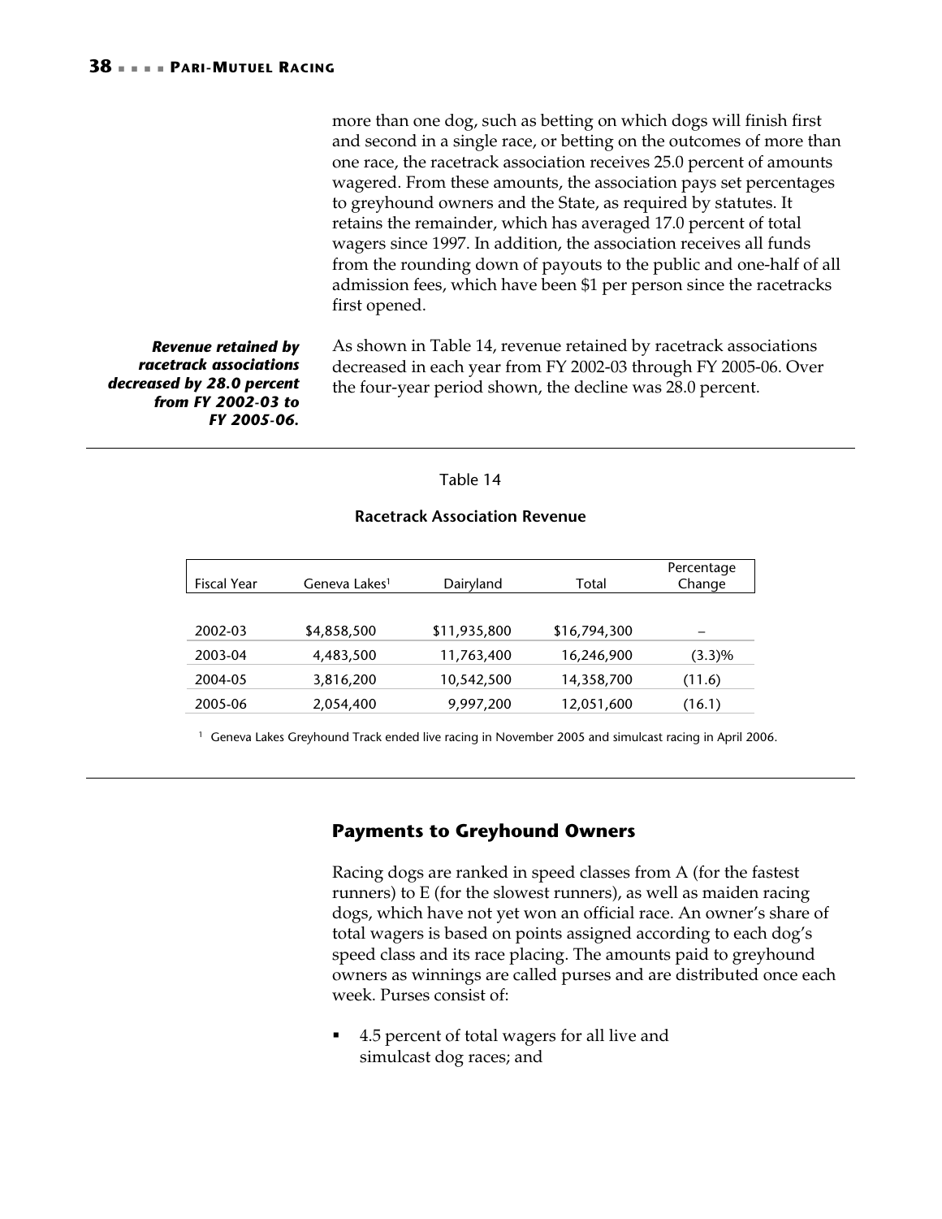more than one dog, such as betting on which dogs will finish first and second in a single race, or betting on the outcomes of more than one race, the racetrack association receives 25.0 percent of amounts wagered. From these amounts, the association pays set percentages to greyhound owners and the State, as required by statutes. It retains the remainder, which has averaged 17.0 percent of total wagers since 1997. In addition, the association receives all funds from the rounding down of payouts to the public and one-half of all admission fees, which have been $1 per person since the racetracks first opened.

***Revenue retained by racetrack associations decreased by 28.0 percent from FY 2002-03 to FY 2005-06.***

As shown in Table 14, revenue retained by racetrack associations decreased in each year from FY 2002-03 through FY 2005-06. Over the four-year period shown, the decline was 28.0 percent.

Table 14

**Racetrack Association Revenue**

| Fiscal Year | Geneva Lakes[1] | Dairyland | Total | Percentage Change |
|---|---|---|---|---|
| 2002-03 | $4,858,500 | $11,935,800 | $16,794,300 | – |
| 2003-04 | 4,483,500 | 11,763,400 | 16,246,900 | (3.3)% |
| 2004-05 | 3,816,200 | 10,542,500 | 14,358,700 | (11.6) |
| 2005-06 | 2,054,400 | 9,997,200 | 12,051,600 | (16.1) |

[1] Geneva Lakes Greyhound Track ended live racing in November 2005 and simulcast racing in April 2006.

## Payments to Greyhound Owners

Racing dogs are ranked in speed classes from A (for the fastest runners) to E (for the slowest runners), as well as maiden racing dogs, which have not yet won an official race. An owner's share of total wagers is based on points assigned according to each dog's speed class and its race placing. The amounts paid to greyhound owners as winnings are called purses and are distributed once each week. Purses consist of:

- 4.5 percent of total wagers for all live and simulcast dog races; and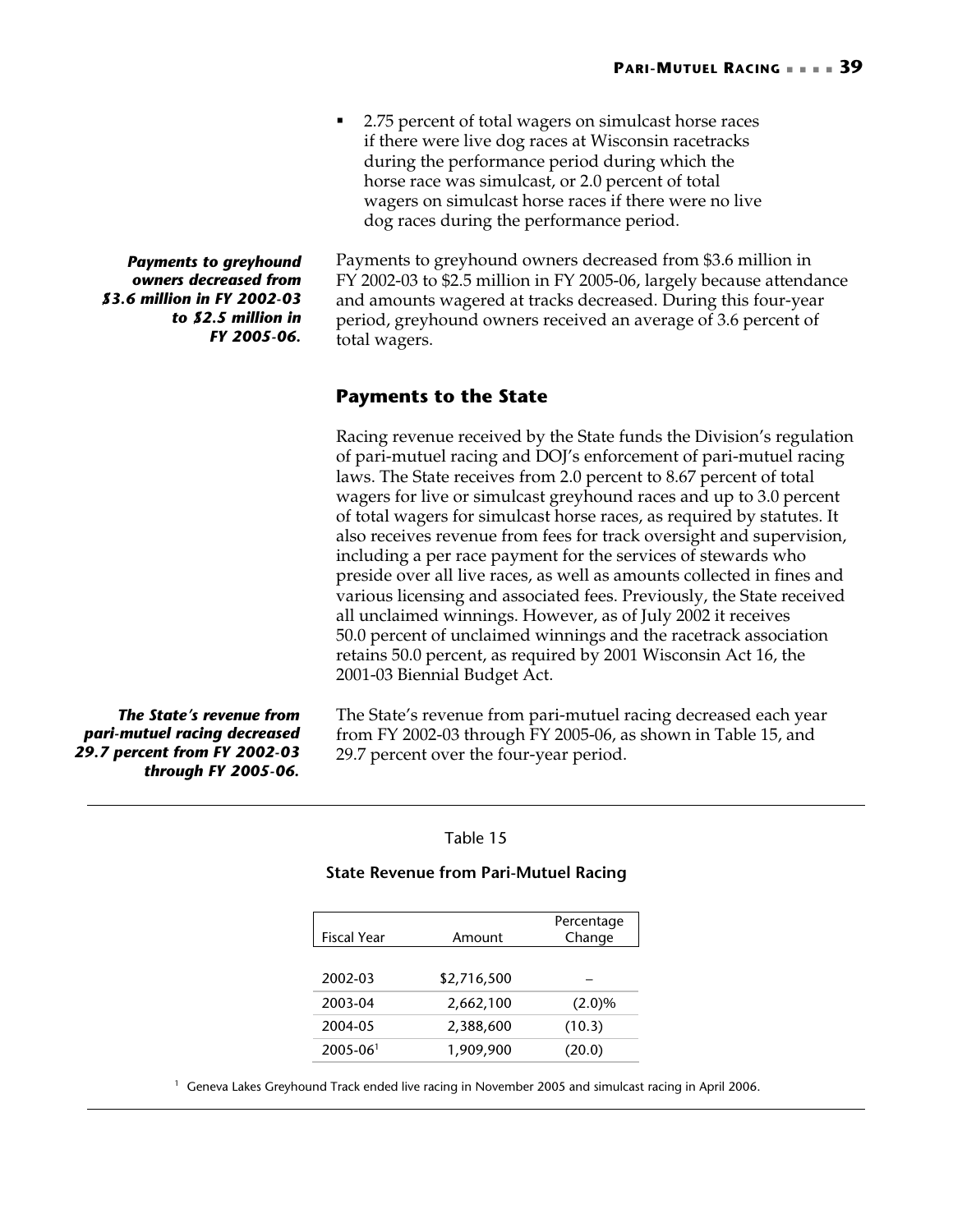- 2.75 percent of total wagers on simulcast horse races if there were live dog races at Wisconsin racetracks during the performance period during which the horse race was simulcast, or 2.0 percent of total wagers on simulcast horse races if there were no live dog races during the performance period.

***Payments to greyhound owners decreased from $3.6 million in FY 2002-03 to $2.5 million in FY 2005-06.***

Payments to greyhound owners decreased from $3.6 million in FY 2002-03 to $2.5 million in FY 2005-06, largely because attendance and amounts wagered at tracks decreased. During this four-year period, greyhound owners received an average of 3.6 percent of total wagers.

## Payments to the State

Racing revenue received by the State funds the Division's regulation of pari-mutuel racing and DOJ's enforcement of pari-mutuel racing laws. The State receives from 2.0 percent to 8.67 percent of total wagers for live or simulcast greyhound races and up to 3.0 percent of total wagers for simulcast horse races, as required by statutes. It also receives revenue from fees for track oversight and supervision, including a per race payment for the services of stewards who preside over all live races, as well as amounts collected in fines and various licensing and associated fees. Previously, the State received all unclaimed winnings. However, as of July 2002 it receives 50.0 percent of unclaimed winnings and the racetrack association retains 50.0 percent, as required by 2001 Wisconsin Act 16, the 2001-03 Biennial Budget Act.

***The State's revenue from pari-mutuel racing decreased 29.7 percent from FY 2002-03 through FY 2005-06.***

The State's revenue from pari-mutuel racing decreased each year from FY 2002-03 through FY 2005-06, as shown in Table 15, and 29.7 percent over the four-year period.

Table 15

**State Revenue from Pari-Mutuel Racing**

| Fiscal Year | Amount | Percentage Change |
|---|---|---|
| 2002-03 | $2,716,500 | – |
| 2003-04 | 2,662,100 | (2.0)% |
| 2004-05 | 2,388,600 | (10.3) |
| 2005-06[1] | 1,909,900 | (20.0) |

[1] Geneva Lakes Greyhound Track ended live racing in November 2005 and simulcast racing in April 2006.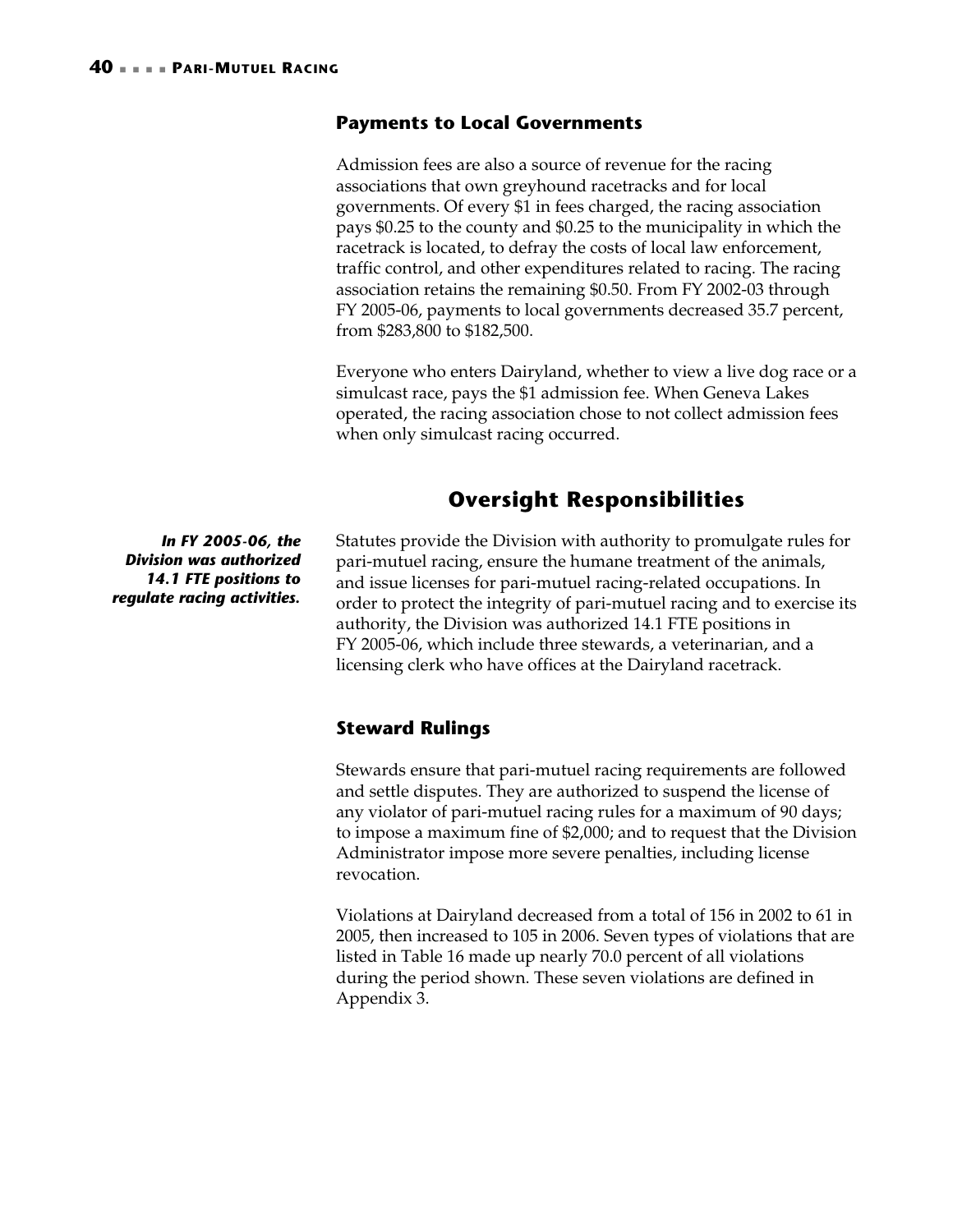### Payments to Local Governments

Admission fees are also a source of revenue for the racing associations that own greyhound racetracks and for local governments. Of every $1 in fees charged, the racing association pays $0.25 to the county and $0.25 to the municipality in which the racetrack is located, to defray the costs of local law enforcement, traffic control, and other expenditures related to racing. The racing association retains the remaining $0.50. From FY 2002-03 through FY 2005-06, payments to local governments decreased 35.7 percent, from $283,800 to $182,500.

Everyone who enters Dairyland, whether to view a live dog race or a simulcast race, pays the $1 admission fee. When Geneva Lakes operated, the racing association chose to not collect admission fees when only simulcast racing occurred.

## Oversight Responsibilities

***In FY 2005-06, the Division was authorized 14.1 FTE positions to regulate racing activities.***

Statutes provide the Division with authority to promulgate rules for pari-mutuel racing, ensure the humane treatment of the animals, and issue licenses for pari-mutuel racing-related occupations. In order to protect the integrity of pari-mutuel racing and to exercise its authority, the Division was authorized 14.1 FTE positions in FY 2005-06, which include three stewards, a veterinarian, and a licensing clerk who have offices at the Dairyland racetrack.

### Steward Rulings

Stewards ensure that pari-mutuel racing requirements are followed and settle disputes. They are authorized to suspend the license of any violator of pari-mutuel racing rules for a maximum of 90 days; to impose a maximum fine of $2,000; and to request that the Division Administrator impose more severe penalties, including license revocation.

Violations at Dairyland decreased from a total of 156 in 2002 to 61 in 2005, then increased to 105 in 2006. Seven types of violations that are listed in Table 16 made up nearly 70.0 percent of all violations during the period shown. These seven violations are defined in Appendix 3.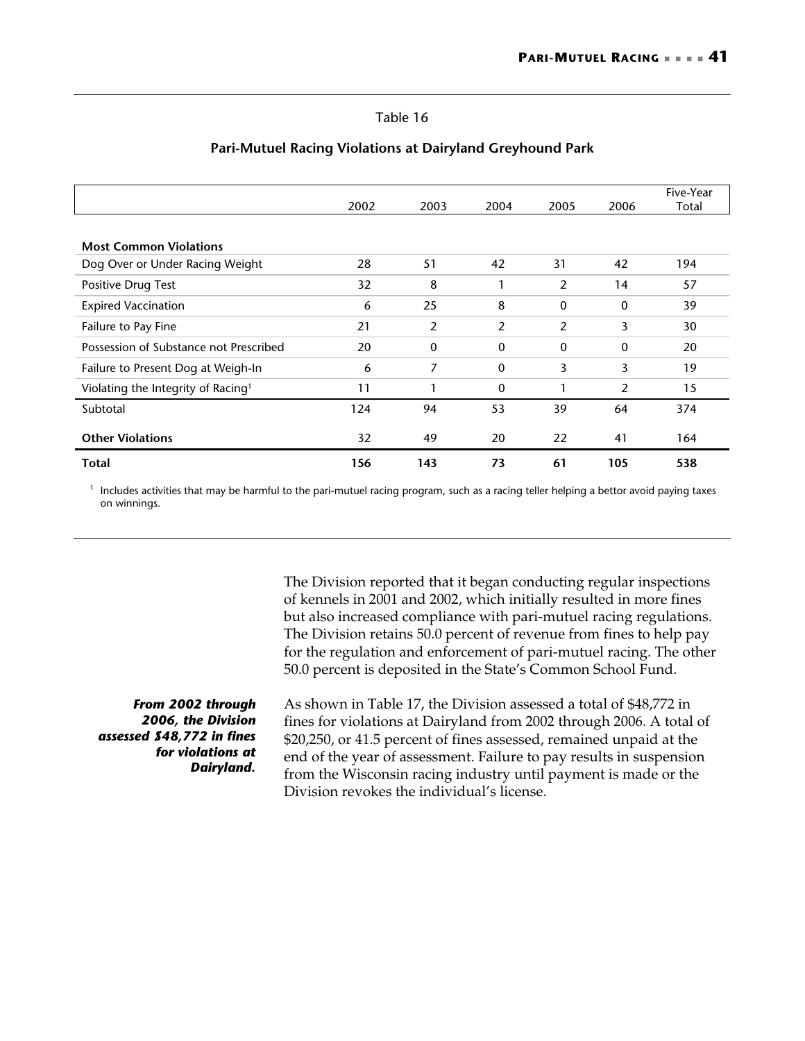Table 16

**Pari-Mutuel Racing Violations at Dairyland Greyhound Park**

| | 2002 | 2003 | 2004 | 2005 | 2006 | Five-Year Total |
|---|---|---|---|---|---|---|
| **Most Common Violations** | | | | | | |
| Dog Over or Under Racing Weight | 28 | 51 | 42 | 31 | 42 | 194 |
| Positive Drug Test | 32 | 8 | 1 | 2 | 14 | 57 |
| Expired Vaccination | 6 | 25 | 8 | 0 | 0 | 39 |
| Failure to Pay Fine | 21 | 2 | 2 | 2 | 3 | 30 |
| Possession of Substance not Prescribed | 20 | 0 | 0 | 0 | 0 | 20 |
| Failure to Present Dog at Weigh-In | 6 | 7 | 0 | 3 | 3 | 19 |
| Violating the Integrity of Racing[1] | 11 | 1 | 0 | 1 | 2 | 15 |
| Subtotal | 124 | 94 | 53 | 39 | 64 | 374 |
| **Other Violations** | 32 | 49 | 20 | 22 | 41 | 164 |
| **Total** | **156** | **143** | **73** | **61** | **105** | **538** |

[1] Includes activities that may be harmful to the pari-mutuel racing program, such as a racing teller helping a bettor avoid paying taxes on winnings.

The Division reported that it began conducting regular inspections of kennels in 2001 and 2002, which initially resulted in more fines but also increased compliance with pari-mutuel racing regulations. The Division retains 50.0 percent of revenue from fines to help pay for the regulation and enforcement of pari-mutuel racing. The other 50.0 percent is deposited in the State's Common School Fund.

***From 2002 through 2006, the Division assessed $48,772 in fines for violations at Dairyland.***

As shown in Table 17, the Division assessed a total of $48,772 in fines for violations at Dairyland from 2002 through 2006. A total of $20,250, or 41.5 percent of fines assessed, remained unpaid at the end of the year of assessment. Failure to pay results in suspension from the Wisconsin racing industry until payment is made or the Division revokes the individual's license.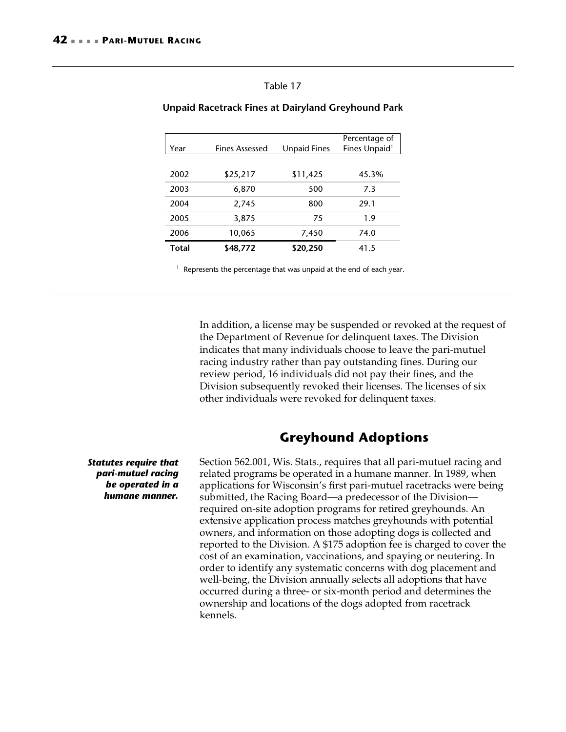Table 17

**Unpaid Racetrack Fines at Dairyland Greyhound Park**

| Year | Fines Assessed | Unpaid Fines | Percentage of Fines Unpaid[1] |
|---|---|---|---|
| 2002 | $25,217 | $11,425 | 45.3% |
| 2003 | 6,870 | 500 | 7.3 |
| 2004 | 2,745 | 800 | 29.1 |
| 2005 | 3,875 | 75 | 1.9 |
| 2006 | 10,065 | 7,450 | 74.0 |
| **Total** | **$48,772** | **$20,250** | 41.5 |

[1] Represents the percentage that was unpaid at the end of each year.

In addition, a license may be suspended or revoked at the request of the Department of Revenue for delinquent taxes. The Division indicates that many individuals choose to leave the pari-mutuel racing industry rather than pay outstanding fines. During our review period, 16 individuals did not pay their fines, and the Division subsequently revoked their licenses. The licenses of six other individuals were revoked for delinquent taxes.

## Greyhound Adoptions

***Statutes require that pari-mutuel racing be operated in a humane manner.***

Section 562.001, Wis. Stats., requires that all pari-mutuel racing and related programs be operated in a humane manner. In 1989, when applications for Wisconsin's first pari-mutuel racetracks were being submitted, the Racing Board—a predecessor of the Division—required on-site adoption programs for retired greyhounds. An extensive application process matches greyhounds with potential owners, and information on those adopting dogs is collected and reported to the Division. A $175 adoption fee is charged to cover the cost of an examination, vaccinations, and spaying or neutering. In order to identify any systematic concerns with dog placement and well-being, the Division annually selects all adoptions that have occurred during a three- or six-month period and determines the ownership and locations of the dogs adopted from racetrack kennels.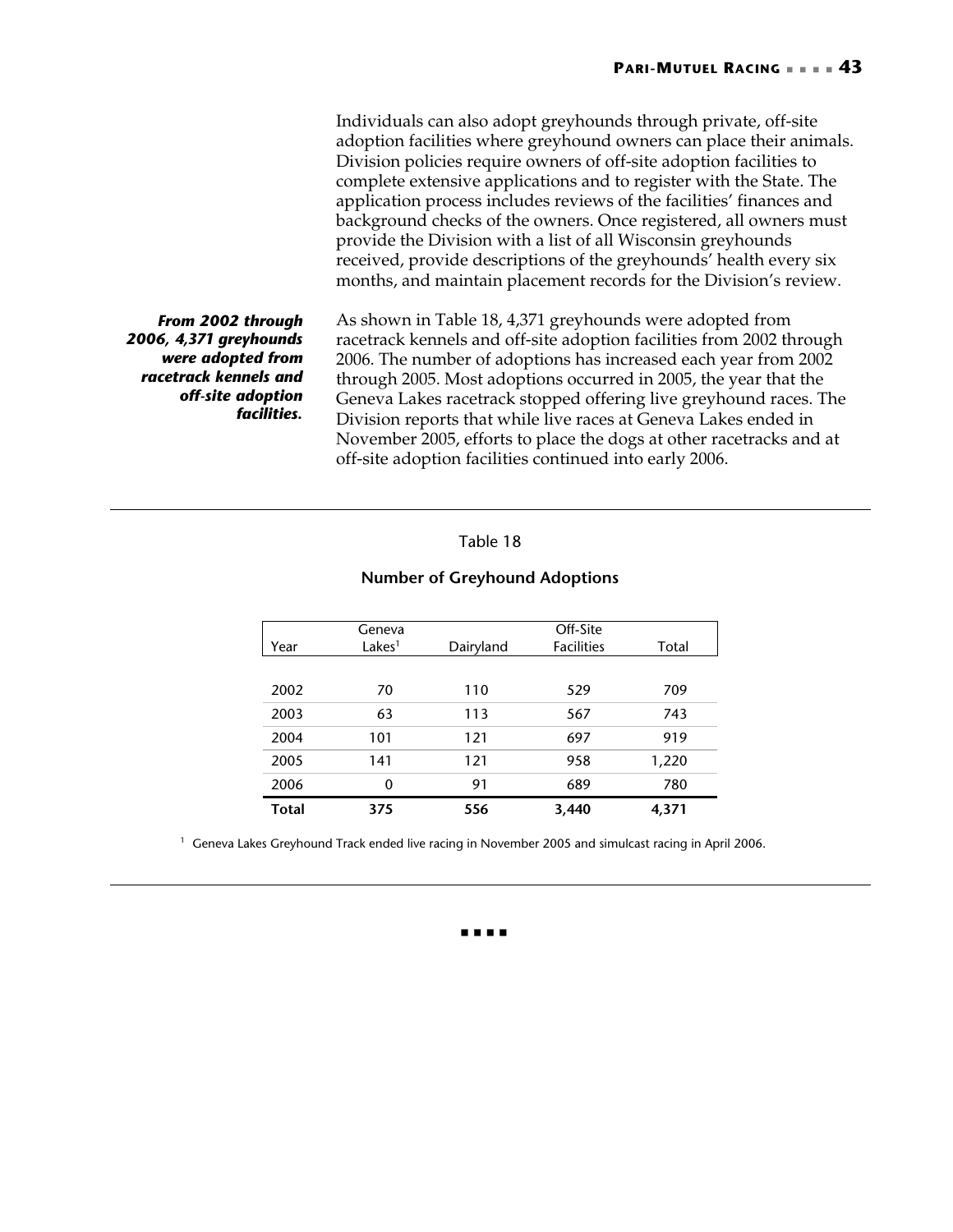Individuals can also adopt greyhounds through private, off-site adoption facilities where greyhound owners can place their animals. Division policies require owners of off-site adoption facilities to complete extensive applications and to register with the State. The application process includes reviews of the facilities' finances and background checks of the owners. Once registered, all owners must provide the Division with a list of all Wisconsin greyhounds received, provide descriptions of the greyhounds' health every six months, and maintain placement records for the Division's review.

***From 2002 through 2006, 4,371 greyhounds were adopted from racetrack kennels and off-site adoption facilities.***

As shown in Table 18, 4,371 greyhounds were adopted from racetrack kennels and off-site adoption facilities from 2002 through 2006. The number of adoptions has increased each year from 2002 through 2005. Most adoptions occurred in 2005, the year that the Geneva Lakes racetrack stopped offering live greyhound races. The Division reports that while live races at Geneva Lakes ended in November 2005, efforts to place the dogs at other racetracks and at off-site adoption facilities continued into early 2006.

Table 18

**Number of Greyhound Adoptions**

| Year | Geneva Lakes[1] | Dairyland | Off-Site Facilities | Total |
|---|---|---|---|---|
| 2002 | 70 | 110 | 529 | 709 |
| 2003 | 63 | 113 | 567 | 743 |
| 2004 | 101 | 121 | 697 | 919 |
| 2005 | 141 | 121 | 958 | 1,220 |
| 2006 | 0 | 91 | 689 | 780 |
| **Total** | **375** | **556** | **3,440** | **4,371** |

[1] Geneva Lakes Greyhound Track ended live racing in November 2005 and simulcast racing in April 2006.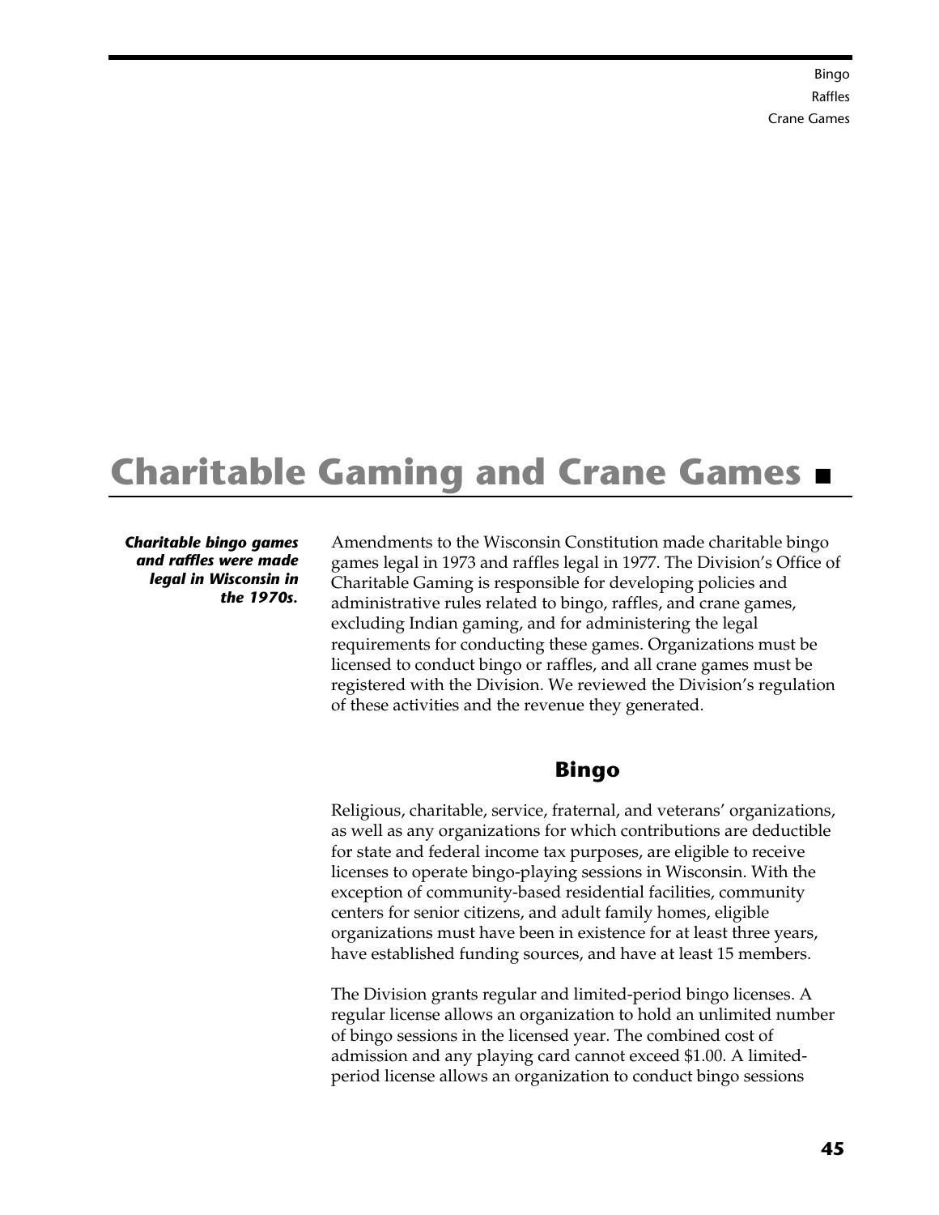# Charitable Gaming and Crane Games

***Charitable bingo games and raffles were made legal in Wisconsin in the 1970s.***

Amendments to the Wisconsin Constitution made charitable bingo games legal in 1973 and raffles legal in 1977. The Division's Office of Charitable Gaming is responsible for developing policies and administrative rules related to bingo, raffles, and crane games, excluding Indian gaming, and for administering the legal requirements for conducting these games. Organizations must be licensed to conduct bingo or raffles, and all crane games must be registered with the Division. We reviewed the Division's regulation of these activities and the revenue they generated.

## Bingo

Religious, charitable, service, fraternal, and veterans' organizations, as well as any organizations for which contributions are deductible for state and federal income tax purposes, are eligible to receive licenses to operate bingo-playing sessions in Wisconsin. With the exception of community-based residential facilities, community centers for senior citizens, and adult family homes, eligible organizations must have been in existence for at least three years, have established funding sources, and have at least 15 members.

The Division grants regular and limited-period bingo licenses. A regular license allows an organization to hold an unlimited number of bingo sessions in the licensed year. The combined cost of admission and any playing card cannot exceed $1.00. A limited-period license allows an organization to conduct bingo sessions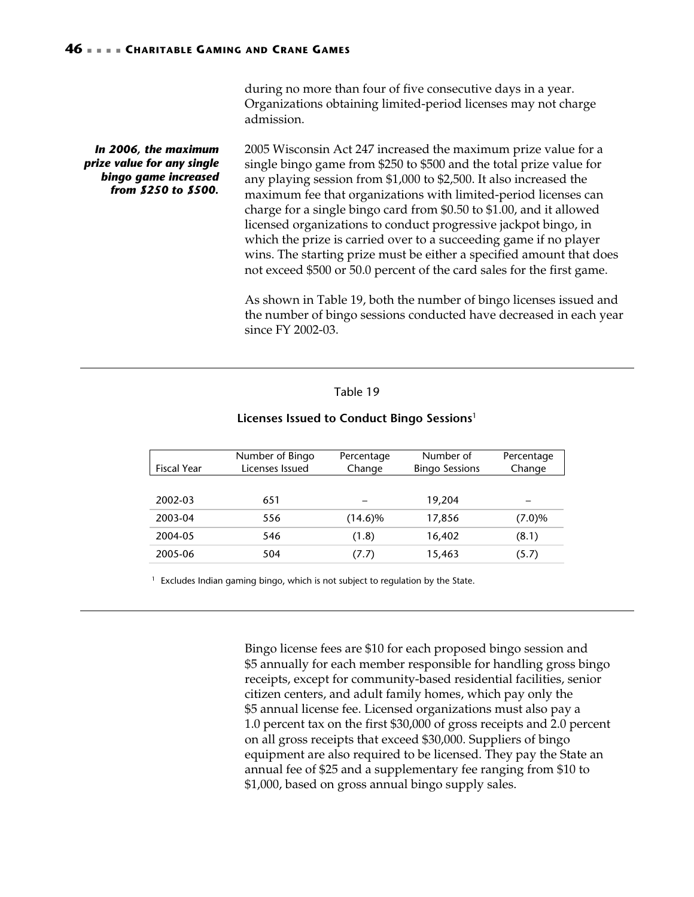during no more than four of five consecutive days in a year. Organizations obtaining limited-period licenses may not charge admission.

***In 2006, the maximum prize value for any single bingo game increased from $250 to $500.***

2005 Wisconsin Act 247 increased the maximum prize value for a single bingo game from $250 to $500 and the total prize value for any playing session from $1,000 to $2,500. It also increased the maximum fee that organizations with limited-period licenses can charge for a single bingo card from $0.50 to $1.00, and it allowed licensed organizations to conduct progressive jackpot bingo, in which the prize is carried over to a succeeding game if no player wins. The starting prize must be either a specified amount that does not exceed $500 or 50.0 percent of the card sales for the first game.

As shown in Table 19, both the number of bingo licenses issued and the number of bingo sessions conducted have decreased in each year since FY 2002-03.

Table 19

**Licenses Issued to Conduct Bingo Sessions**[1]

| Fiscal Year | Number of Bingo Licenses Issued | Percentage Change | Number of Bingo Sessions | Percentage Change |
|---|---|---|---|---|
| 2002-03 | 651 | – | 19,204 | – |
| 2003-04 | 556 | (14.6)% | 17,856 | (7.0)% |
| 2004-05 | 546 | (1.8) | 16,402 | (8.1) |
| 2005-06 | 504 | (7.7) | 15,463 | (5.7) |

[1] Excludes Indian gaming bingo, which is not subject to regulation by the State.

Bingo license fees are $10 for each proposed bingo session and $5 annually for each member responsible for handling gross bingo receipts, except for community-based residential facilities, senior citizen centers, and adult family homes, which pay only the $5 annual license fee. Licensed organizations must also pay a 1.0 percent tax on the first $30,000 of gross receipts and 2.0 percent on all gross receipts that exceed $30,000. Suppliers of bingo equipment are also required to be licensed. They pay the State an annual fee of $25 and a supplementary fee ranging from $10 to $1,000, based on gross annual bingo supply sales.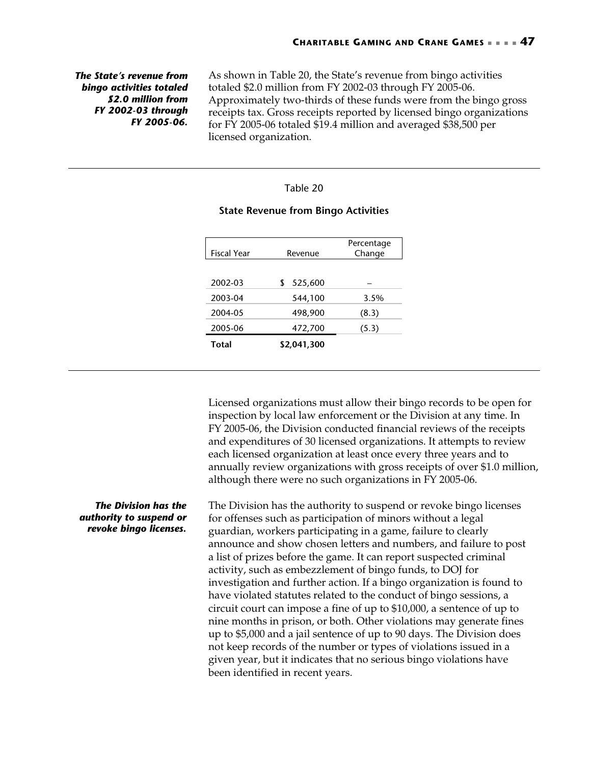*The State's revenue from bingo activities totaled $2.0 million from FY 2002-03 through FY 2005-06.*

As shown in Table 20, the State's revenue from bingo activities totaled $2.0 million from FY 2002-03 through FY 2005-06. Approximately two-thirds of these funds were from the bingo gross receipts tax. Gross receipts reported by licensed bingo organizations for FY 2005-06 totaled $19.4 million and averaged $38,500 per licensed organization.

Table 20

**State Revenue from Bingo Activities**

| Fiscal Year | Revenue | Percentage Change |
|---|---|---|
| 2002-03 | $ 525,600 | – |
| 2003-04 | 544,100 | 3.5% |
| 2004-05 | 498,900 | (8.3) |
| 2005-06 | 472,700 | (5.3) |
| **Total** | **$2,041,300** | |

Licensed organizations must allow their bingo records to be open for inspection by local law enforcement or the Division at any time. In FY 2005-06, the Division conducted financial reviews of the receipts and expenditures of 30 licensed organizations. It attempts to review each licensed organization at least once every three years and to annually review organizations with gross receipts of over $1.0 million, although there were no such organizations in FY 2005-06.

*The Division has the authority to suspend or revoke bingo licenses.*

The Division has the authority to suspend or revoke bingo licenses for offenses such as participation of minors without a legal guardian, workers participating in a game, failure to clearly announce and show chosen letters and numbers, and failure to post a list of prizes before the game. It can report suspected criminal activity, such as embezzlement of bingo funds, to DOJ for investigation and further action. If a bingo organization is found to have violated statutes related to the conduct of bingo sessions, a circuit court can impose a fine of up to $10,000, a sentence of up to nine months in prison, or both. Other violations may generate fines up to $5,000 and a jail sentence of up to 90 days. The Division does not keep records of the number or types of violations issued in a given year, but it indicates that no serious bingo violations have been identified in recent years.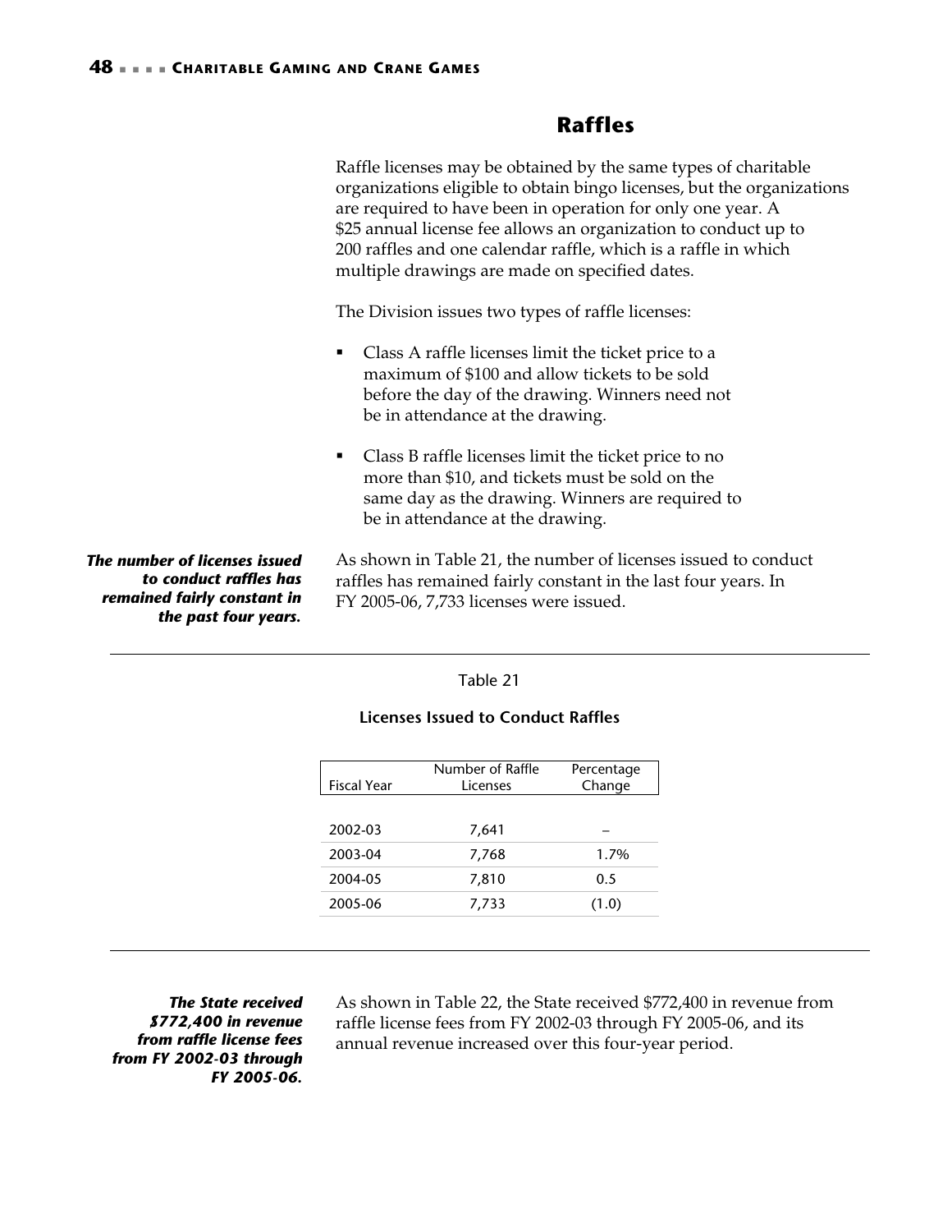## Raffles

Raffle licenses may be obtained by the same types of charitable organizations eligible to obtain bingo licenses, but the organizations are required to have been in operation for only one year. A $25 annual license fee allows an organization to conduct up to 200 raffles and one calendar raffle, which is a raffle in which multiple drawings are made on specified dates.

The Division issues two types of raffle licenses:

- Class A raffle licenses limit the ticket price to a maximum of $100 and allow tickets to be sold before the day of the drawing. Winners need not be in attendance at the drawing.
- Class B raffle licenses limit the ticket price to no more than $10, and tickets must be sold on the same day as the drawing. Winners are required to be in attendance at the drawing.

***The number of licenses issued to conduct raffles has remained fairly constant in the past four years.***

As shown in Table 21, the number of licenses issued to conduct raffles has remained fairly constant in the last four years. In FY 2005-06, 7,733 licenses were issued.

Table 21

**Licenses Issued to Conduct Raffles**

| Fiscal Year | Number of Raffle Licenses | Percentage Change |
|---|---|---|
| 2002-03 | 7,641 | – |
| 2003-04 | 7,768 | 1.7% |
| 2004-05 | 7,810 | 0.5 |
| 2005-06 | 7,733 | (1.0) |

***The State received $772,400 in revenue from raffle license fees from FY 2002-03 through FY 2005-06.***

As shown in Table 22, the State received $772,400 in revenue from raffle license fees from FY 2002-03 through FY 2005-06, and its annual revenue increased over this four-year period.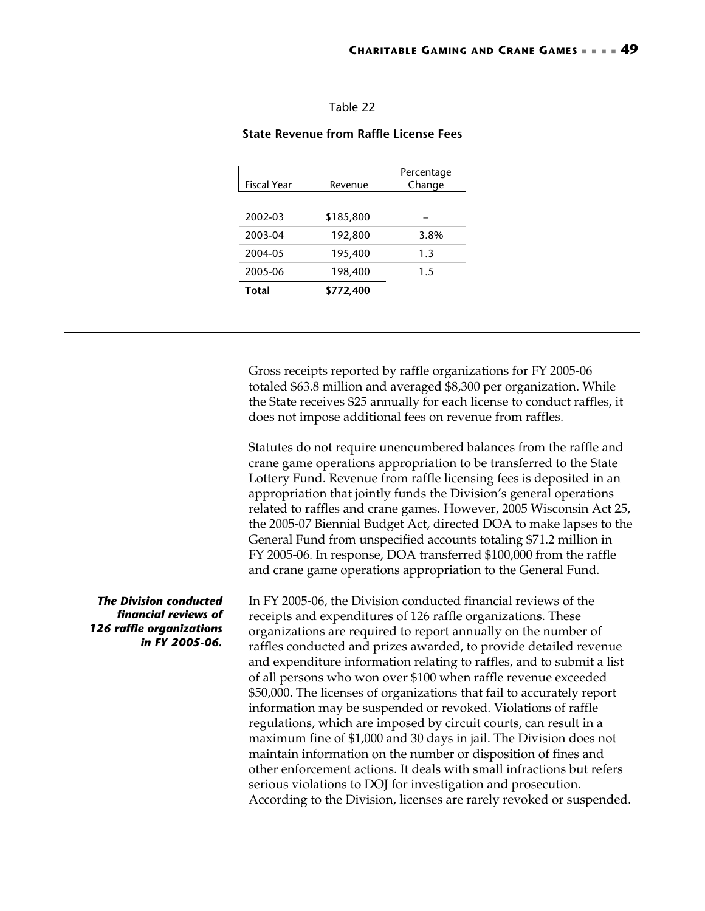Table 22

**State Revenue from Raffle License Fees**

| Fiscal Year | Revenue | Percentage Change |
|---|---|---|
| 2002-03 | $185,800 | – |
| 2003-04 | 192,800 | 3.8% |
| 2004-05 | 195,400 | 1.3 |
| 2005-06 | 198,400 | 1.5 |
| **Total** | **$772,400** | |

Gross receipts reported by raffle organizations for FY 2005-06 totaled $63.8 million and averaged $8,300 per organization. While the State receives $25 annually for each license to conduct raffles, it does not impose additional fees on revenue from raffles.

Statutes do not require unencumbered balances from the raffle and crane game operations appropriation to be transferred to the State Lottery Fund. Revenue from raffle licensing fees is deposited in an appropriation that jointly funds the Division's general operations related to raffles and crane games. However, 2005 Wisconsin Act 25, the 2005-07 Biennial Budget Act, directed DOA to make lapses to the General Fund from unspecified accounts totaling $71.2 million in FY 2005-06. In response, DOA transferred $100,000 from the raffle and crane game operations appropriation to the General Fund.

***The Division conducted financial reviews of 126 raffle organizations in FY 2005-06.***

In FY 2005-06, the Division conducted financial reviews of the receipts and expenditures of 126 raffle organizations. These organizations are required to report annually on the number of raffles conducted and prizes awarded, to provide detailed revenue and expenditure information relating to raffles, and to submit a list of all persons who won over $100 when raffle revenue exceeded $50,000. The licenses of organizations that fail to accurately report information may be suspended or revoked. Violations of raffle regulations, which are imposed by circuit courts, can result in a maximum fine of $1,000 and 30 days in jail. The Division does not maintain information on the number or disposition of fines and other enforcement actions. It deals with small infractions but refers serious violations to DOJ for investigation and prosecution. According to the Division, licenses are rarely revoked or suspended.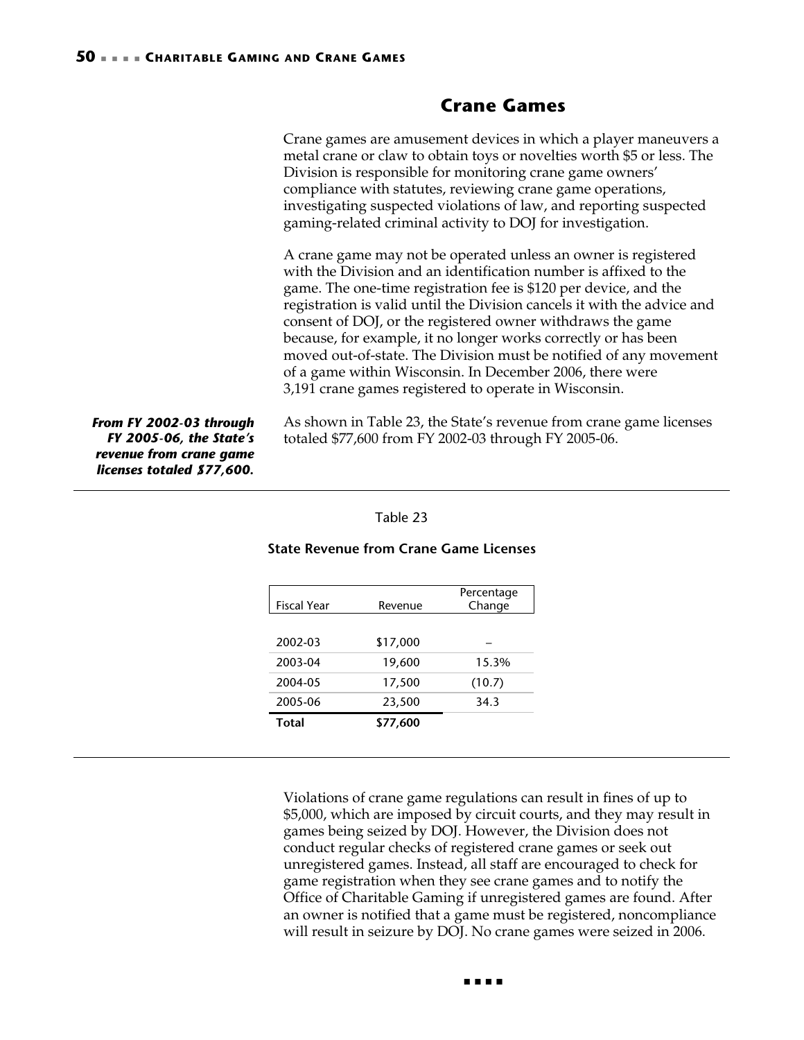## Crane Games

Crane games are amusement devices in which a player maneuvers a metal crane or claw to obtain toys or novelties worth $5 or less. The Division is responsible for monitoring crane game owners' compliance with statutes, reviewing crane game operations, investigating suspected violations of law, and reporting suspected gaming-related criminal activity to DOJ for investigation.

A crane game may not be operated unless an owner is registered with the Division and an identification number is affixed to the game. The one-time registration fee is $120 per device, and the registration is valid until the Division cancels it with the advice and consent of DOJ, or the registered owner withdraws the game because, for example, it no longer works correctly or has been moved out-of-state. The Division must be notified of any movement of a game within Wisconsin. In December 2006, there were 3,191 crane games registered to operate in Wisconsin.

***From FY 2002-03 through FY 2005-06, the State's revenue from crane game licenses totaled $77,600.***

As shown in Table 23, the State's revenue from crane game licenses totaled $77,600 from FY 2002-03 through FY 2005-06.

Table 23

**State Revenue from Crane Game Licenses**

| Fiscal Year | Revenue | Percentage Change |
|---|---|---|
| 2002-03 | $17,000 | – |
| 2003-04 | 19,600 | 15.3% |
| 2004-05 | 17,500 | (10.7) |
| 2005-06 | 23,500 | 34.3 |
| **Total** | **$77,600** | |

Violations of crane game regulations can result in fines of up to $5,000, which are imposed by circuit courts, and they may result in games being seized by DOJ. However, the Division does not conduct regular checks of registered crane games or seek out unregistered games. Instead, all staff are encouraged to check for game registration when they see crane games and to notify the Office of Charitable Gaming if unregistered games are found. After an owner is notified that a game must be registered, noncompliance will result in seizure by DOJ. No crane games were seized in 2006.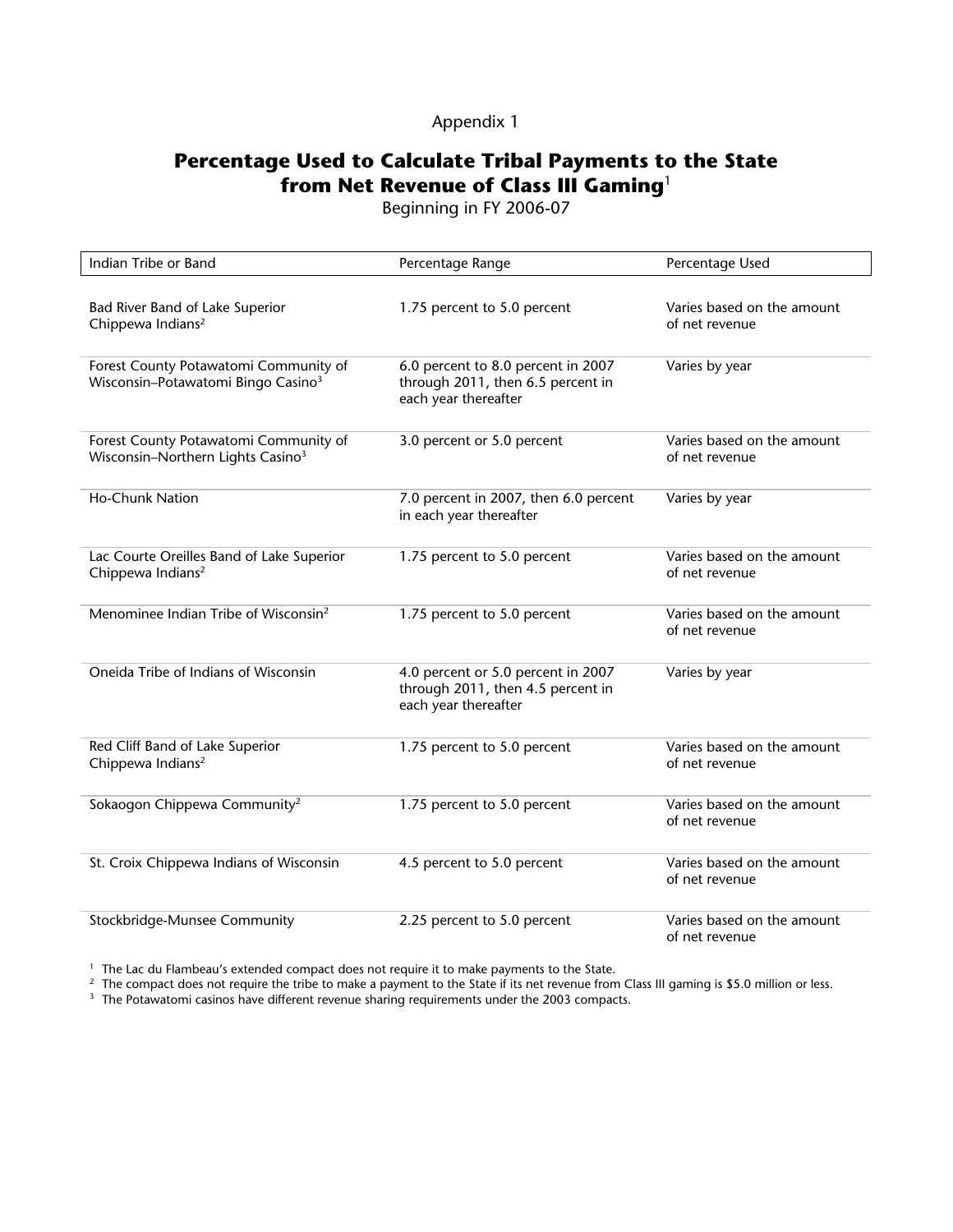Appendix 1

# Percentage Used to Calculate Tribal Payments to the State from Net Revenue of Class III Gaming[1]

Beginning in FY 2006-07

| Indian Tribe or Band | Percentage Range | Percentage Used |
|---|---|---|
| Bad River Band of Lake Superior Chippewa Indians[2] | 1.75 percent to 5.0 percent | Varies based on the amount of net revenue |
| Forest County Potawatomi Community of Wisconsin–Potawatomi Bingo Casino[3] | 6.0 percent to 8.0 percent in 2007 through 2011, then 6.5 percent in each year thereafter | Varies by year |
| Forest County Potawatomi Community of Wisconsin–Northern Lights Casino[3] | 3.0 percent or 5.0 percent | Varies based on the amount of net revenue |
| Ho-Chunk Nation | 7.0 percent in 2007, then 6.0 percent in each year thereafter | Varies by year |
| Lac Courte Oreilles Band of Lake Superior Chippewa Indians[2] | 1.75 percent to 5.0 percent | Varies based on the amount of net revenue |
| Menominee Indian Tribe of Wisconsin[2] | 1.75 percent to 5.0 percent | Varies based on the amount of net revenue |
| Oneida Tribe of Indians of Wisconsin | 4.0 percent or 5.0 percent in 2007 through 2011, then 4.5 percent in each year thereafter | Varies by year |
| Red Cliff Band of Lake Superior Chippewa Indians[2] | 1.75 percent to 5.0 percent | Varies based on the amount of net revenue |
| Sokaogon Chippewa Community[2] | 1.75 percent to 5.0 percent | Varies based on the amount of net revenue |
| St. Croix Chippewa Indians of Wisconsin | 4.5 percent to 5.0 percent | Varies based on the amount of net revenue |
| Stockbridge-Munsee Community | 2.25 percent to 5.0 percent | Varies based on the amount of net revenue |

[1] The Lac du Flambeau's extended compact does not require it to make payments to the State.

[2] The compact does not require the tribe to make a payment to the State if its net revenue from Class III gaming is $5.0 million or less.

[3] The Potawatomi casinos have different revenue sharing requirements under the 2003 compacts.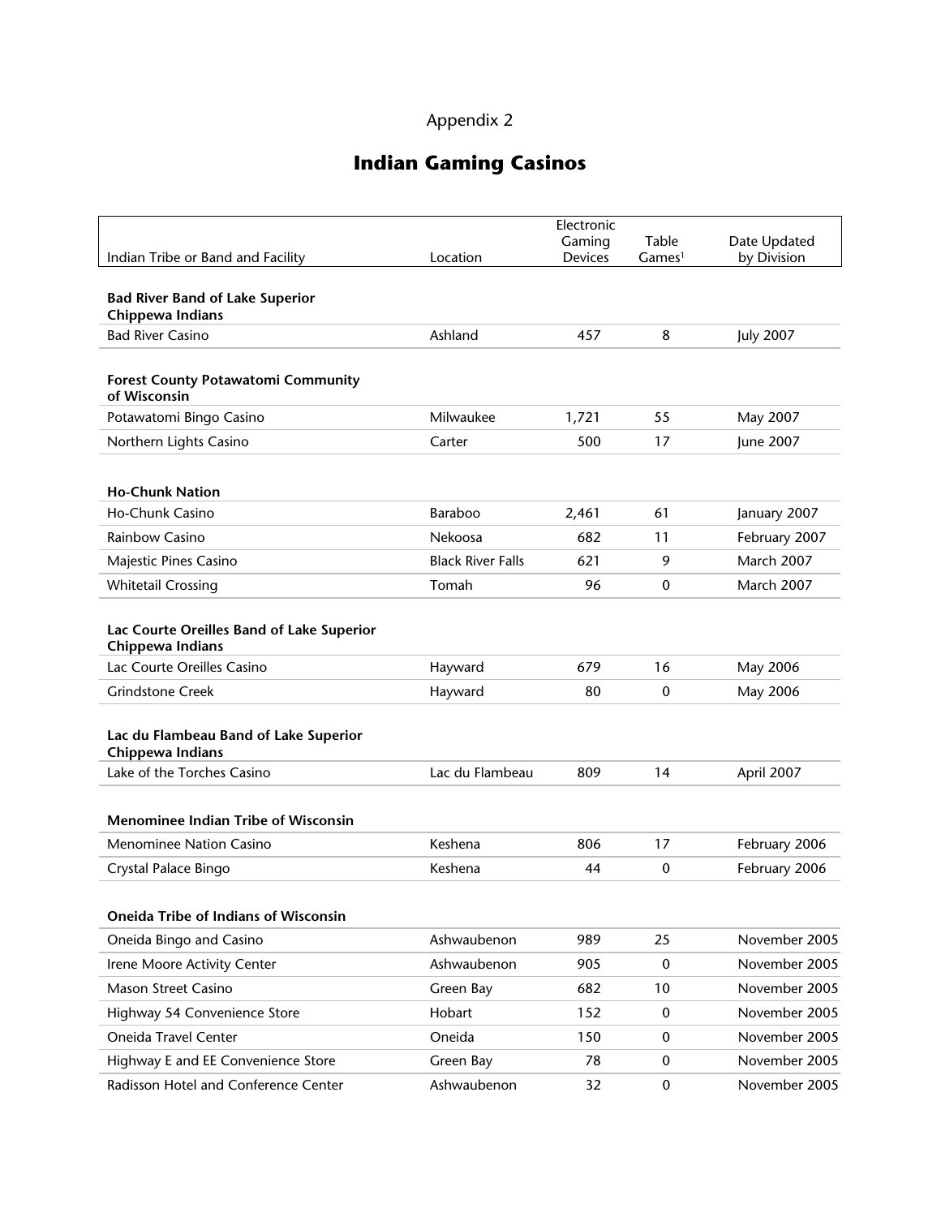Appendix 2

# Indian Gaming Casinos

| Indian Tribe or Band and Facility | Location | Electronic Gaming Devices | Table Games[1] | Date Updated by Division |
|---|---|---|---|---|
| **Bad River Band of Lake Superior Chippewa Indians** | | | | |
| Bad River Casino | Ashland | 457 | 8 | July 2007 |
| **Forest County Potawatomi Community of Wisconsin** | | | | |
| Potawatomi Bingo Casino | Milwaukee | 1,721 | 55 | May 2007 |
| Northern Lights Casino | Carter | 500 | 17 | June 2007 |
| **Ho-Chunk Nation** | | | | |
| Ho-Chunk Casino | Baraboo | 2,461 | 61 | January 2007 |
| Rainbow Casino | Nekoosa | 682 | 11 | February 2007 |
| Majestic Pines Casino | Black River Falls | 621 | 9 | March 2007 |
| Whitetail Crossing | Tomah | 96 | 0 | March 2007 |
| **Lac Courte Oreilles Band of Lake Superior Chippewa Indians** | | | | |
| Lac Courte Oreilles Casino | Hayward | 679 | 16 | May 2006 |
| Grindstone Creek | Hayward | 80 | 0 | May 2006 |
| **Lac du Flambeau Band of Lake Superior Chippewa Indians** | | | | |
| Lake of the Torches Casino | Lac du Flambeau | 809 | 14 | April 2007 |
| **Menominee Indian Tribe of Wisconsin** | | | | |
| Menominee Nation Casino | Keshena | 806 | 17 | February 2006 |
| Crystal Palace Bingo | Keshena | 44 | 0 | February 2006 |
| **Oneida Tribe of Indians of Wisconsin** | | | | |
| Oneida Bingo and Casino | Ashwaubenon | 989 | 25 | November 2005 |
| Irene Moore Activity Center | Ashwaubenon | 905 | 0 | November 2005 |
| Mason Street Casino | Green Bay | 682 | 10 | November 2005 |
| Highway 54 Convenience Store | Hobart | 152 | 0 | November 2005 |
| Oneida Travel Center | Oneida | 150 | 0 | November 2005 |
| Highway E and EE Convenience Store | Green Bay | 78 | 0 | November 2005 |
| Radisson Hotel and Conference Center | Ashwaubenon | 32 | 0 | November 2005 |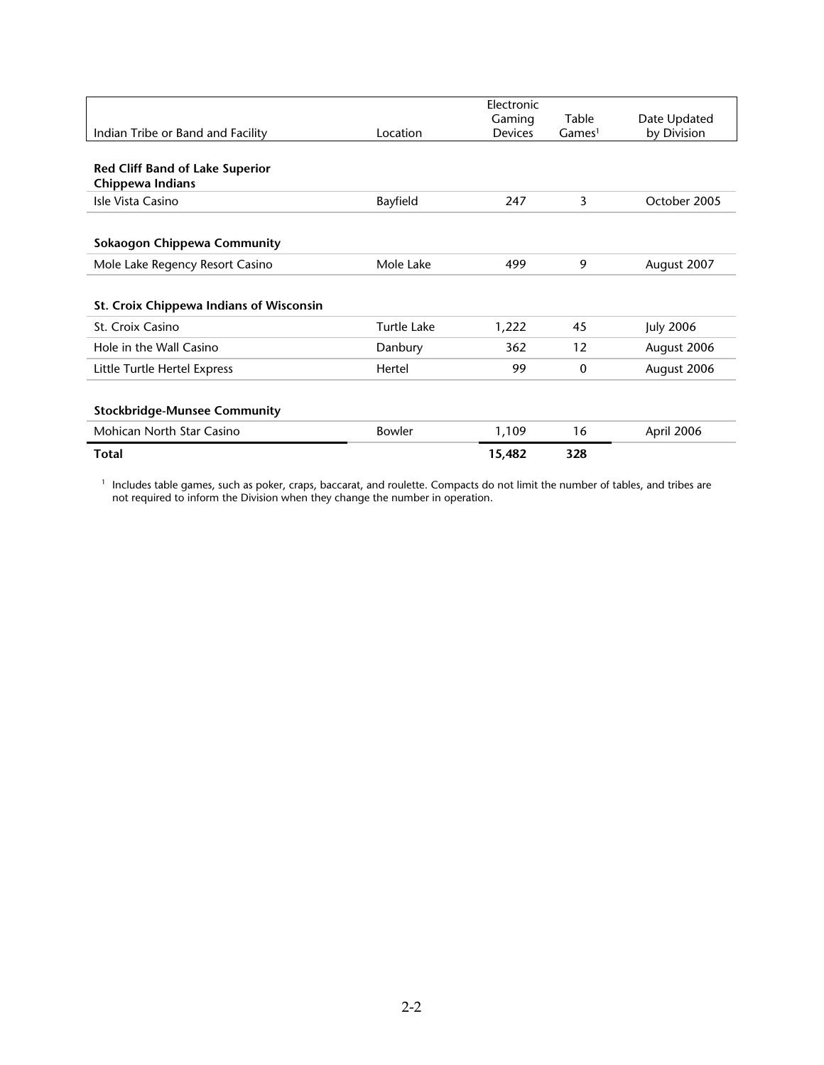| Indian Tribe or Band and Facility | Location | Electronic Gaming Devices | Table Games[1] | Date Updated by Division |
|---|---|---|---|---|
| **Red Cliff Band of Lake Superior Chippewa Indians** | | | | |
| Isle Vista Casino | Bayfield | 247 | 3 | October 2005 |
| **Sokaogon Chippewa Community** | | | | |
| Mole Lake Regency Resort Casino | Mole Lake | 499 | 9 | August 2007 |
| **St. Croix Chippewa Indians of Wisconsin** | | | | |
| St. Croix Casino | Turtle Lake | 1,222 | 45 | July 2006 |
| Hole in the Wall Casino | Danbury | 362 | 12 | August 2006 |
| Little Turtle Hertel Express | Hertel | 99 | 0 | August 2006 |
| **Stockbridge-Munsee Community** | | | | |
| Mohican North Star Casino | Bowler | 1,109 | 16 | April 2006 |
| **Total** | | **15,482** | **328** | |

[1] Includes table games, such as poker, craps, baccarat, and roulette. Compacts do not limit the number of tables, and tribes are not required to inform the Division when they change the number in operation.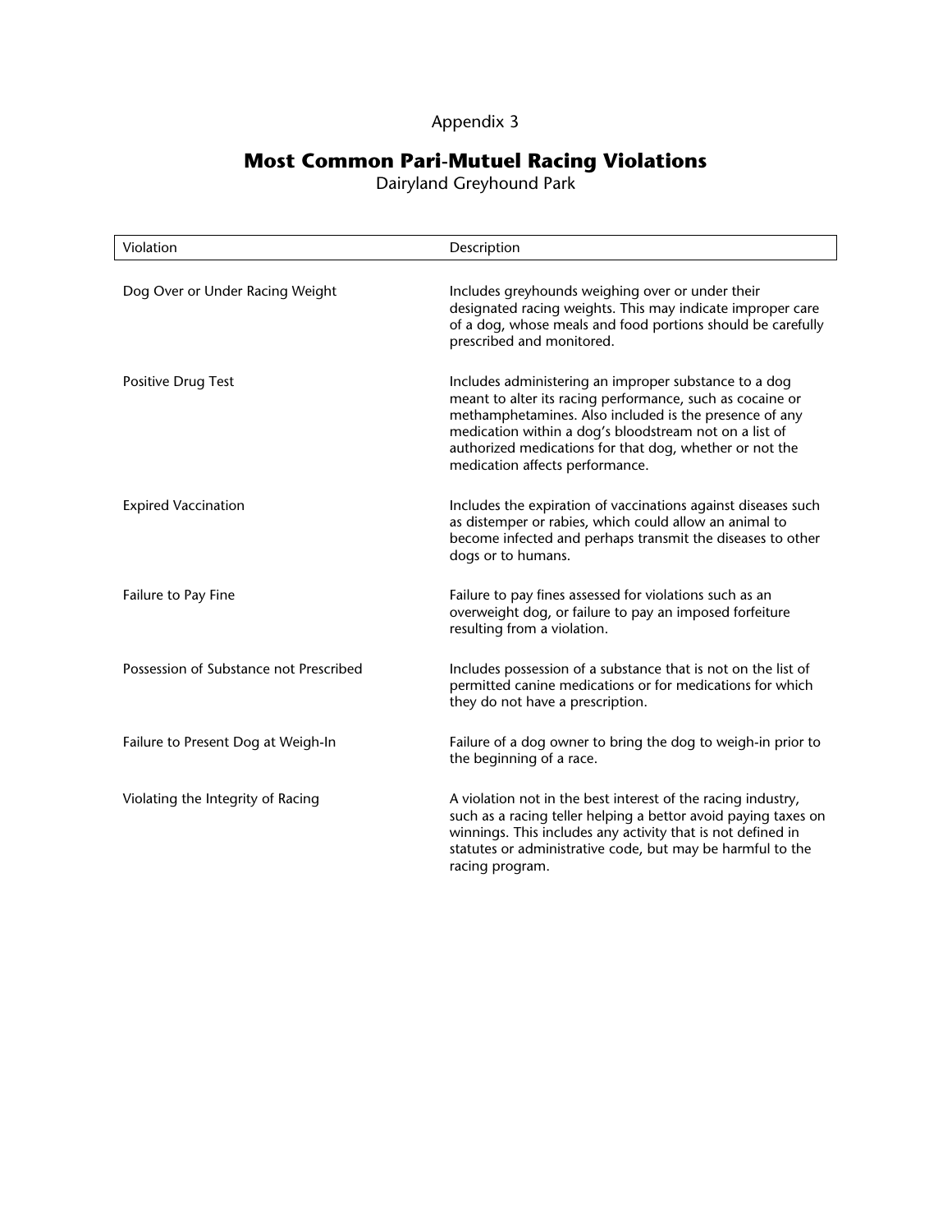Appendix 3

# Most Common Pari-Mutuel Racing Violations

Dairyland Greyhound Park

| Violation | Description |
|---|---|
| Dog Over or Under Racing Weight | Includes greyhounds weighing over or under their designated racing weights. This may indicate improper care of a dog, whose meals and food portions should be carefully prescribed and monitored. |
| Positive Drug Test | Includes administering an improper substance to a dog meant to alter its racing performance, such as cocaine or methamphetamines. Also included is the presence of any medication within a dog's bloodstream not on a list of authorized medications for that dog, whether or not the medication affects performance. |
| Expired Vaccination | Includes the expiration of vaccinations against diseases such as distemper or rabies, which could allow an animal to become infected and perhaps transmit the diseases to other dogs or to humans. |
| Failure to Pay Fine | Failure to pay fines assessed for violations such as an overweight dog, or failure to pay an imposed forfeiture resulting from a violation. |
| Possession of Substance not Prescribed | Includes possession of a substance that is not on the list of permitted canine medications or for medications for which they do not have a prescription. |
| Failure to Present Dog at Weigh-In | Failure of a dog owner to bring the dog to weigh-in prior to the beginning of a race. |
| Violating the Integrity of Racing | A violation not in the best interest of the racing industry, such as a racing teller helping a bettor avoid paying taxes on winnings. This includes any activity that is not defined in statutes or administrative code, but may be harmful to the racing program. |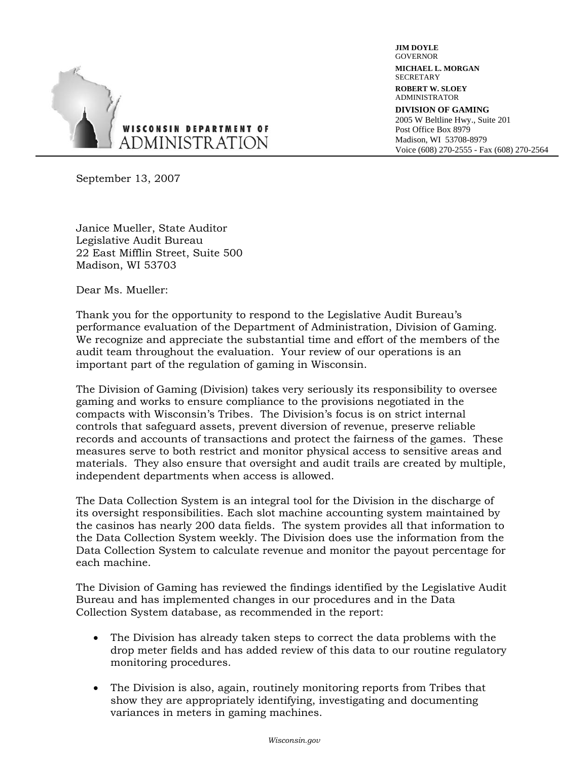**JIM DOYLE**
GOVERNOR

**MICHAEL L. MORGAN**
SECRETARY

**ROBERT W. SLOEY**
ADMINISTRATOR

**DIVISION OF GAMING**
2005 W Beltline Hwy., Suite 201
Post Office Box 8979
Madison, WI 53708-8979
Voice (608) 270-2555 - Fax (608) 270-2564

WISCONSIN DEPARTMENT OF ADMINISTRATION

September 13, 2007

Janice Mueller, State Auditor
Legislative Audit Bureau
22 East Mifflin Street, Suite 500
Madison, WI 53703

Dear Ms. Mueller:

Thank you for the opportunity to respond to the Legislative Audit Bureau's performance evaluation of the Department of Administration, Division of Gaming. We recognize and appreciate the substantial time and effort of the members of the audit team throughout the evaluation. Your review of our operations is an important part of the regulation of gaming in Wisconsin.

The Division of Gaming (Division) takes very seriously its responsibility to oversee gaming and works to ensure compliance to the provisions negotiated in the compacts with Wisconsin's Tribes. The Division's focus is on strict internal controls that safeguard assets, prevent diversion of revenue, preserve reliable records and accounts of transactions and protect the fairness of the games. These measures serve to both restrict and monitor physical access to sensitive areas and materials. They also ensure that oversight and audit trails are created by multiple, independent departments when access is allowed.

The Data Collection System is an integral tool for the Division in the discharge of its oversight responsibilities. Each slot machine accounting system maintained by the casinos has nearly 200 data fields. The system provides all that information to the Data Collection System weekly. The Division does use the information from the Data Collection System to calculate revenue and monitor the payout percentage for each machine.

The Division of Gaming has reviewed the findings identified by the Legislative Audit Bureau and has implemented changes in our procedures and in the Data Collection System database, as recommended in the report:

- The Division has already taken steps to correct the data problems with the drop meter fields and has added review of this data to our routine regulatory monitoring procedures.

- The Division is also, again, routinely monitoring reports from Tribes that show they are appropriately identifying, investigating and documenting variances in meters in gaming machines.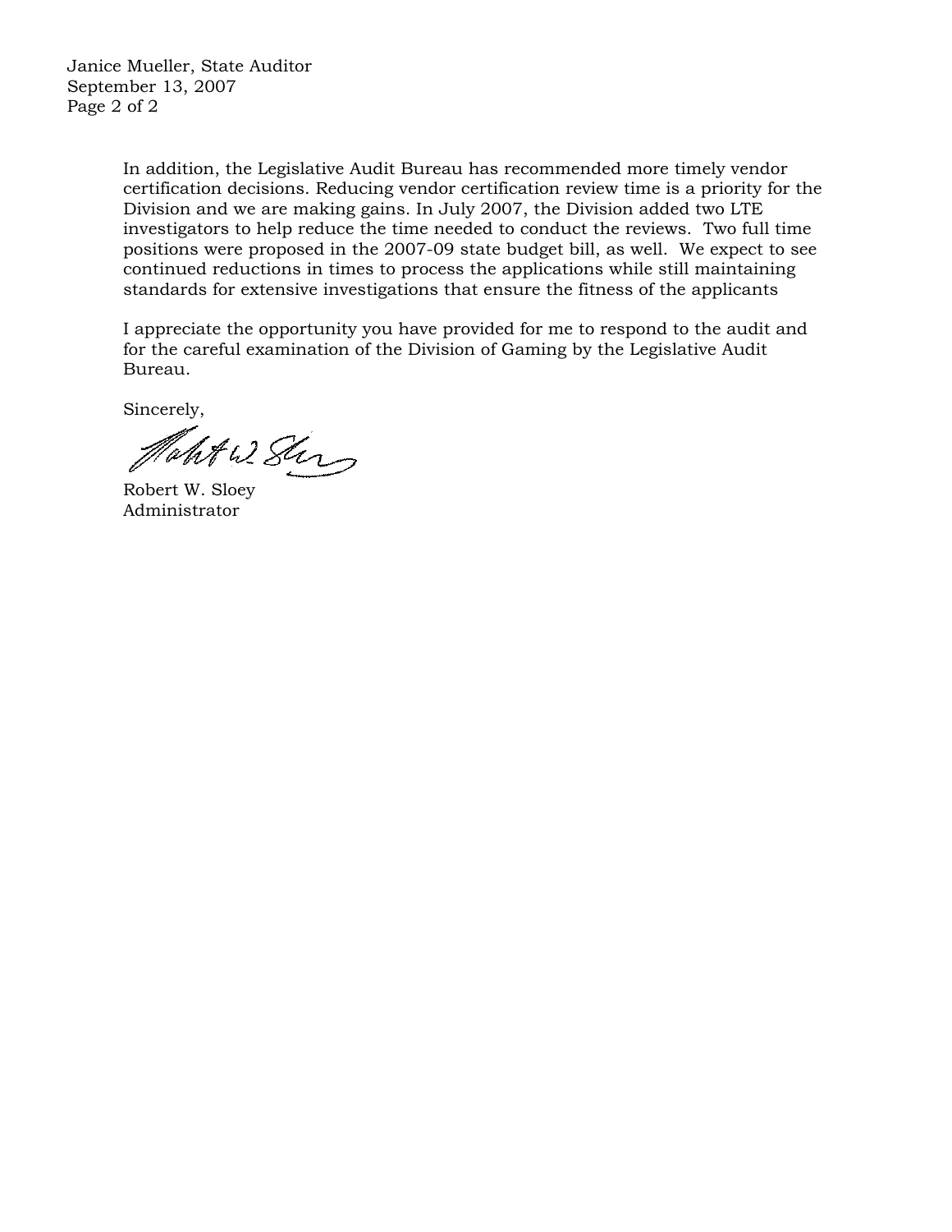In addition, the Legislative Audit Bureau has recommended more timely vendor certification decisions. Reducing vendor certification review time is a priority for the Division and we are making gains. In July 2007, the Division added two LTE investigators to help reduce the time needed to conduct the reviews. Two full time positions were proposed in the 2007-09 state budget bill, as well. We expect to see continued reductions in times to process the applications while still maintaining standards for extensive investigations that ensure the fitness of the applicants

I appreciate the opportunity you have provided for me to respond to the audit and for the careful examination of the Division of Gaming by the Legislative Audit Bureau.

Sincerely,

Robert W. Sloey
Administrator